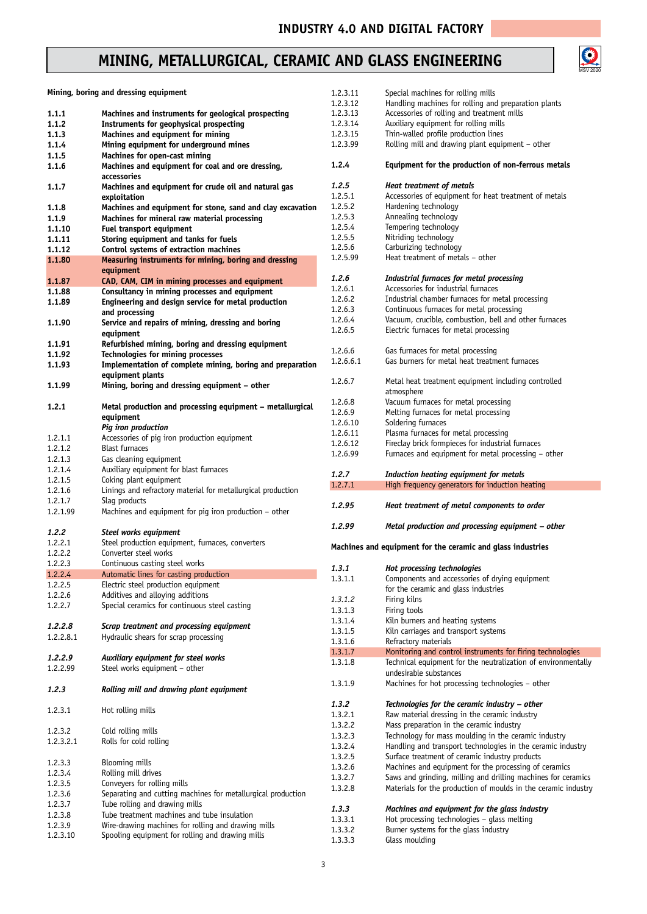# MINING, METALLURGICAL, CERAMIC AND GLASS ENGINEERING

**Mining, boring and dressing equipment**

**1.1.1** **Machines and instruments for geological prospecting**
**1.1.2** **Instruments for geophysical prospecting**
**1.1.3** **Machines and equipment for mining**
**1.1.4** **Mining equipment for underground mines**
**1.1.5** **Machines for open-cast mining**
**1.1.6** **Machines and equipment for coal and ore dressing, accessories**
**1.1.7** **Machines and equipment for crude oil and natural gas exploitation**
**1.1.8** **Machines and equipment for stone, sand and clay excavation**
**1.1.9** **Machines for mineral raw material processing**
**1.1.10** **Fuel transport equipment**
**1.1.11** **Storing equipment and tanks for fuels**
**1.1.12** **Control systems of extraction machines**
**1.1.80** **Measuring instruments for mining, boring and dressing equipment**
**1.1.87** **CAD, CAM, CIM in mining processes and equipment**
**1.1.88** **Consultancy in mining processes and equipment**
**1.1.89** **Engineering and design service for metal production and processing**
**1.1.90** **Service and repairs of mining, dressing and boring equipment**
**1.1.91** **Refurbished mining, boring and dressing equipment**
**1.1.92** **Technologies for mining processes**
**1.1.93** **Implementation of complete mining, boring and preparation equipment plants**
**1.1.99** **Mining, boring and dressing equipment – other**

**1.2.1** **Metal production and processing equipment – metallurgical equipment**
***Pig iron production***
1.2.1.1 Accessories of pig iron production equipment
1.2.1.2 Blast furnaces
1.2.1.3 Gas cleaning equipment
1.2.1.4 Auxiliary equipment for blast furnaces
1.2.1.5 Coking plant equipment
1.2.1.6 Linings and refractory material for metallurgical production
1.2.1.7 Slag products
1.2.1.99 Machines and equipment for pig iron production – other

***1.2.2*** ***Steel works equipment***
1.2.2.1 Steel production equipment, furnaces, converters
1.2.2.2 Converter steel works
1.2.2.3 Continuous casting steel works
1.2.2.4 Automatic lines for casting production
1.2.2.5 Electric steel production equipment
1.2.2.6 Additives and alloying additions
1.2.2.7 Special ceramics for continuous steel casting

***1.2.2.8*** ***Scrap treatment and processing equipment***
1.2.2.8.1 Hydraulic shears for scrap processing

***1.2.2.9*** ***Auxiliary equipment for steel works***
1.2.2.99 Steel works equipment – other

***1.2.3*** ***Rolling mill and drawing plant equipment***

1.2.3.1 Hot rolling mills

1.2.3.2 Cold rolling mills
1.2.3.2.1 Rolls for cold rolling

1.2.3.3 Blooming mills
1.2.3.4 Rolling mill drives
1.2.3.5 Conveyers for rolling mills
1.2.3.6 Separating and cutting machines for metallurgical production
1.2.3.7 Tube rolling and drawing mills
1.2.3.8 Tube treatment machines and tube insulation
1.2.3.9 Wire-drawing machines for rolling and drawing mills
1.2.3.10 Spooling equipment for rolling and drawing mills
1.2.3.11 Special machines for rolling mills
1.2.3.12 Handling machines for rolling and preparation plants
1.2.3.13 Accessories of rolling and treatment mills
1.2.3.14 Auxiliary equipment for rolling mills
1.2.3.15 Thin-walled profile production lines
1.2.3.99 Rolling mill and drawing plant equipment – other

**1.2.4** **Equipment for the production of non-ferrous metals**

***1.2.5*** ***Heat treatment of metals***
1.2.5.1 Accessories of equipment for heat treatment of metals
1.2.5.2 Hardening technology
1.2.5.3 Annealing technology
1.2.5.4 Tempering technology
1.2.5.5 Nitriding technology
1.2.5.6 Carburizing technology
1.2.5.99 Heat treatment of metals – other

***1.2.6*** ***Industrial furnaces for metal processing***
1.2.6.1 Accessories for industrial furnaces
1.2.6.2 Industrial chamber furnaces for metal processing
1.2.6.3 Continuous furnaces for metal processing
1.2.6.4 Vacuum, crucible, combustion, bell and other furnaces
1.2.6.5 Electric furnaces for metal processing

1.2.6.6 Gas furnaces for metal processing
1.2.6.6.1 Gas burners for metal heat treatment furnaces

1.2.6.7 Metal heat treatment equipment including controlled atmosphere
1.2.6.8 Vacuum furnaces for metal processing
1.2.6.9 Melting furnaces for metal processing
1.2.6.10 Soldering furnaces
1.2.6.11 Plasma furnaces for metal processing
1.2.6.12 Fireclay brick formpieces for industrial furnaces
1.2.6.99 Furnaces and equipment for metal processing – other

***1.2.7*** ***Induction heating equipment for metals***
1.2.7.1 High frequency generators for induction heating

***1.2.95*** ***Heat treatment of metal components to order***

***1.2.99*** ***Metal production and processing equipment – other***

**Machines and equipment for the ceramic and glass industries**

***1.3.1*** ***Hot processing technologies***
1.3.1.1 Components and accessories of drying equipment for the ceramic and glass industries
*1.3.1.2* Firing kilns
1.3.1.3 Firing tools
1.3.1.4 Kiln burners and heating systems
1.3.1.5 Kiln carriages and transport systems
1.3.1.6 Refractory materials
1.3.1.7 Monitoring and control instruments for firing technologies
1.3.1.8 Technical equipment for the neutralization of environmentally undesirable substances
1.3.1.9 Machines for hot processing technologies – other

***1.3.2*** ***Technologies for the ceramic industry – other***
1.3.2.1 Raw material dressing in the ceramic industry
1.3.2.2 Mass preparation in the ceramic industry
1.3.2.3 Technology for mass moulding in the ceramic industry
1.3.2.4 Handling and transport technologies in the ceramic industry
1.3.2.5 Surface treatment of ceramic industry products
1.3.2.6 Machines and equipment for the processing of ceramics
1.3.2.7 Saws and grinding, milling and drilling machines for ceramics
1.3.2.8 Materials for the production of moulds in the ceramic industry

***1.3.3*** ***Machines and equipment for the glass industry***
1.3.3.1 Hot processing technologies – glass melting
1.3.3.2 Burner systems for the glass industry
1.3.3.3 Glass moulding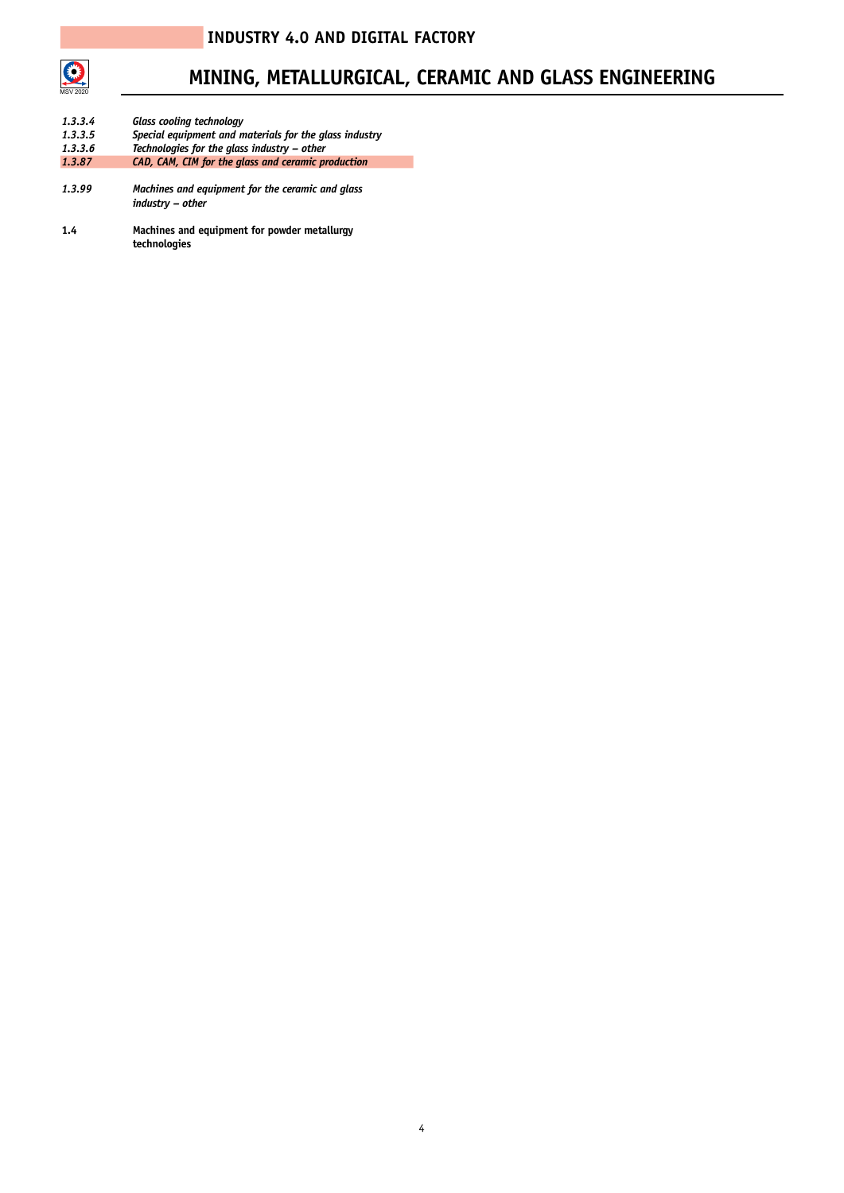# INDUSTRY 4.0 AND DIGITAL FACTORY

## MINING, METALLURGICAL, CERAMIC AND GLASS ENGINEERING

| | |
|---|---|
| *1.3.3.4* | *Glass cooling technology* |
| *1.3.3.5* | *Special equipment and materials for the glass industry* |
| *1.3.3.6* | *Technologies for the glass industry – other* |
| *1.3.87* | *CAD, CAM, CIM for the glass and ceramic production* |
| *1.3.99* | *Machines and equipment for the ceramic and glass industry – other* |
| **1.4** | **Machines and equipment for powder metallurgy technologies** |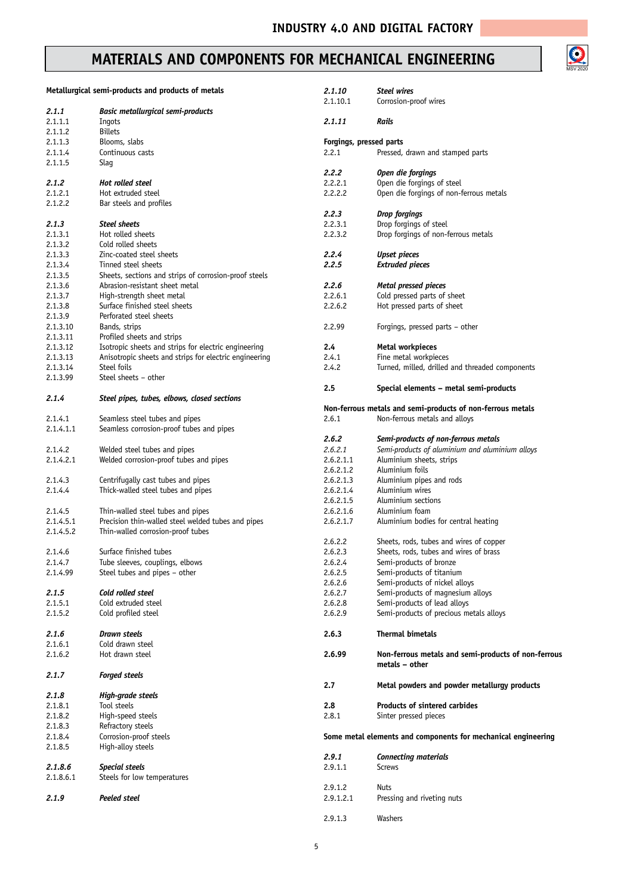# MATERIALS AND COMPONENTS FOR MECHANICAL ENGINEERING

**Metallurgical semi-products and products of metals**

| | |
|---|---|
| ***2.1.1*** | ***Basic metallurgical semi-products*** |
| 2.1.1.1 | Ingots |
| 2.1.1.2 | Billets |
| 2.1.1.3 | Blooms, slabs |
| 2.1.1.4 | Continuous casts |
| 2.1.1.5 | Slag |
| ***2.1.2*** | ***Hot rolled steel*** |
| 2.1.2.1 | Hot extruded steel |
| 2.1.2.2 | Bar steels and profiles |
| ***2.1.3*** | ***Steel sheets*** |
| 2.1.3.1 | Hot rolled sheets |
| 2.1.3.2 | Cold rolled sheets |
| 2.1.3.3 | Zinc-coated steel sheets |
| 2.1.3.4 | Tinned steel sheets |
| 2.1.3.5 | Sheets, sections and strips of corrosion-proof steels |
| 2.1.3.6 | Abrasion-resistant sheet metal |
| 2.1.3.7 | High-strength sheet metal |
| 2.1.3.8 | Surface finished steel sheets |
| 2.1.3.9 | Perforated steel sheets |
| 2.1.3.10 | Bands, strips |
| 2.1.3.11 | Profiled sheets and strips |
| 2.1.3.12 | Isotropic sheets and strips for electric engineering |
| 2.1.3.13 | Anisotropic sheets and strips for electric engineering |
| 2.1.3.14 | Steel foils |
| 2.1.3.99 | Steel sheets – other |
| ***2.1.4*** | ***Steel pipes, tubes, elbows, closed sections*** |
| 2.1.4.1 | Seamless steel tubes and pipes |
| 2.1.4.1.1 | Seamless corrosion-proof tubes and pipes |
| 2.1.4.2 | Welded steel tubes and pipes |
| 2.1.4.2.1 | Welded corrosion-proof tubes and pipes |
| 2.1.4.3 | Centrifugally cast tubes and pipes |
| 2.1.4.4 | Thick-walled steel tubes and pipes |
| 2.1.4.5 | Thin-walled steel tubes and pipes |
| 2.1.4.5.1 | Precision thin-walled steel welded tubes and pipes |
| 2.1.4.5.2 | Thin-walled corrosion-proof tubes |
| 2.1.4.6 | Surface finished tubes |
| 2.1.4.7 | Tube sleeves, couplings, elbows |
| 2.1.4.99 | Steel tubes and pipes – other |
| ***2.1.5*** | ***Cold rolled steel*** |
| 2.1.5.1 | Cold extruded steel |
| 2.1.5.2 | Cold profiled steel |
| ***2.1.6*** | ***Drawn steels*** |
| 2.1.6.1 | Cold drawn steel |
| 2.1.6.2 | Hot drawn steel |
| ***2.1.7*** | ***Forged steels*** |
| ***2.1.8*** | ***High-grade steels*** |
| 2.1.8.1 | Tool steels |
| 2.1.8.2 | High-speed steels |
| 2.1.8.3 | Refractory steels |
| 2.1.8.4 | Corrosion-proof steels |
| 2.1.8.5 | High-alloy steels |
| ***2.1.8.6*** | ***Special steels*** |
| 2.1.8.6.1 | Steels for low temperatures |
| ***2.1.9*** | ***Peeled steel*** |
| ***2.1.10*** | ***Steel wires*** |
| 2.1.10.1 | Corrosion-proof wires |
| ***2.1.11*** | ***Rails*** |

**Forgings, pressed parts**

| | |
|---|---|
| 2.2.1 | Pressed, drawn and stamped parts |
| ***2.2.2*** | ***Open die forgings*** |
| 2.2.2.1 | Open die forgings of steel |
| 2.2.2.2 | Open die forgings of non-ferrous metals |
| ***2.2.3*** | ***Drop forgings*** |
| 2.2.3.1 | Drop forgings of steel |
| 2.2.3.2 | Drop forgings of non-ferrous metals |
| ***2.2.4*** | ***Upset pieces*** |
| ***2.2.5*** | ***Extruded pieces*** |
| ***2.2.6*** | ***Metal pressed pieces*** |
| 2.2.6.1 | Cold pressed parts of sheet |
| 2.2.6.2 | Hot pressed parts of sheet |
| 2.2.99 | Forgings, pressed parts – other |
| **2.4** | **Metal workpieces** |
| 2.4.1 | Fine metal workpieces |
| 2.4.2 | Turned, milled, drilled and threaded components |
| **2.5** | **Special elements – metal semi-products** |

**Non-ferrous metals and semi-products of non-ferrous metals**

| | |
|---|---|
| 2.6.1 | Non-ferrous metals and alloys |
| ***2.6.2*** | ***Semi-products of non-ferrous metals*** |
| *2.6.2.1* | *Semi-products of aluminium and aluminium alloys* |
| 2.6.2.1.1 | Aluminium sheets, strips |
| 2.6.2.1.2 | Aluminium foils |
| 2.6.2.1.3 | Aluminium pipes and rods |
| 2.6.2.1.4 | Aluminium wires |
| 2.6.2.1.5 | Aluminium sections |
| 2.6.2.1.6 | Aluminium foam |
| 2.6.2.1.7 | Aluminium bodies for central heating |
| 2.6.2.2 | Sheets, rods, tubes and wires of copper |
| 2.6.2.3 | Sheets, rods, tubes and wires of brass |
| 2.6.2.4 | Semi-products of bronze |
| 2.6.2.5 | Semi-products of titanium |
| 2.6.2.6 | Semi-products of nickel alloys |
| 2.6.2.7 | Semi-products of magnesium alloys |
| 2.6.2.8 | Semi-products of lead alloys |
| 2.6.2.9 | Semi-products of precious metals alloys |
| **2.6.3** | **Thermal bimetals** |
| **2.6.99** | **Non-ferrous metals and semi-products of non-ferrous metals – other** |
| **2.7** | **Metal powders and powder metallurgy products** |
| **2.8** | **Products of sintered carbides** |
| 2.8.1 | Sinter pressed pieces |

**Some metal elements and components for mechanical engineering**

| | |
|---|---|
| ***2.9.1*** | ***Connecting materials*** |
| 2.9.1.1 | Screws |
| 2.9.1.2 | Nuts |
| 2.9.1.2.1 | Pressing and riveting nuts |
| 2.9.1.3 | Washers |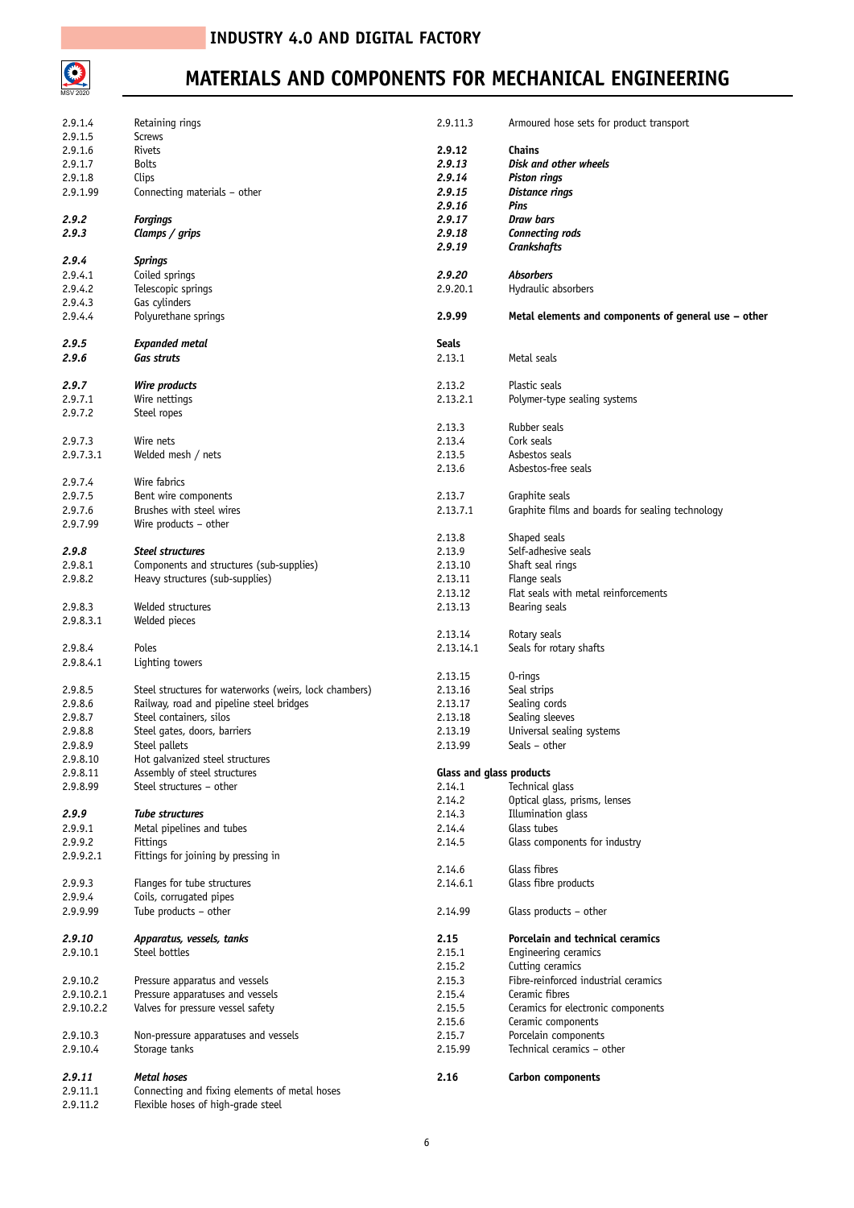# INDUSTRY 4.0 AND DIGITAL FACTORY

# MATERIALS AND COMPONENTS FOR MECHANICAL ENGINEERING

2.9.1.4 Retaining rings
2.9.1.5 Screws
2.9.1.6 Rivets
2.9.1.7 Bolts
2.9.1.8 Clips
2.9.1.99 Connecting materials – other

***2.9.2 Forgings***
***2.9.3 Clamps / grips***

***2.9.4 Springs***
2.9.4.1 Coiled springs
2.9.4.2 Telescopic springs
2.9.4.3 Gas cylinders
2.9.4.4 Polyurethane springs

***2.9.5 Expanded metal***
***2.9.6 Gas struts***

***2.9.7 Wire products***
2.9.7.1 Wire nettings
2.9.7.2 Steel ropes

2.9.7.3 Wire nets
2.9.7.3.1 Welded mesh / nets

2.9.7.4 Wire fabrics
2.9.7.5 Bent wire components
2.9.7.6 Brushes with steel wires
2.9.7.99 Wire products – other

***2.9.8 Steel structures***
2.9.8.1 Components and structures (sub-supplies)
2.9.8.2 Heavy structures (sub-supplies)

2.9.8.3 Welded structures
2.9.8.3.1 Welded pieces

2.9.8.4 Poles
2.9.8.4.1 Lighting towers

2.9.8.5 Steel structures for waterworks (weirs, lock chambers)
2.9.8.6 Railway, road and pipeline steel bridges
2.9.8.7 Steel containers, silos
2.9.8.8 Steel gates, doors, barriers
2.9.8.9 Steel pallets
2.9.8.10 Hot galvanized steel structures
2.9.8.11 Assembly of steel structures
2.9.8.99 Steel structures – other

***2.9.9 Tube structures***
2.9.9.1 Metal pipelines and tubes
2.9.9.2 Fittings
2.9.9.2.1 Fittings for joining by pressing in

2.9.9.3 Flanges for tube structures
2.9.9.4 Coils, corrugated pipes
2.9.9.99 Tube products – other

***2.9.10 Apparatus, vessels, tanks***
2.9.10.1 Steel bottles

2.9.10.2 Pressure apparatus and vessels
2.9.10.2.1 Pressure apparatuses and vessels
2.9.10.2.2 Valves for pressure vessel safety

2.9.10.3 Non-pressure apparatuses and vessels
2.9.10.4 Storage tanks

***2.9.11 Metal hoses***
2.9.11.1 Connecting and fixing elements of metal hoses
2.9.11.2 Flexible hoses of high-grade steel
2.9.11.3 Armoured hose sets for product transport

**2.9.12 Chains**
***2.9.13 Disk and other wheels***
***2.9.14 Piston rings***
***2.9.15 Distance rings***
***2.9.16 Pins***
***2.9.17 Draw bars***
***2.9.18 Connecting rods***
***2.9.19 Crankshafts***

***2.9.20 Absorbers***
2.9.20.1 Hydraulic absorbers

**2.9.99 Metal elements and components of general use – other**

**Seals**
2.13.1 Metal seals

2.13.2 Plastic seals
2.13.2.1 Polymer-type sealing systems

2.13.3 Rubber seals
2.13.4 Cork seals
2.13.5 Asbestos seals
2.13.6 Asbestos-free seals

2.13.7 Graphite seals
2.13.7.1 Graphite films and boards for sealing technology

2.13.8 Shaped seals
2.13.9 Self-adhesive seals
2.13.10 Shaft seal rings
2.13.11 Flange seals
2.13.12 Flat seals with metal reinforcements
2.13.13 Bearing seals

2.13.14 Rotary seals
2.13.14.1 Seals for rotary shafts

2.13.15 O-rings
2.13.16 Seal strips
2.13.17 Sealing cords
2.13.18 Sealing sleeves
2.13.19 Universal sealing systems
2.13.99 Seals – other

**Glass and glass products**
2.14.1 Technical glass
2.14.2 Optical glass, prisms, lenses
2.14.3 Illumination glass
2.14.4 Glass tubes
2.14.5 Glass components for industry

2.14.6 Glass fibres
2.14.6.1 Glass fibre products

2.14.99 Glass products – other

**2.15 Porcelain and technical ceramics**
2.15.1 Engineering ceramics
2.15.2 Cutting ceramics
2.15.3 Fibre-reinforced industrial ceramics
2.15.4 Ceramic fibres
2.15.5 Ceramics for electronic components
2.15.6 Ceramic components
2.15.7 Porcelain components
2.15.99 Technical ceramics – other

**2.16 Carbon components**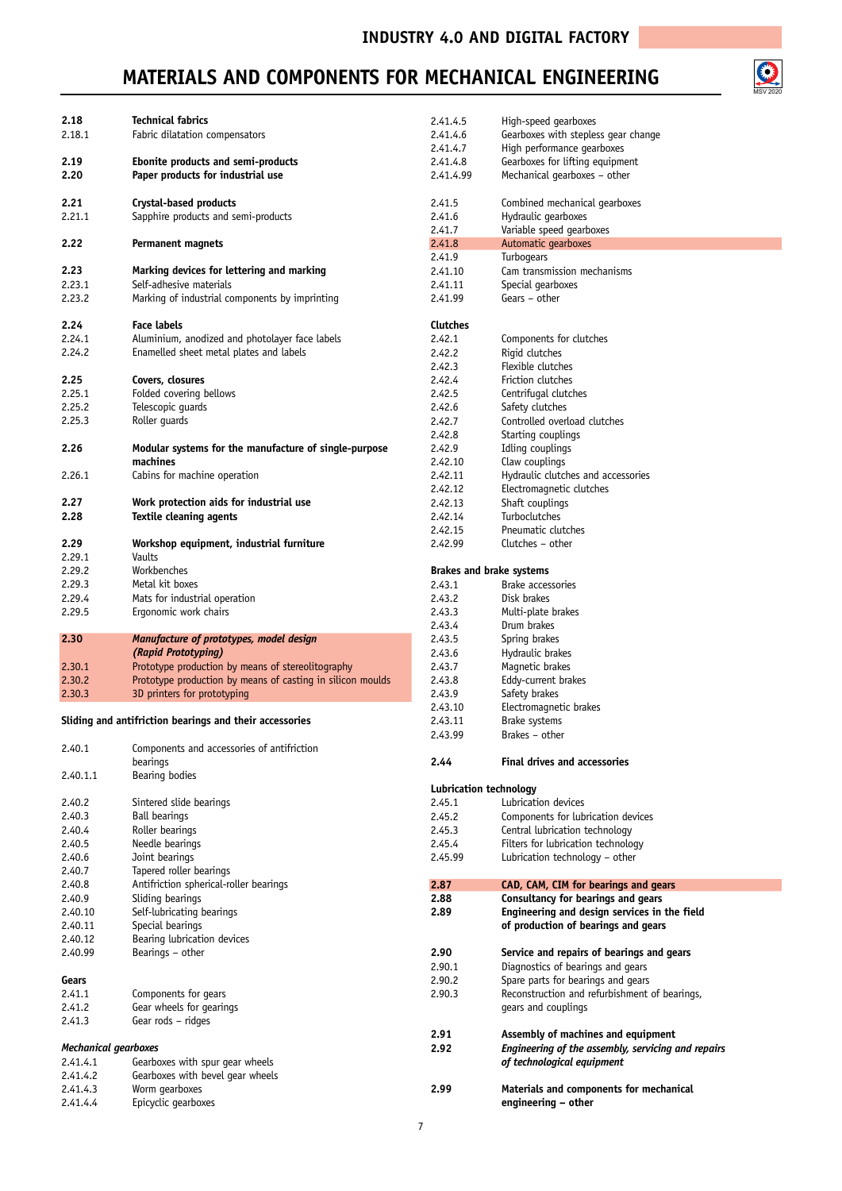# MATERIALS AND COMPONENTS FOR MECHANICAL ENGINEERING

**2.18** **Technical fabrics**
2.18.1 Fabric dilatation compensators

**2.19** **Ebonite products and semi-products**
**2.20** **Paper products for industrial use**

**2.21** **Crystal-based products**
2.21.1 Sapphire products and semi-products

**2.22** **Permanent magnets**

**2.23** **Marking devices for lettering and marking**
2.23.1 Self-adhesive materials
2.23.2 Marking of industrial components by imprinting

**2.24** **Face labels**
2.24.1 Aluminium, anodized and photolayer face labels
2.24.2 Enamelled sheet metal plates and labels

**2.25** **Covers, closures**
2.25.1 Folded covering bellows
2.25.2 Telescopic guards
2.25.3 Roller guards

**2.26** **Modular systems for the manufacture of single-purpose machines**
2.26.1 Cabins for machine operation

**2.27** **Work protection aids for industrial use**
**2.28** **Textile cleaning agents**

**2.29** **Workshop equipment, industrial furniture**
2.29.1 Vaults
2.29.2 Workbenches
2.29.3 Metal kit boxes
2.29.4 Mats for industrial operation
2.29.5 Ergonomic work chairs

***2.30*** ***Manufacture of prototypes, model design (Rapid Prototyping)***
2.30.1 Prototype production by means of stereolitography
2.30.2 Prototype production by means of casting in silicon moulds
2.30.3 3D printers for prototyping

**Sliding and antifriction bearings and their accessories**

2.40.1 Components and accessories of antifriction bearings
2.40.1.1 Bearing bodies

2.40.2 Sintered slide bearings
2.40.3 Ball bearings
2.40.4 Roller bearings
2.40.5 Needle bearings
2.40.6 Joint bearings
2.40.7 Tapered roller bearings
2.40.8 Antifriction spherical-roller bearings
2.40.9 Sliding bearings
2.40.10 Self-lubricating bearings
2.40.11 Special bearings
2.40.12 Bearing lubrication devices
2.40.99 Bearings – other

**Gears**
2.41.1 Components for gears
2.41.2 Gear wheels for gearings
2.41.3 Gear rods – ridges

*Mechanical gearboxes*
2.41.4.1 Gearboxes with spur gear wheels
2.41.4.2 Gearboxes with bevel gear wheels
2.41.4.3 Worm gearboxes
2.41.4.4 Epicyclic gearboxes
2.41.4.5 High-speed gearboxes
2.41.4.6 Gearboxes with stepless gear change
2.41.4.7 High performance gearboxes
2.41.4.8 Gearboxes for lifting equipment
2.41.4.99 Mechanical gearboxes – other

2.41.5 Combined mechanical gearboxes
2.41.6 Hydraulic gearboxes
2.41.7 Variable speed gearboxes
2.41.8 Automatic gearboxes
2.41.9 Turbogears
2.41.10 Cam transmission mechanisms
2.41.11 Special gearboxes
2.41.99 Gears – other

**Clutches**
2.42.1 Components for clutches
2.42.2 Rigid clutches
2.42.3 Flexible clutches
2.42.4 Friction clutches
2.42.5 Centrifugal clutches
2.42.6 Safety clutches
2.42.7 Controlled overload clutches
2.42.8 Starting couplings
2.42.9 Idling couplings
2.42.10 Claw couplings
2.42.11 Hydraulic clutches and accessories
2.42.12 Electromagnetic clutches
2.42.13 Shaft couplings
2.42.14 Turboclutches
2.42.15 Pneumatic clutches
2.42.99 Clutches – other

**Brakes and brake systems**
2.43.1 Brake accessories
2.43.2 Disk brakes
2.43.3 Multi-plate brakes
2.43.4 Drum brakes
2.43.5 Spring brakes
2.43.6 Hydraulic brakes
2.43.7 Magnetic brakes
2.43.8 Eddy-current brakes
2.43.9 Safety brakes
2.43.10 Electromagnetic brakes
2.43.11 Brake systems
2.43.99 Brakes – other

**2.44** **Final drives and accessories**

**Lubrication technology**
2.45.1 Lubrication devices
2.45.2 Components for lubrication devices
2.45.3 Central lubrication technology
2.45.4 Filters for lubrication technology
2.45.99 Lubrication technology – other

**2.87** **CAD, CAM, CIM for bearings and gears**
**2.88** **Consultancy for bearings and gears**
**2.89** **Engineering and design services in the field of production of bearings and gears**

**2.90** **Service and repairs of bearings and gears**
2.90.1 Diagnostics of bearings and gears
2.90.2 Spare parts for bearings and gears
2.90.3 Reconstruction and refurbishment of bearings, gears and couplings

**2.91** **Assembly of machines and equipment**
***2.92*** ***Engineering of the assembly, servicing and repairs of technological equipment***

**2.99** **Materials and components for mechanical engineering – other**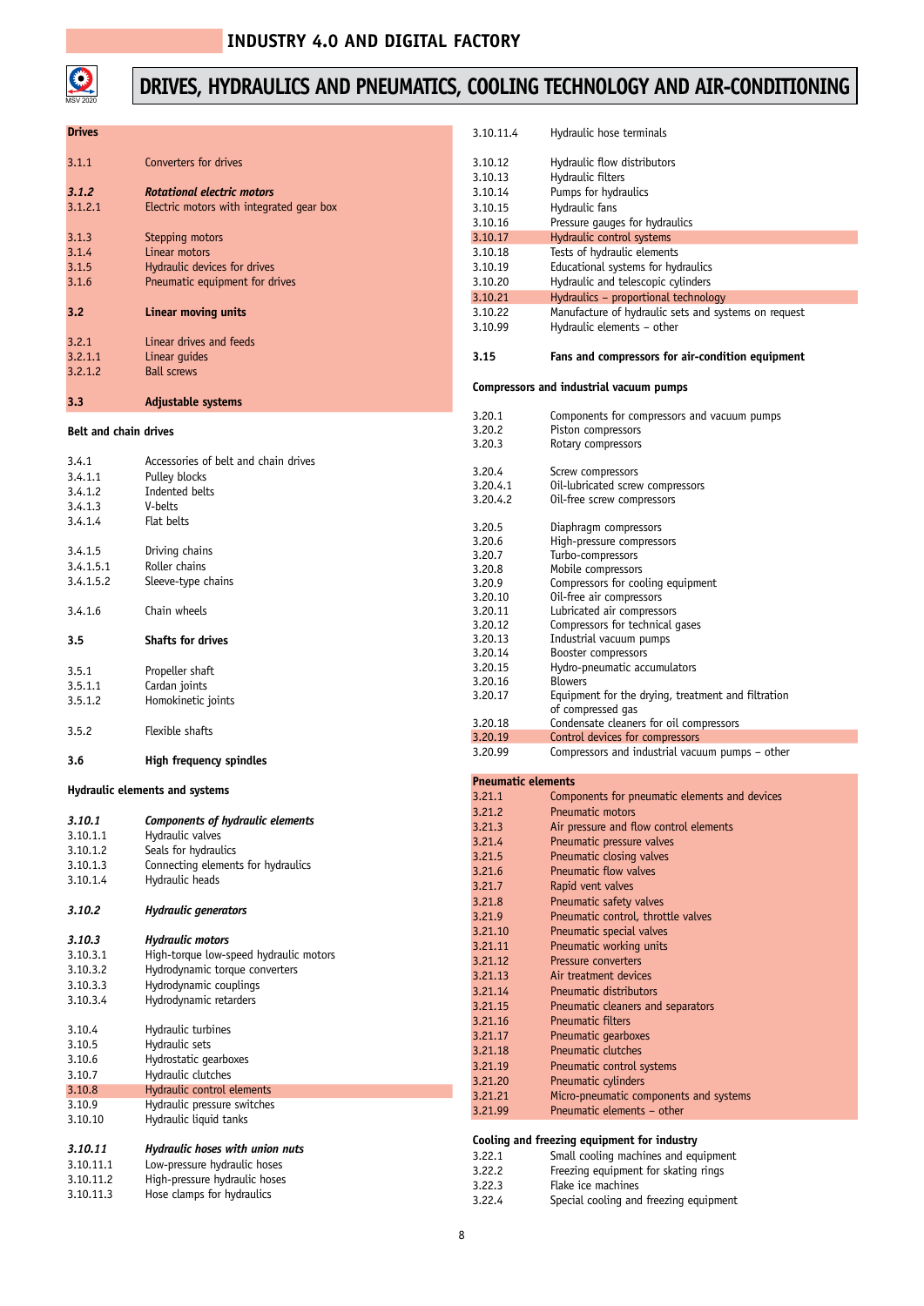# INDUSTRY 4.0 AND DIGITAL FACTORY

## DRIVES, HYDRAULICS AND PNEUMATICS, COOLING TECHNOLOGY AND AIR-CONDITIONING

**Drives**

3.1.1 Converters for drives

***3.1.2 Rotational electric motors***
3.1.2.1 Electric motors with integrated gear box

3.1.3 Stepping motors
3.1.4 Linear motors
3.1.5 Hydraulic devices for drives
3.1.6 Pneumatic equipment for drives

**3.2 Linear moving units**

3.2.1 Linear drives and feeds
3.2.1.1 Linear guides
3.2.1.2 Ball screws

**3.3 Adjustable systems**

**Belt and chain drives**

3.4.1 Accessories of belt and chain drives
3.4.1.1 Pulley blocks
3.4.1.2 Indented belts
3.4.1.3 V-belts
3.4.1.4 Flat belts

3.4.1.5 Driving chains
3.4.1.5.1 Roller chains
3.4.1.5.2 Sleeve-type chains

3.4.1.6 Chain wheels

**3.5 Shafts for drives**

3.5.1 Propeller shaft
3.5.1.1 Cardan joints
3.5.1.2 Homokinetic joints

3.5.2 Flexible shafts

**3.6 High frequency spindles**

**Hydraulic elements and systems**

***3.10.1 Components of hydraulic elements***
3.10.1.1 Hydraulic valves
3.10.1.2 Seals for hydraulics
3.10.1.3 Connecting elements for hydraulics
3.10.1.4 Hydraulic heads

***3.10.2 Hydraulic generators***

***3.10.3 Hydraulic motors***
3.10.3.1 High-torque low-speed hydraulic motors
3.10.3.2 Hydrodynamic torque converters
3.10.3.3 Hydrodynamic couplings
3.10.3.4 Hydrodynamic retarders

3.10.4 Hydraulic turbines
3.10.5 Hydraulic sets
3.10.6 Hydrostatic gearboxes
3.10.7 Hydraulic clutches
3.10.8 Hydraulic control elements
3.10.9 Hydraulic pressure switches
3.10.10 Hydraulic liquid tanks

***3.10.11 Hydraulic hoses with union nuts***
3.10.11.1 Low-pressure hydraulic hoses
3.10.11.2 High-pressure hydraulic hoses
3.10.11.3 Hose clamps for hydraulics
3.10.11.4 Hydraulic hose terminals

3.10.12 Hydraulic flow distributors
3.10.13 Hydraulic filters
3.10.14 Pumps for hydraulics
3.10.15 Hydraulic fans
3.10.16 Pressure gauges for hydraulics
3.10.17 Hydraulic control systems
3.10.18 Tests of hydraulic elements
3.10.19 Educational systems for hydraulics
3.10.20 Hydraulic and telescopic cylinders
3.10.21 Hydraulics – proportional technology
3.10.22 Manufacture of hydraulic sets and systems on request
3.10.99 Hydraulic elements – other

**3.15 Fans and compressors for air-condition equipment**

**Compressors and industrial vacuum pumps**

3.20.1 Components for compressors and vacuum pumps
3.20.2 Piston compressors
3.20.3 Rotary compressors

3.20.4 Screw compressors
3.20.4.1 Oil-lubricated screw compressors
3.20.4.2 Oil-free screw compressors

3.20.5 Diaphragm compressors
3.20.6 High-pressure compressors
3.20.7 Turbo-compressors
3.20.8 Mobile compressors
3.20.9 Compressors for cooling equipment
3.20.10 Oil-free air compressors
3.20.11 Lubricated air compressors
3.20.12 Compressors for technical gases
3.20.13 Industrial vacuum pumps
3.20.14 Booster compressors
3.20.15 Hydro-pneumatic accumulators
3.20.16 Blowers
3.20.17 Equipment for the drying, treatment and filtration of compressed gas
3.20.18 Condensate cleaners for oil compressors
3.20.19 Control devices for compressors
3.20.99 Compressors and industrial vacuum pumps – other

**Pneumatic elements**

3.21.1 Components for pneumatic elements and devices
3.21.2 Pneumatic motors
3.21.3 Air pressure and flow control elements
3.21.4 Pneumatic pressure valves
3.21.5 Pneumatic closing valves
3.21.6 Pneumatic flow valves
3.21.7 Rapid vent valves
3.21.8 Pneumatic safety valves
3.21.9 Pneumatic control, throttle valves
3.21.10 Pneumatic special valves
3.21.11 Pneumatic working units
3.21.12 Pressure converters
3.21.13 Air treatment devices
3.21.14 Pneumatic distributors
3.21.15 Pneumatic cleaners and separators
3.21.16 Pneumatic filters
3.21.17 Pneumatic gearboxes
3.21.18 Pneumatic clutches
3.21.19 Pneumatic control systems
3.21.20 Pneumatic cylinders
3.21.21 Micro-pneumatic components and systems
3.21.99 Pneumatic elements – other

**Cooling and freezing equipment for industry**

3.22.1 Small cooling machines and equipment
3.22.2 Freezing equipment for skating rings
3.22.3 Flake ice machines
3.22.4 Special cooling and freezing equipment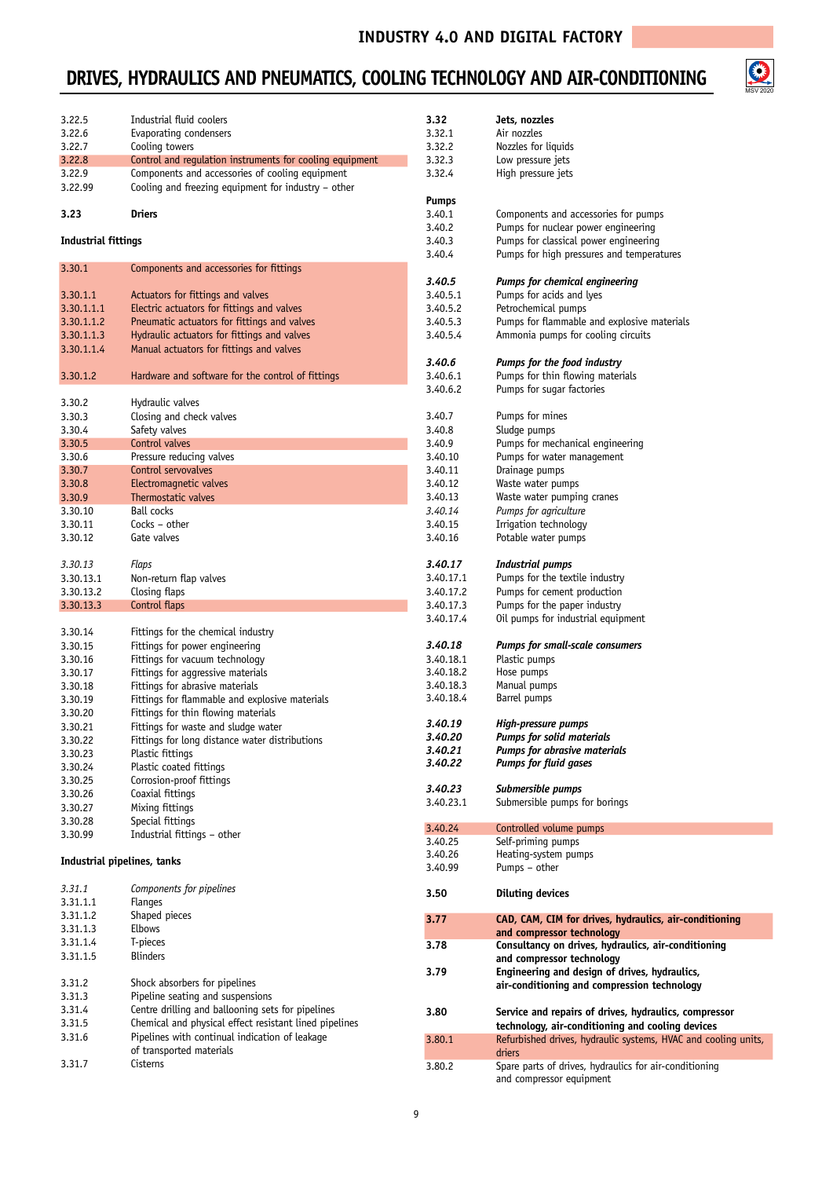# DRIVES, HYDRAULICS AND PNEUMATICS, COOLING TECHNOLOGY AND AIR-CONDITIONING

3.22.5 Industrial fluid coolers
3.22.6 Evaporating condensers
3.22.7 Cooling towers
3.22.8 Control and regulation instruments for cooling equipment
3.22.9 Components and accessories of cooling equipment
3.22.99 Cooling and freezing equipment for industry – other

**3.23 Driers**

**Industrial fittings**

3.30.1 Components and accessories for fittings

3.30.1.1 Actuators for fittings and valves
3.30.1.1.1 Electric actuators for fittings and valves
3.30.1.1.2 Pneumatic actuators for fittings and valves
3.30.1.1.3 Hydraulic actuators for fittings and valves
3.30.1.1.4 Manual actuators for fittings and valves

3.30.1.2 Hardware and software for the control of fittings

3.30.2 Hydraulic valves
3.30.3 Closing and check valves
3.30.4 Safety valves
3.30.5 Control valves
3.30.6 Pressure reducing valves
3.30.7 Control servovalves
3.30.8 Electromagnetic valves
3.30.9 Thermostatic valves
3.30.10 Ball cocks
3.30.11 Cocks – other
3.30.12 Gate valves

*3.30.13 Flaps*
3.30.13.1 Non-return flap valves
3.30.13.2 Closing flaps
3.30.13.3 Control flaps

3.30.14 Fittings for the chemical industry
3.30.15 Fittings for power engineering
3.30.16 Fittings for vacuum technology
3.30.17 Fittings for aggressive materials
3.30.18 Fittings for abrasive materials
3.30.19 Fittings for flammable and explosive materials
3.30.20 Fittings for thin flowing materials
3.30.21 Fittings for waste and sludge water
3.30.22 Fittings for long distance water distributions
3.30.23 Plastic fittings
3.30.24 Plastic coated fittings
3.30.25 Corrosion-proof fittings
3.30.26 Coaxial fittings
3.30.27 Mixing fittings
3.30.28 Special fittings
3.30.99 Industrial fittings – other

**Industrial pipelines, tanks**

*3.31.1 Components for pipelines*
3.31.1.1 Flanges
3.31.1.2 Shaped pieces
3.31.1.3 Elbows
3.31.1.4 T-pieces
3.31.1.5 Blinders

3.31.2 Shock absorbers for pipelines
3.31.3 Pipeline seating and suspensions
3.31.4 Centre drilling and ballooning sets for pipelines
3.31.5 Chemical and physical effect resistant lined pipelines
3.31.6 Pipelines with continual indication of leakage of transported materials
3.31.7 Cisterns

**3.32 Jets, nozzles**
3.32.1 Air nozzles
3.32.2 Nozzles for liquids
3.32.3 Low pressure jets
3.32.4 High pressure jets

**Pumps**
3.40.1 Components and accessories for pumps
3.40.2 Pumps for nuclear power engineering
3.40.3 Pumps for classical power engineering
3.40.4 Pumps for high pressures and temperatures

***3.40.5 Pumps for chemical engineering***
3.40.5.1 Pumps for acids and lyes
3.40.5.2 Petrochemical pumps
3.40.5.3 Pumps for flammable and explosive materials
3.40.5.4 Ammonia pumps for cooling circuits

***3.40.6 Pumps for the food industry***
3.40.6.1 Pumps for thin flowing materials
3.40.6.2 Pumps for sugar factories

3.40.7 Pumps for mines
3.40.8 Sludge pumps
3.40.9 Pumps for mechanical engineering
3.40.10 Pumps for water management
3.40.11 Drainage pumps
3.40.12 Waste water pumps
3.40.13 Waste water pumping cranes
*3.40.14 Pumps for agriculture*
3.40.15 Irrigation technology
3.40.16 Potable water pumps

***3.40.17 Industrial pumps***
3.40.17.1 Pumps for the textile industry
3.40.17.2 Pumps for cement production
3.40.17.3 Pumps for the paper industry
3.40.17.4 Oil pumps for industrial equipment

***3.40.18 Pumps for small-scale consumers***
3.40.18.1 Plastic pumps
3.40.18.2 Hose pumps
3.40.18.3 Manual pumps
3.40.18.4 Barrel pumps

***3.40.19 High-pressure pumps***
***3.40.20 Pumps for solid materials***
***3.40.21 Pumps for abrasive materials***
***3.40.22 Pumps for fluid gases***

***3.40.23 Submersible pumps***
3.40.23.1 Submersible pumps for borings

3.40.24 Controlled volume pumps
3.40.25 Self-priming pumps
3.40.26 Heating-system pumps
3.40.99 Pumps – other

**3.50 Diluting devices**

**3.77 CAD, CAM, CIM for drives, hydraulics, air-conditioning and compressor technology**
**3.78 Consultancy on drives, hydraulics, air-conditioning and compressor technology**
**3.79 Engineering and design of drives, hydraulics, air-conditioning and compression technology**

**3.80 Service and repairs of drives, hydraulics, compressor technology, air-conditioning and cooling devices**
3.80.1 Refurbished drives, hydraulic systems, HVAC and cooling units, driers
3.80.2 Spare parts of drives, hydraulics for air-conditioning and compressor equipment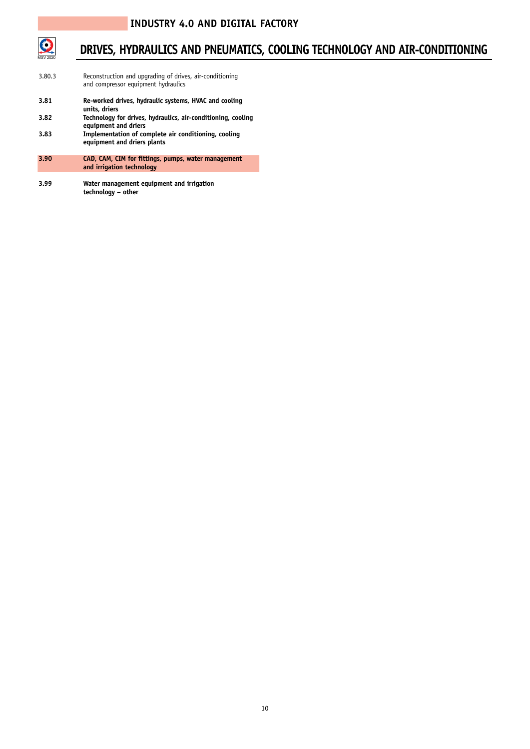# INDUSTRY 4.0 AND DIGITAL FACTORY

## DRIVES, HYDRAULICS AND PNEUMATICS, COOLING TECHNOLOGY AND AIR-CONDITIONING

3.80.3 Reconstruction and upgrading of drives, air-conditioning and compressor equipment hydraulics

**3.81 Re-worked drives, hydraulic systems, HVAC and cooling units, driers**

**3.82 Technology for drives, hydraulics, air-conditioning, cooling equipment and driers**

**3.83 Implementation of complete air conditioning, cooling equipment and driers plants**

**3.90 CAD, CAM, CIM for fittings, pumps, water management and irrigation technology**

**3.99 Water management equipment and irrigation technology – other**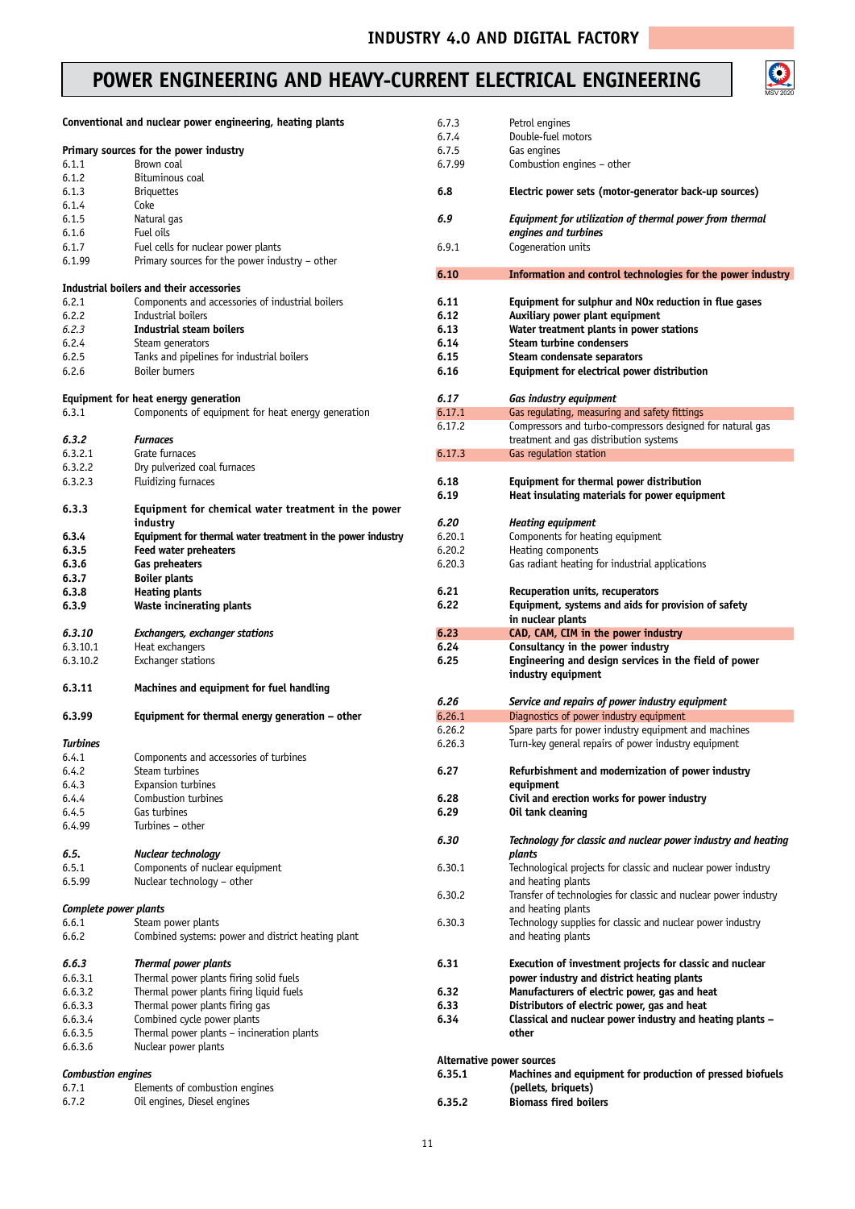# POWER ENGINEERING AND HEAVY-CURRENT ELECTRICAL ENGINEERING

## Conventional and nuclear power engineering, heating plants

### Primary sources for the power industry

6.1.1 Brown coal
6.1.2 Bituminous coal
6.1.3 Briquettes
6.1.4 Coke
6.1.5 Natural gas
6.1.6 Fuel oils
6.1.7 Fuel cells for nuclear power plants
6.1.99 Primary sources for the power industry – other

### Industrial boilers and their accessories

6.2.1 Components and accessories of industrial boilers
6.2.2 Industrial boilers
*6.2.3* **Industrial steam boilers**
6.2.4 Steam generators
6.2.5 Tanks and pipelines for industrial boilers
6.2.6 Boiler burners

### Equipment for heat energy generation

6.3.1 Components of equipment for heat energy generation

***6.3.2 Furnaces***
6.3.2.1 Grate furnaces
6.3.2.2 Dry pulverized coal furnaces
6.3.2.3 Fluidizing furnaces

**6.3.3 Equipment for chemical water treatment in the power industry**
**6.3.4 Equipment for thermal water treatment in the power industry**
**6.3.5 Feed water preheaters**
**6.3.6 Gas preheaters**
**6.3.7 Boiler plants**
**6.3.8 Heating plants**
**6.3.9 Waste incinerating plants**

***6.3.10 Exchangers, exchanger stations***
6.3.10.1 Heat exchangers
6.3.10.2 Exchanger stations

**6.3.11 Machines and equipment for fuel handling**

**6.3.99 Equipment for thermal energy generation – other**

### *Turbines*

6.4.1 Components and accessories of turbines
6.4.2 Steam turbines
6.4.3 Expansion turbines
6.4.4 Combustion turbines
6.4.5 Gas turbines
6.4.99 Turbines – other

***6.5. Nuclear technology***
6.5.1 Components of nuclear equipment
6.5.99 Nuclear technology – other

### *Complete power plants*

6.6.1 Steam power plants
6.6.2 Combined systems: power and district heating plant

***6.6.3 Thermal power plants***
6.6.3.1 Thermal power plants firing solid fuels
6.6.3.2 Thermal power plants firing liquid fuels
6.6.3.3 Thermal power plants firing gas
6.6.3.4 Combined cycle power plants
6.6.3.5 Thermal power plants – incineration plants
6.6.3.6 Nuclear power plants

### *Combustion engines*

6.7.1 Elements of combustion engines
6.7.2 Oil engines, Diesel engines
6.7.3 Petrol engines
6.7.4 Double-fuel motors
6.7.5 Gas engines
6.7.99 Combustion engines – other

**6.8 Electric power sets (motor-generator back-up sources)**

***6.9 Equipment for utilization of thermal power from thermal engines and turbines***
6.9.1 Cogeneration units

**6.10 Information and control technologies for the power industry**

**6.11 Equipment for sulphur and NOx reduction in flue gases**
**6.12 Auxiliary power plant equipment**
**6.13 Water treatment plants in power stations**
**6.14 Steam turbine condensers**
**6.15 Steam condensate separators**
**6.16 Equipment for electrical power distribution**

***6.17 Gas industry equipment***
6.17.1 Gas regulating, measuring and safety fittings
6.17.2 Compressors and turbo-compressors designed for natural gas treatment and gas distribution systems
6.17.3 Gas regulation station

**6.18 Equipment for thermal power distribution**
**6.19 Heat insulating materials for power equipment**

***6.20 Heating equipment***
6.20.1 Components for heating equipment
6.20.2 Heating components
6.20.3 Gas radiant heating for industrial applications

**6.21 Recuperation units, recuperators**
**6.22 Equipment, systems and aids for provision of safety in nuclear plants**
**6.23 CAD, CAM, CIM in the power industry**
**6.24 Consultancy in the power industry**
**6.25 Engineering and design services in the field of power industry equipment**

***6.26 Service and repairs of power industry equipment***
6.26.1 Diagnostics of power industry equipment
6.26.2 Spare parts for power industry equipment and machines
6.26.3 Turn-key general repairs of power industry equipment

**6.27 Refurbishment and modernization of power industry equipment**
**6.28 Civil and erection works for power industry**
**6.29 Oil tank cleaning**

***6.30 Technology for classic and nuclear power industry and heating plants***
6.30.1 Technological projects for classic and nuclear power industry and heating plants
6.30.2 Transfer of technologies for classic and nuclear power industry and heating plants
6.30.3 Technology supplies for classic and nuclear power industry and heating plants

**6.31 Execution of investment projects for classic and nuclear power industry and district heating plants**
**6.32 Manufacturers of electric power, gas and heat**
**6.33 Distributors of electric power, gas and heat**
**6.34 Classical and nuclear power industry and heating plants – other**

### Alternative power sources

**6.35.1 Machines and equipment for production of pressed biofuels (pellets, briquets)**
**6.35.2 Biomass fired boilers**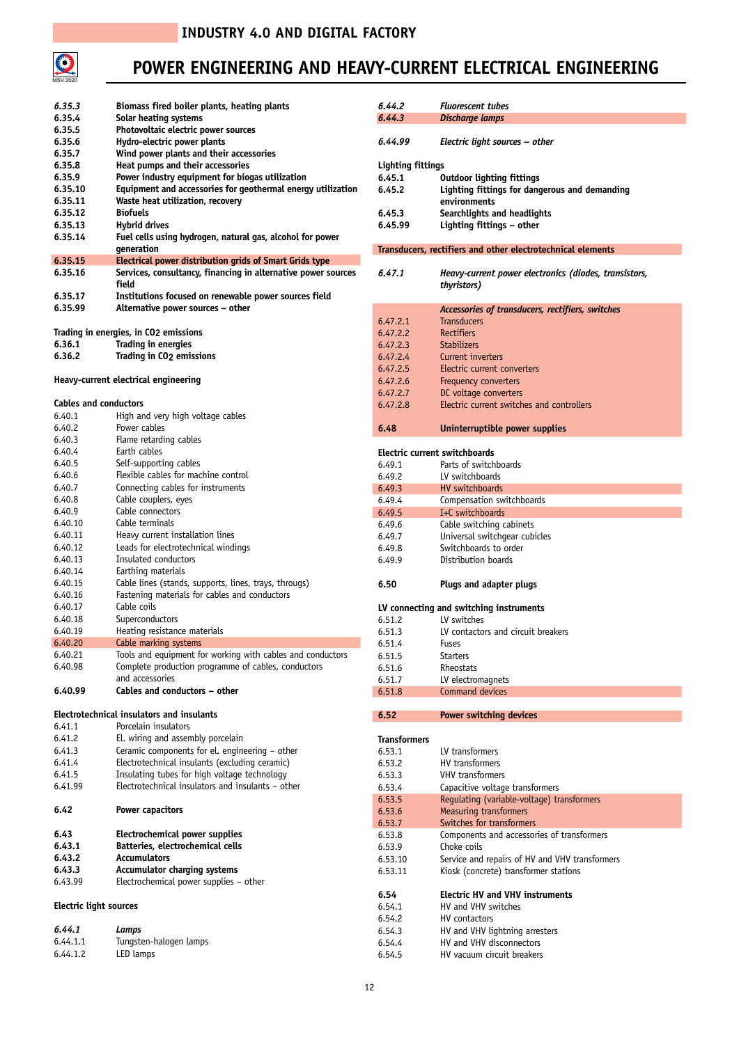# INDUSTRY 4.0 AND DIGITAL FACTORY

# POWER ENGINEERING AND HEAVY-CURRENT ELECTRICAL ENGINEERING

| | |
|---|---|
| *6.35.3* | **Biomass fired boiler plants, heating plants** |
| 6.35.4 | **Solar heating systems** |
| 6.35.5 | **Photovoltaic electric power sources** |
| 6.35.6 | **Hydro-electric power plants** |
| 6.35.7 | **Wind power plants and their accessories** |
| 6.35.8 | **Heat pumps and their accessories** |
| 6.35.9 | **Power industry equipment for biogas utilization** |
| 6.35.10 | **Equipment and accessories for geothermal energy utilization** |
| 6.35.11 | **Waste heat utilization, recovery** |
| 6.35.12 | **Biofuels** |
| 6.35.13 | **Hybrid drives** |
| 6.35.14 | **Fuel cells using hydrogen, natural gas, alcohol for power generation** |
| 6.35.15 | **Electrical power distribution grids of Smart Grids type** |
| 6.35.16 | **Services, consultancy, financing in alternative power sources field** |
| 6.35.17 | **Institutions focused on renewable power sources field** |
| 6.35.99 | **Alternative power sources – other** |

**Trading in energies, in $CO_2$ emissions**

| | |
|---|---|
| 6.36.1 | **Trading in energies** |
| 6.36.2 | **Trading in $CO_2$ emissions** |

**Heavy-current electrical engineering**

**Cables and conductors**

| | |
|---|---|
| 6.40.1 | High and very high voltage cables |
| 6.40.2 | Power cables |
| 6.40.3 | Flame retarding cables |
| 6.40.4 | Earth cables |
| 6.40.5 | Self-supporting cables |
| 6.40.6 | Flexible cables for machine control |
| 6.40.7 | Connecting cables for instruments |
| 6.40.8 | Cable couplers, eyes |
| 6.40.9 | Cable connectors |
| 6.40.10 | Cable terminals |
| 6.40.11 | Heavy current installation lines |
| 6.40.12 | Leads for electrotechnical windings |
| 6.40.13 | Insulated conductors |
| 6.40.14 | Earthing materials |
| 6.40.15 | Cable lines (stands, supports, lines, trays, througs) |
| 6.40.16 | Fastening materials for cables and conductors |
| 6.40.17 | Cable coils |
| 6.40.18 | Superconductors |
| 6.40.19 | Heating resistance materials |
| 6.40.20 | Cable marking systems |
| 6.40.21 | Tools and equipment for working with cables and conductors |
| 6.40.98 | Complete production programme of cables, conductors and accessories |
| **6.40.99** | **Cables and conductors – other** |

**Electrotechnical insulators and insulants**

| | |
|---|---|
| 6.41.1 | Porcelain insulators |
| 6.41.2 | El. wiring and assembly porcelain |
| 6.41.3 | Ceramic components for el. engineering – other |
| 6.41.4 | Electrotechnical insulants (excluding ceramic) |
| 6.41.5 | Insulating tubes for high voltage technology |
| 6.41.99 | Electrotechnical insulators and insulants – other |

| | |
|---|---|
| **6.42** | **Power capacitors** |

| | |
|---|---|
| **6.43** | **Electrochemical power supplies** |
| **6.43.1** | **Batteries, electrochemical cells** |
| **6.43.2** | **Accumulators** |
| **6.43.3** | **Accumulator charging systems** |
| 6.43.99 | Electrochemical power supplies – other |

**Electric light sources**

| | |
|---|---|
| ***6.44.1*** | ***Lamps*** |
| 6.44.1.1 | Tungsten-halogen lamps |
| 6.44.1.2 | LED lamps |
| *6.44.2* | *Fluorescent tubes* |
| *6.44.3* | *Discharge lamps* |
| *6.44.99* | *Electric light sources – other* |

**Lighting fittings**

| | |
|---|---|
| 6.45.1 | **Outdoor lighting fittings** |
| 6.45.2 | **Lighting fittings for dangerous and demanding environments** |
| 6.45.3 | **Searchlights and headlights** |
| 6.45.99 | **Lighting fittings – other** |

**Transducers, rectifiers and other electrotechnical elements**

| | |
|---|---|
| *6.47.1* | *Heavy-current power electronics (diodes, transistors, thyristors)* |
| | *Accessories of transducers, rectifiers, switches* |
| 6.47.2.1 | Transducers |
| 6.47.2.2 | Rectifiers |
| 6.47.2.3 | Stabilizers |
| 6.47.2.4 | Current inverters |
| 6.47.2.5 | Electric current converters |
| 6.47.2.6 | Frequency converters |
| 6.47.2.7 | DC voltage converters |
| 6.47.2.8 | Electric current switches and controllers |
| **6.48** | **Uninterruptible power supplies** |

**Electric current switchboards**

| | |
|---|---|
| 6.49.1 | Parts of switchboards |
| 6.49.2 | LV switchboards |
| 6.49.3 | HV switchboards |
| 6.49.4 | Compensation switchboards |
| 6.49.5 | I+C switchboards |
| 6.49.6 | Cable switching cabinets |
| 6.49.7 | Universal switchgear cubicles |
| 6.49.8 | Switchboards to order |
| 6.49.9 | Distribution boards |

| | |
|---|---|
| **6.50** | **Plugs and adapter plugs** |

**LV connecting and switching instruments**

| | |
|---|---|
| 6.51.2 | LV switches |
| 6.51.3 | LV contactors and circuit breakers |
| 6.51.4 | Fuses |
| 6.51.5 | Starters |
| 6.51.6 | Rheostats |
| 6.51.7 | LV electromagnets |
| 6.51.8 | Command devices |

| | |
|---|---|
| **6.52** | **Power switching devices** |

**Transformers**

| | |
|---|---|
| 6.53.1 | LV transformers |
| 6.53.2 | HV transformers |
| 6.53.3 | VHV transformers |
| 6.53.4 | Capacitive voltage transformers |
| 6.53.5 | Regulating (variable-voltage) transformers |
| 6.53.6 | Measuring transformers |
| 6.53.7 | Switches for transformers |
| 6.53.8 | Components and accessories of transformers |
| 6.53.9 | Choke coils |
| 6.53.10 | Service and repairs of HV and VHV transformers |
| 6.53.11 | Kiosk (concrete) transformer stations |

| | |
|---|---|
| **6.54** | **Electric HV and VHV instruments** |
| 6.54.1 | HV and VHV switches |
| 6.54.2 | HV contactors |
| 6.54.3 | HV and VHV lightning arresters |
| 6.54.4 | HV and VHV disconnectors |
| 6.54.5 | HV vacuum circuit breakers |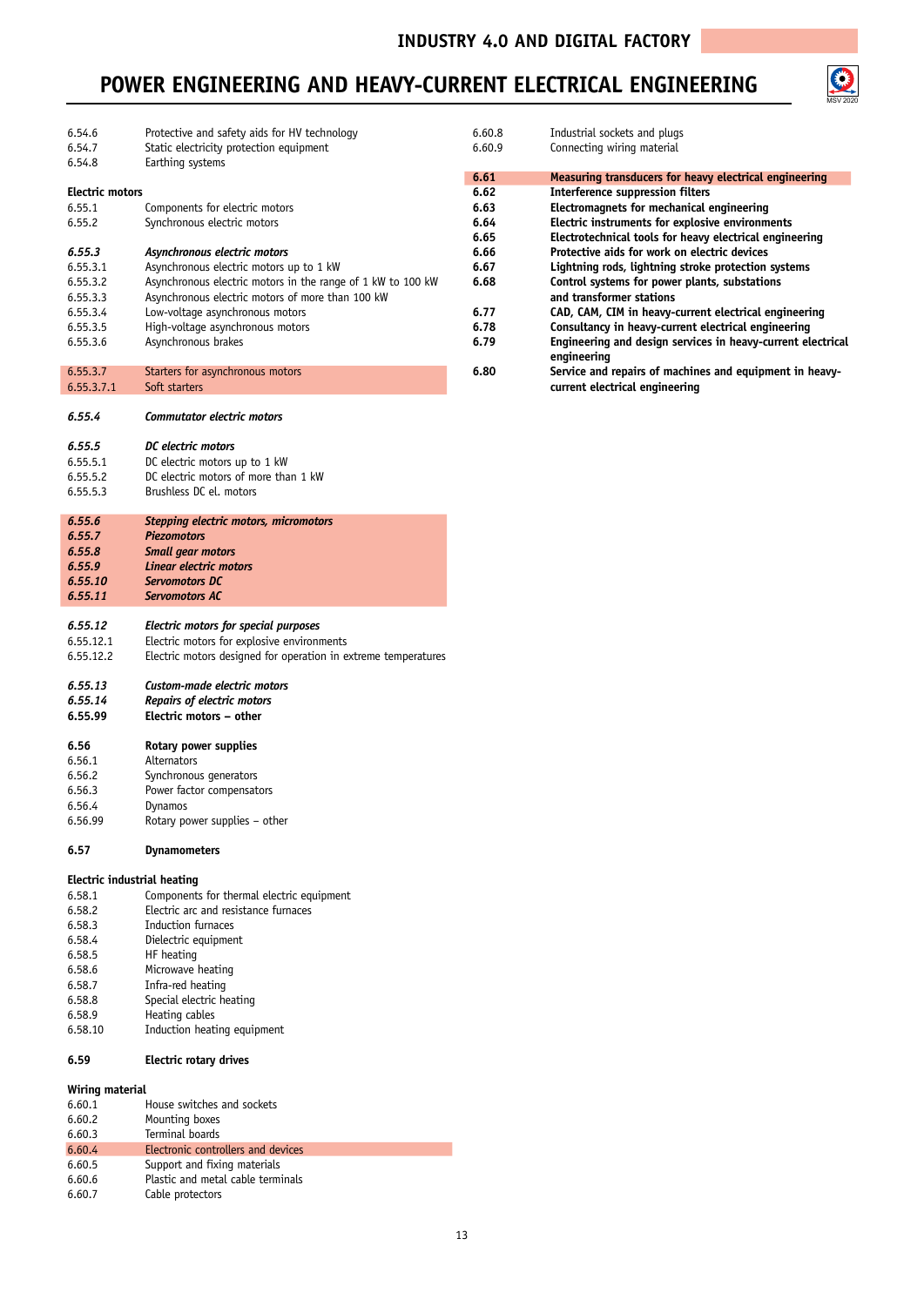# POWER ENGINEERING AND HEAVY-CURRENT ELECTRICAL ENGINEERING

6.54.6 Protective and safety aids for HV technology
6.54.7 Static electricity protection equipment
6.54.8 Earthing systems

**Electric motors**

6.55.1 Components for electric motors
6.55.2 Synchronous electric motors

***6.55.3 Asynchronous electric motors***
6.55.3.1 Asynchronous electric motors up to 1 kW
6.55.3.2 Asynchronous electric motors in the range of 1 kW to 100 kW
6.55.3.3 Asynchronous electric motors of more than 100 kW
6.55.3.4 Low-voltage asynchronous motors
6.55.3.5 High-voltage asynchronous motors
6.55.3.6 Asynchronous brakes

6.55.3.7 Starters for asynchronous motors
6.55.3.7.1 Soft starters

***6.55.4 Commutator electric motors***

***6.55.5 DC electric motors***
6.55.5.1 DC electric motors up to 1 kW
6.55.5.2 DC electric motors of more than 1 kW
6.55.5.3 Brushless DC el. motors

***6.55.6 Stepping electric motors, micromotors***
***6.55.7 Piezomotors***
***6.55.8 Small gear motors***
***6.55.9 Linear electric motors***
***6.55.10 Servomotors DC***
***6.55.11 Servomotors AC***

***6.55.12 Electric motors for special purposes***
6.55.12.1 Electric motors for explosive environments
6.55.12.2 Electric motors designed for operation in extreme temperatures

***6.55.13 Custom-made electric motors***
***6.55.14 Repairs of electric motors***
**6.55.99 Electric motors – other**

**6.56 Rotary power supplies**
6.56.1 Alternators
6.56.2 Synchronous generators
6.56.3 Power factor compensators
6.56.4 Dynamos
6.56.99 Rotary power supplies – other

**6.57 Dynamometers**

**Electric industrial heating**

6.58.1 Components for thermal electric equipment
6.58.2 Electric arc and resistance furnaces
6.58.3 Induction furnaces
6.58.4 Dielectric equipment
6.58.5 HF heating
6.58.6 Microwave heating
6.58.7 Infra-red heating
6.58.8 Special electric heating
6.58.9 Heating cables
6.58.10 Induction heating equipment

**6.59 Electric rotary drives**

**Wiring material**

6.60.1 House switches and sockets
6.60.2 Mounting boxes
6.60.3 Terminal boards
6.60.4 Electronic controllers and devices
6.60.5 Support and fixing materials
6.60.6 Plastic and metal cable terminals
6.60.7 Cable protectors
6.60.8 Industrial sockets and plugs
6.60.9 Connecting wiring material

**6.61 Measuring transducers for heavy electrical engineering**
**6.62 Interference suppression filters**
**6.63 Electromagnets for mechanical engineering**
**6.64 Electric instruments for explosive environments**
**6.65 Electrotechnical tools for heavy electrical engineering**
**6.66 Protective aids for work on electric devices**
**6.67 Lightning rods, lightning stroke protection systems**
**6.68 Control systems for power plants, substations and transformer stations**
**6.77 CAD, CAM, CIM in heavy-current electrical engineering**
**6.78 Consultancy in heavy-current electrical engineering**
**6.79 Engineering and design services in heavy-current electrical engineering**
**6.80 Service and repairs of machines and equipment in heavy-current electrical engineering**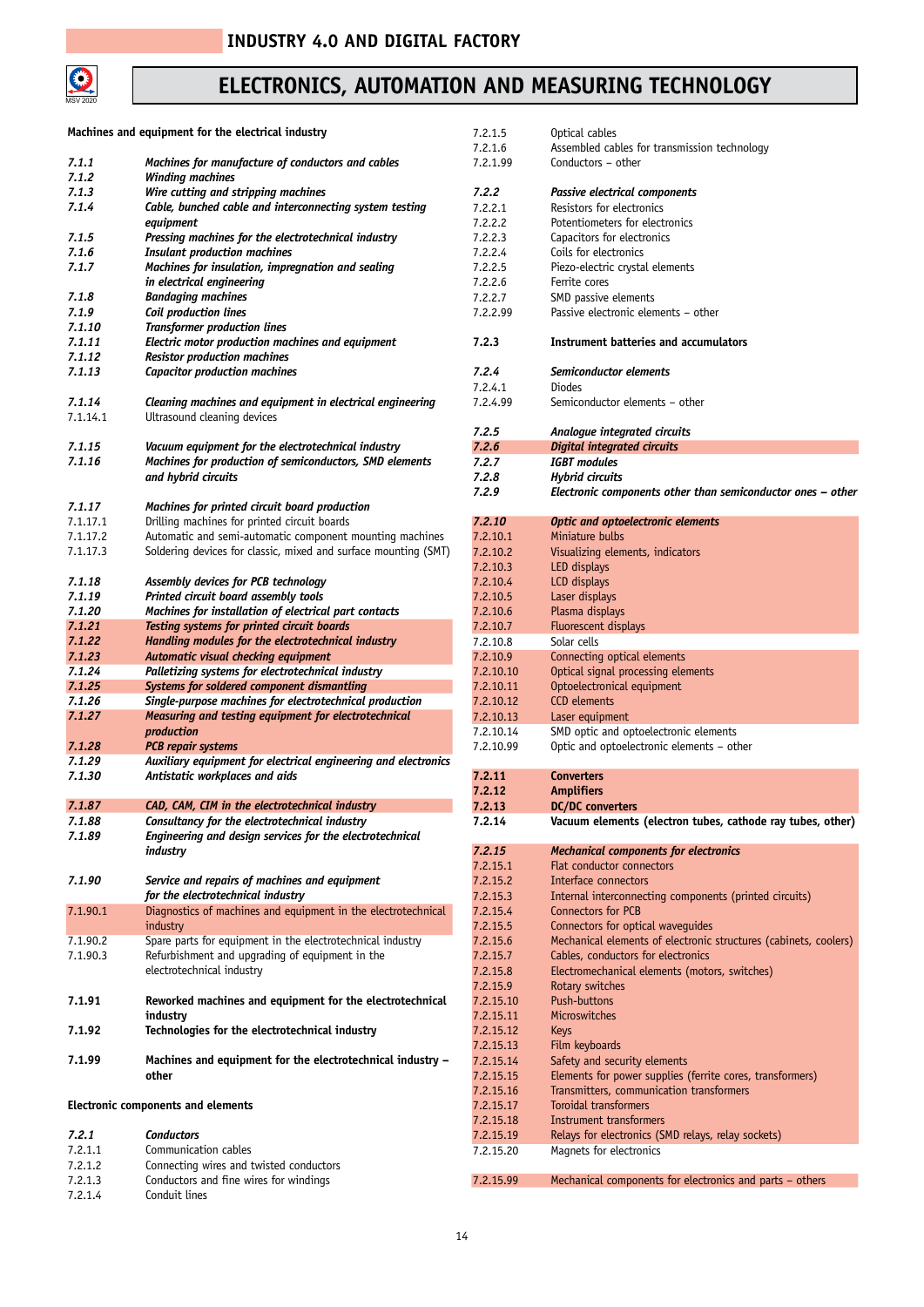# INDUSTRY 4.0 AND DIGITAL FACTORY

## ELECTRONICS, AUTOMATION AND MEASURING TECHNOLOGY

### Machines and equipment for the electrical industry

***7.1.1*** ***Machines for manufacture of conductors and cables***
***7.1.2*** ***Winding machines***
***7.1.3*** ***Wire cutting and stripping machines***
***7.1.4*** ***Cable, bunched cable and interconnecting system testing equipment***
***7.1.5*** ***Pressing machines for the electrotechnical industry***
***7.1.6*** ***Insulant production machines***
***7.1.7*** ***Machines for insulation, impregnation and sealing in electrical engineering***
***7.1.8*** ***Bandaging machines***
***7.1.9*** ***Coil production lines***
***7.1.10*** ***Transformer production lines***
***7.1.11*** ***Electric motor production machines and equipment***
***7.1.12*** ***Resistor production machines***
***7.1.13*** ***Capacitor production machines***

***7.1.14*** ***Cleaning machines and equipment in electrical engineering***
7.1.14.1 Ultrasound cleaning devices

***7.1.15*** ***Vacuum equipment for the electrotechnical industry***
***7.1.16*** ***Machines for production of semiconductors, SMD elements and hybrid circuits***

***7.1.17*** ***Machines for printed circuit board production***
7.1.17.1 Drilling machines for printed circuit boards
7.1.17.2 Automatic and semi-automatic component mounting machines
7.1.17.3 Soldering devices for classic, mixed and surface mounting (SMT)

***7.1.18*** ***Assembly devices for PCB technology***
***7.1.19*** ***Printed circuit board assembly tools***
***7.1.20*** ***Machines for installation of electrical part contacts***
***7.1.21*** ***Testing systems for printed circuit boards***
***7.1.22*** ***Handling modules for the electrotechnical industry***
***7.1.23*** ***Automatic visual checking equipment***
***7.1.24*** ***Palletizing systems for electrotechnical industry***
***7.1.25*** ***Systems for soldered component dismantling***
***7.1.26*** ***Single-purpose machines for electrotechnical production***
***7.1.27*** ***Measuring and testing equipment for electrotechnical production***
***7.1.28*** ***PCB repair systems***
***7.1.29*** ***Auxiliary equipment for electrical engineering and electronics***
***7.1.30*** ***Antistatic workplaces and aids***

***7.1.87*** ***CAD, CAM, CIM in the electrotechnical industry***
***7.1.88*** ***Consultancy for the electrotechnical industry***
***7.1.89*** ***Engineering and design services for the electrotechnical industry***

***7.1.90*** ***Service and repairs of machines and equipment for the electrotechnical industry***
7.1.90.1 Diagnostics of machines and equipment in the electrotechnical industry
7.1.90.2 Spare parts for equipment in the electrotechnical industry
7.1.90.3 Refurbishment and upgrading of equipment in the electrotechnical industry

**7.1.91** **Reworked machines and equipment for the electrotechnical industry**
**7.1.92** **Technologies for the electrotechnical industry**

**7.1.99** **Machines and equipment for the electrotechnical industry – other**

### Electronic components and elements

***7.2.1*** ***Conductors***
7.2.1.1 Communication cables
7.2.1.2 Connecting wires and twisted conductors
7.2.1.3 Conductors and fine wires for windings
7.2.1.4 Conduit lines
7.2.1.5 Optical cables
7.2.1.6 Assembled cables for transmission technology
7.2.1.99 Conductors – other

***7.2.2*** ***Passive electrical components***
7.2.2.1 Resistors for electronics
7.2.2.2 Potentiometers for electronics
7.2.2.3 Capacitors for electronics
7.2.2.4 Coils for electronics
7.2.2.5 Piezo-electric crystal elements
7.2.2.6 Ferrite cores
7.2.2.7 SMD passive elements
7.2.2.99 Passive electronic elements – other

**7.2.3** **Instrument batteries and accumulators**

***7.2.4*** ***Semiconductor elements***
7.2.4.1 Diodes
7.2.4.99 Semiconductor elements – other

***7.2.5*** ***Analogue integrated circuits***
***7.2.6*** ***Digital integrated circuits***
***7.2.7*** ***IGBT modules***
***7.2.8*** ***Hybrid circuits***
***7.2.9*** ***Electronic components other than semiconductor ones – other***

***7.2.10*** ***Optic and optoelectronic elements***
7.2.10.1 Miniature bulbs
7.2.10.2 Visualizing elements, indicators
7.2.10.3 LED displays
7.2.10.4 LCD displays
7.2.10.5 Laser displays
7.2.10.6 Plasma displays
7.2.10.7 Fluorescent displays
7.2.10.8 Solar cells
7.2.10.9 Connecting optical elements
7.2.10.10 Optical signal processing elements
7.2.10.11 Optoelectronical equipment
7.2.10.12 CCD elements
7.2.10.13 Laser equipment
7.2.10.14 SMD optic and optoelectronic elements
7.2.10.99 Optic and optoelectronic elements – other

**7.2.11** **Converters**
**7.2.12** **Amplifiers**
**7.2.13** **DC/DC converters**
**7.2.14** **Vacuum elements (electron tubes, cathode ray tubes, other)**

***7.2.15*** ***Mechanical components for electronics***
7.2.15.1 Flat conductor connectors
7.2.15.2 Interface connectors
7.2.15.3 Internal interconnecting components (printed circuits)
7.2.15.4 Connectors for PCB
7.2.15.5 Connectors for optical waveguides
7.2.15.6 Mechanical elements of electronic structures (cabinets, coolers)
7.2.15.7 Cables, conductors for electronics
7.2.15.8 Electromechanical elements (motors, switches)
7.2.15.9 Rotary switches
7.2.15.10 Push-buttons
7.2.15.11 Microswitches
7.2.15.12 Keys
7.2.15.13 Film keyboards
7.2.15.14 Safety and security elements
7.2.15.15 Elements for power supplies (ferrite cores, transformers)
7.2.15.16 Transmitters, communication transformers
7.2.15.17 Toroidal transformers
7.2.15.18 Instrument transformers
7.2.15.19 Relays for electronics (SMD relays, relay sockets)
7.2.15.20 Magnets for electronics

7.2.15.99 Mechanical components for electronics and parts – others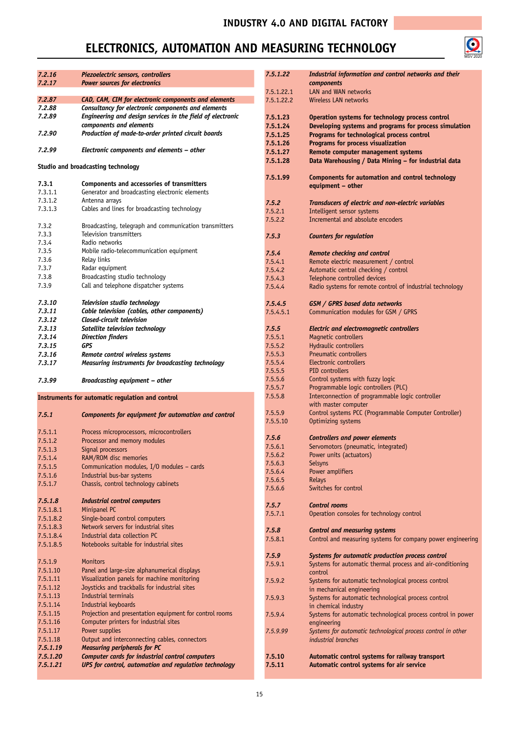# INDUSTRY 4.0 AND DIGITAL FACTORY

## ELECTRONICS, AUTOMATION AND MEASURING TECHNOLOGY

*7.2.16* *Piezoelectric sensors, controllers*
*7.2.17* *Power sources for electronics*

*7.2.87* *CAD, CAM, CIM for electronic components and elements*
*7.2.88* *Consultancy for electronic components and elements*
*7.2.89* *Engineering and design services in the field of electronic components and elements*
*7.2.90* *Production of made-to-order printed circuit boards*

*7.2.99* *Electronic components and elements – other*

### Studio and broadcasting technology

**7.3.1** **Components and accessories of transmitters**
7.3.1.1 Generator and broadcasting electronic elements
7.3.1.2 Antenna arrays
7.3.1.3 Cables and lines for broadcasting technology

7.3.2 Broadcasting, telegraph and communication transmitters
7.3.3 Television transmitters
7.3.4 Radio networks
7.3.5 Mobile radio-telecommunication equipment
7.3.6 Relay links
7.3.7 Radar equipment
7.3.8 Broadcasting studio technology
7.3.9 Call and telephone dispatcher systems

*7.3.10* *Television studio technology*
*7.3.11* *Cable television (cables, other components)*
*7.3.12* *Closed-circuit television*
*7.3.13* *Satellite television technology*
*7.3.14* *Direction finders*
*7.3.15* *GPS*
*7.3.16* *Remote control wireless systems*
*7.3.17* *Measuring instruments for broadcasting technology*

*7.3.99* *Broadcasting equipment – other*

### Instruments for automatic regulation and control

*7.5.1* *Components for equipment for automation and control*

7.5.1.1 Process microprocessors, microcontrollers
7.5.1.2 Processor and memory modules
7.5.1.3 Signal processors
7.5.1.4 RAM/ROM disc memories
7.5.1.5 Communication modules, I/O modules – cards
7.5.1.6 Industrial bus-bar systems
7.5.1.7 Chassis, control technology cabinets

*7.5.1.8* *Industrial control computers*
7.5.1.8.1 Minipanel PC
7.5.1.8.2 Single-board control computers
7.5.1.8.3 Network servers for industrial sites
7.5.1.8.4 Industrial data collection PC
7.5.1.8.5 Notebooks suitable for industrial sites

7.5.1.9 Monitors
7.5.1.10 Panel and large-size alphanumerical displays
7.5.1.11 Visualization panels for machine monitoring
7.5.1.12 Joysticks and trackballs for industrial sites
7.5.1.13 Industrial terminals
7.5.1.14 Industrial keyboards
7.5.1.15 Projection and presentation equipment for control rooms
7.5.1.16 Computer printers for industrial sites
7.5.1.17 Power supplies
7.5.1.18 Output and interconnecting cables, connectors
*7.5.1.19* *Measuring peripherals for PC*
*7.5.1.20* *Computer cards for industrial control computers*
*7.5.1.21* *UPS for control, automation and regulation technology*

*7.5.1.22* *Industrial information and control networks and their components*
7.5.1.22.1 LAN and WAN networks
7.5.1.22.2 Wireless LAN networks

**7.5.1.23** **Operation systems for technology process control**
**7.5.1.24** **Developing systems and programs for process simulation**
**7.5.1.25** **Programs for technological process control**
**7.5.1.26** **Programs for process visualization**
**7.5.1.27** **Remote computer management systems**
**7.5.1.28** **Data Warehousing / Data Mining – for industrial data**

**7.5.1.99** **Components for automation and control technology equipment – other**

*7.5.2* *Transducers of electric and non-electric variables*
7.5.2.1 Intelligent sensor systems
7.5.2.2 Incremental and absolute encoders

*7.5.3* *Counters for regulation*

*7.5.4* *Remote checking and control*
7.5.4.1 Remote electric measurement / control
7.5.4.2 Automatic central checking / control
7.5.4.3 Telephone controlled devices
7.5.4.4 Radio systems for remote control of industrial technology

*7.5.4.5* *GSM / GPRS based data networks*
7.5.4.5.1 Communication modules for GSM / GPRS

*7.5.5* *Electric and electromagnetic controllers*
7.5.5.1 Magnetic controllers
7.5.5.2 Hydraulic controllers
7.5.5.3 Pneumatic controllers
7.5.5.4 Electronic controllers
7.5.5.5 PID controllers
7.5.5.6 Control systems with fuzzy logic
7.5.5.7 Programmable logic controllers (PLC)
7.5.5.8 Interconnection of programmable logic controller with master computer
7.5.5.9 Control systems PCC (Programmable Computer Controller)
7.5.5.10 Optimizing systems

*7.5.6* *Controllers and power elements*
7.5.6.1 Servomotors (pneumatic, integrated)
7.5.6.2 Power units (actuators)
7.5.6.3 Selsyns
7.5.6.4 Power amplifiers
7.5.6.5 Relays
7.5.6.6 Switches for control

*7.5.7* *Control rooms*
7.5.7.1 Operation consoles for technology control

*7.5.8* *Control and measuring systems*
7.5.8.1 Control and measuring systems for company power engineering

*7.5.9* *Systems for automatic production process control*
7.5.9.1 Systems for automatic thermal process and air-conditioning control
7.5.9.2 Systems for automatic technological process control in mechanical engineering
7.5.9.3 Systems for automatic technological process control in chemical industry
7.5.9.4 Systems for automatic technological process control in power engineering
*7.5.9.99* *Systems for automatic technological process control in other industrial branches*

**7.5.10** **Automatic control systems for railway transport**
**7.5.11** **Automatic control systems for air service**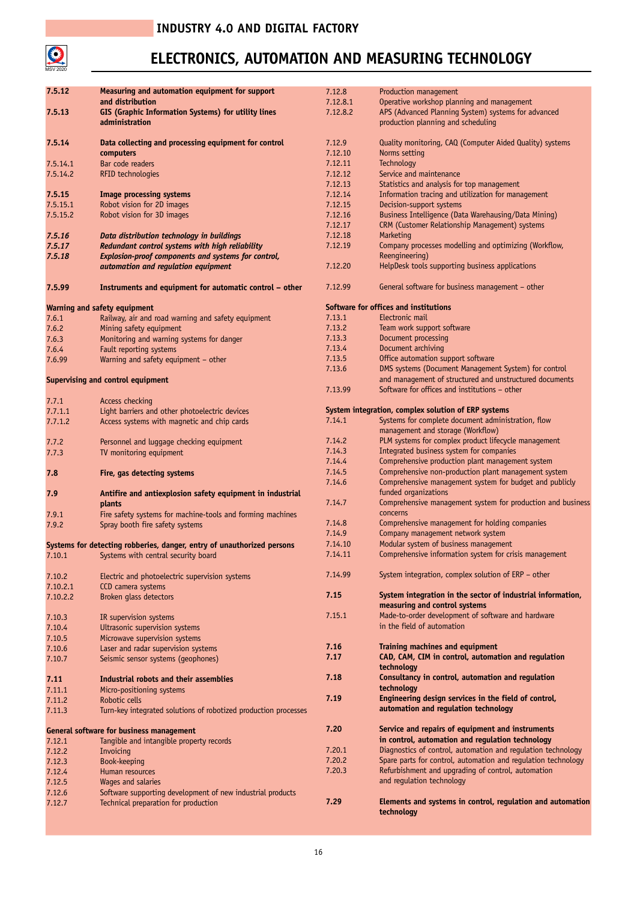# INDUSTRY 4.0 AND DIGITAL FACTORY

# ELECTRONICS, AUTOMATION AND MEASURING TECHNOLOGY

**7.5.12** **Measuring and automation equipment for support and distribution**
**7.5.13** **GIS (Graphic Information Systems) for utility lines administration**

**7.5.14** **Data collecting and processing equipment for control computers**
7.5.14.1 Bar code readers
7.5.14.2 RFID technologies

**7.5.15** **Image processing systems**
7.5.15.1 Robot vision for 2D images
7.5.15.2 Robot vision for 3D images

***7.5.16*** ***Data distribution technology in buildings***
***7.5.17*** ***Redundant control systems with high reliability***
***7.5.18*** ***Explosion-proof components and systems for control, automation and regulation equipment***

**7.5.99** **Instruments and equipment for automatic control – other**

**Warning and safety equipment**
7.6.1 Railway, air and road warning and safety equipment
7.6.2 Mining safety equipment
7.6.3 Monitoring and warning systems for danger
7.6.4 Fault reporting systems
7.6.99 Warning and safety equipment – other

**Supervising and control equipment**

7.7.1 Access checking
7.7.1.1 Light barriers and other photoelectric devices
7.7.1.2 Access systems with magnetic and chip cards

7.7.2 Personnel and luggage checking equipment
7.7.3 TV monitoring equipment

**7.8** **Fire, gas detecting systems**

**7.9** **Antifire and antiexplosion safety equipment in industrial plants**
7.9.1 Fire safety systems for machine-tools and forming machines
7.9.2 Spray booth fire safety systems

**Systems for detecting robberies, danger, entry of unauthorized persons**
7.10.1 Systems with central security board

7.10.2 Electric and photoelectric supervision systems
7.10.2.1 CCD camera systems
7.10.2.2 Broken glass detectors

7.10.3 IR supervision systems
7.10.4 Ultrasonic supervision systems
7.10.5 Microwave supervision systems
7.10.6 Laser and radar supervision systems
7.10.7 Seismic sensor systems (geophones)

**7.11** **Industrial robots and their assemblies**
7.11.1 Micro-positioning systems
7.11.2 Robotic cells
7.11.3 Turn-key integrated solutions of robotized production processes

**General software for business management**
7.12.1 Tangible and intangible property records
7.12.2 Invoicing
7.12.3 Book-keeping
7.12.4 Human resources
7.12.5 Wages and salaries
7.12.6 Software supporting development of new industrial products
7.12.7 Technical preparation for production
7.12.8 Production management
7.12.8.1 Operative workshop planning and management
7.12.8.2 APS (Advanced Planning System) systems for advanced production planning and scheduling

7.12.9 Quality monitoring, CAQ (Computer Aided Quality) systems
7.12.10 Norms setting
7.12.11 Technology
7.12.12 Service and maintenance
7.12.13 Statistics and analysis for top management
7.12.14 Information tracing and utilization for management
7.12.15 Decision-support systems
7.12.16 Business Intelligence (Data Warehausing/Data Mining)
7.12.17 CRM (Customer Relationship Management) systems
7.12.18 Marketing
7.12.19 Company processes modelling and optimizing (Workflow, Reengineering)
7.12.20 HelpDesk tools supporting business applications

7.12.99 General software for business management – other

**Software for offices and institutions**
7.13.1 Electronic mail
7.13.2 Team work support software
7.13.3 Document processing
7.13.4 Document archiving
7.13.5 Office automation support software
7.13.6 DMS systems (Document Management System) for control and management of structured and unstructured documents
7.13.99 Software for offices and institutions – other

**System integration, complex solution of ERP systems**
7.14.1 Systems for complete document administration, flow management and storage (Workflow)
7.14.2 PLM systems for complex product lifecycle management
7.14.3 Integrated business system for companies
7.14.4 Comprehensive production plant management system
7.14.5 Comprehensive non-production plant management system
7.14.6 Comprehensive management system for budget and publicly funded organizations
7.14.7 Comprehensive management system for production and business concerns
7.14.8 Comprehensive management for holding companies
7.14.9 Company management network system
7.14.10 Modular system of business management
7.14.11 Comprehensive information system for crisis management

7.14.99 System integration, complex solution of ERP – other

**7.15** **System integration in the sector of industrial information, measuring and control systems**
7.15.1 Made-to-order development of software and hardware in the field of automation

**7.16** **Training machines and equipment**
**7.17** **CAD, CAM, CIM in control, automation and regulation technology**
**7.18** **Consultancy in control, automation and regulation technology**
**7.19** **Engineering design services in the field of control, automation and regulation technology**

**7.20** **Service and repairs of equipment and instruments in control, automation and regulation technology**
7.20.1 Diagnostics of control, automation and regulation technology
7.20.2 Spare parts for control, automation and regulation technology
7.20.3 Refurbishment and upgrading of control, automation and regulation technology

**7.29** **Elements and systems in control, regulation and automation technology**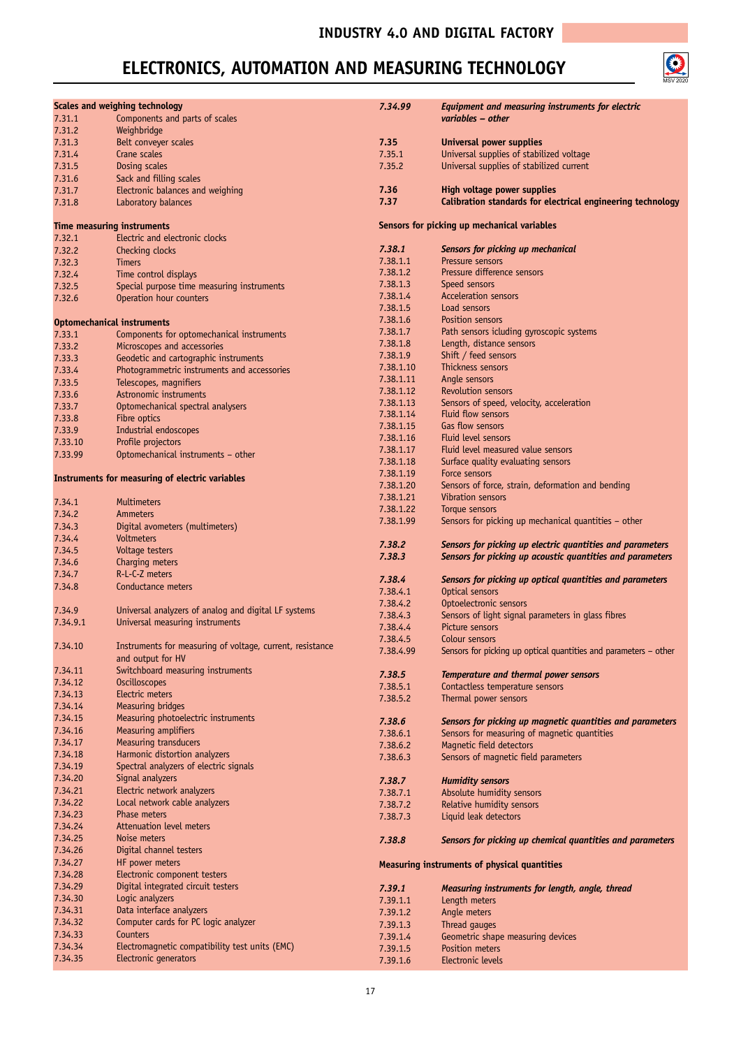# INDUSTRY 4.0 AND DIGITAL FACTORY

# ELECTRONICS, AUTOMATION AND MEASURING TECHNOLOGY

**Scales and weighing technology**

| | |
|---|---|
| 7.31.1 | Components and parts of scales |
| 7.31.2 | Weighbridge |
| 7.31.3 | Belt conveyer scales |
| 7.31.4 | Crane scales |
| 7.31.5 | Dosing scales |
| 7.31.6 | Sack and filling scales |
| 7.31.7 | Electronic balances and weighing |
| 7.31.8 | Laboratory balances |

**Time measuring instruments**

| | |
|---|---|
| 7.32.1 | Electric and electronic clocks |
| 7.32.2 | Checking clocks |
| 7.32.3 | Timers |
| 7.32.4 | Time control displays |
| 7.32.5 | Special purpose time measuring instruments |
| 7.32.6 | Operation hour counters |

**Optomechanical instruments**

| | |
|---|---|
| 7.33.1 | Components for optomechanical instruments |
| 7.33.2 | Microscopes and accessories |
| 7.33.3 | Geodetic and cartographic instruments |
| 7.33.4 | Photogrammetric instruments and accessories |
| 7.33.5 | Telescopes, magnifiers |
| 7.33.6 | Astronomic instruments |
| 7.33.7 | Optomechanical spectral analysers |
| 7.33.8 | Fibre optics |
| 7.33.9 | Industrial endoscopes |
| 7.33.10 | Profile projectors |
| 7.33.99 | Optomechanical instruments – other |

**Instruments for measuring of electric variables**

| | |
|---|---|
| 7.34.1 | Multimeters |
| 7.34.2 | Ammeters |
| 7.34.3 | Digital avometers (multimeters) |
| 7.34.4 | Voltmeters |
| 7.34.5 | Voltage testers |
| 7.34.6 | Charging meters |
| 7.34.7 | R-L-C-Z meters |
| 7.34.8 | Conductance meters |
| 7.34.9 | Universal analyzers of analog and digital LF systems |
| 7.34.9.1 | Universal measuring instruments |
| 7.34.10 | Instruments for measuring of voltage, current, resistance and output for HV |
| 7.34.11 | Switchboard measuring instruments |
| 7.34.12 | Oscilloscopes |
| 7.34.13 | Electric meters |
| 7.34.14 | Measuring bridges |
| 7.34.15 | Measuring photoelectric instruments |
| 7.34.16 | Measuring amplifiers |
| 7.34.17 | Measuring transducers |
| 7.34.18 | Harmonic distortion analyzers |
| 7.34.19 | Spectral analyzers of electric signals |
| 7.34.20 | Signal analyzers |
| 7.34.21 | Electric network analyzers |
| 7.34.22 | Local network cable analyzers |
| 7.34.23 | Phase meters |
| 7.34.24 | Attenuation level meters |
| 7.34.25 | Noise meters |
| 7.34.26 | Digital channel testers |
| 7.34.27 | HF power meters |
| 7.34.28 | Electronic component testers |
| 7.34.29 | Digital integrated circuit testers |
| 7.34.30 | Logic analyzers |
| 7.34.31 | Data interface analyzers |
| 7.34.32 | Computer cards for PC logic analyzer |
| 7.34.33 | Counters |
| 7.34.34 | Electromagnetic compatibility test units (EMC) |
| 7.34.35 | Electronic generators |
| ***7.34.99*** | ***Equipment and measuring instruments for electric variables – other*** |

| | |
|---|---|
| **7.35** | **Universal power supplies** |
| 7.35.1 | Universal supplies of stabilized voltage |
| 7.35.2 | Universal supplies of stabilized current |

| | |
|---|---|
| **7.36** | **High voltage power supplies** |
| **7.37** | **Calibration standards for electrical engineering technology** |

**Sensors for picking up mechanical variables**

| | |
|---|---|
| ***7.38.1*** | ***Sensors for picking up mechanical*** |
| 7.38.1.1 | Pressure sensors |
| 7.38.1.2 | Pressure difference sensors |
| 7.38.1.3 | Speed sensors |
| 7.38.1.4 | Acceleration sensors |
| 7.38.1.5 | Load sensors |
| 7.38.1.6 | Position sensors |
| 7.38.1.7 | Path sensors icluding gyroscopic systems |
| 7.38.1.8 | Length, distance sensors |
| 7.38.1.9 | Shift / feed sensors |
| 7.38.1.10 | Thickness sensors |
| 7.38.1.11 | Angle sensors |
| 7.38.1.12 | Revolution sensors |
| 7.38.1.13 | Sensors of speed, velocity, acceleration |
| 7.38.1.14 | Fluid flow sensors |
| 7.38.1.15 | Gas flow sensors |
| 7.38.1.16 | Fluid level sensors |
| 7.38.1.17 | Fluid level measured value sensors |
| 7.38.1.18 | Surface quality evaluating sensors |
| 7.38.1.19 | Force sensors |
| 7.38.1.20 | Sensors of force, strain, deformation and bending |
| 7.38.1.21 | Vibration sensors |
| 7.38.1.22 | Torque sensors |
| 7.38.1.99 | Sensors for picking up mechanical quantities – other |
| ***7.38.2*** | ***Sensors for picking up electric quantities and parameters*** |
| ***7.38.3*** | ***Sensors for picking up acoustic quantities and parameters*** |
| ***7.38.4*** | ***Sensors for picking up optical quantities and parameters*** |
| 7.38.4.1 | Optical sensors |
| 7.38.4.2 | Optoelectronic sensors |
| 7.38.4.3 | Sensors of light signal parameters in glass fibres |
| 7.38.4.4 | Picture sensors |
| 7.38.4.5 | Colour sensors |
| 7.38.4.99 | Sensors for picking up optical quantities and parameters – other |
| ***7.38.5*** | ***Temperature and thermal power sensors*** |
| 7.38.5.1 | Contactless temperature sensors |
| 7.38.5.2 | Thermal power sensors |
| ***7.38.6*** | ***Sensors for picking up magnetic quantities and parameters*** |
| 7.38.6.1 | Sensors for measuring of magnetic quantities |
| 7.38.6.2 | Magnetic field detectors |
| 7.38.6.3 | Sensors of magnetic field parameters |
| ***7.38.7*** | ***Humidity sensors*** |
| 7.38.7.1 | Absolute humidity sensors |
| 7.38.7.2 | Relative humidity sensors |
| 7.38.7.3 | Liquid leak detectors |
| ***7.38.8*** | ***Sensors for picking up chemical quantities and parameters*** |

**Measuring instruments of physical quantities**

| | |
|---|---|
| ***7.39.1*** | ***Measuring instruments for length, angle, thread*** |
| 7.39.1.1 | Length meters |
| 7.39.1.2 | Angle meters |
| 7.39.1.3 | Thread gauges |
| 7.39.1.4 | Geometric shape measuring devices |
| 7.39.1.5 | Position meters |
| 7.39.1.6 | Electronic levels |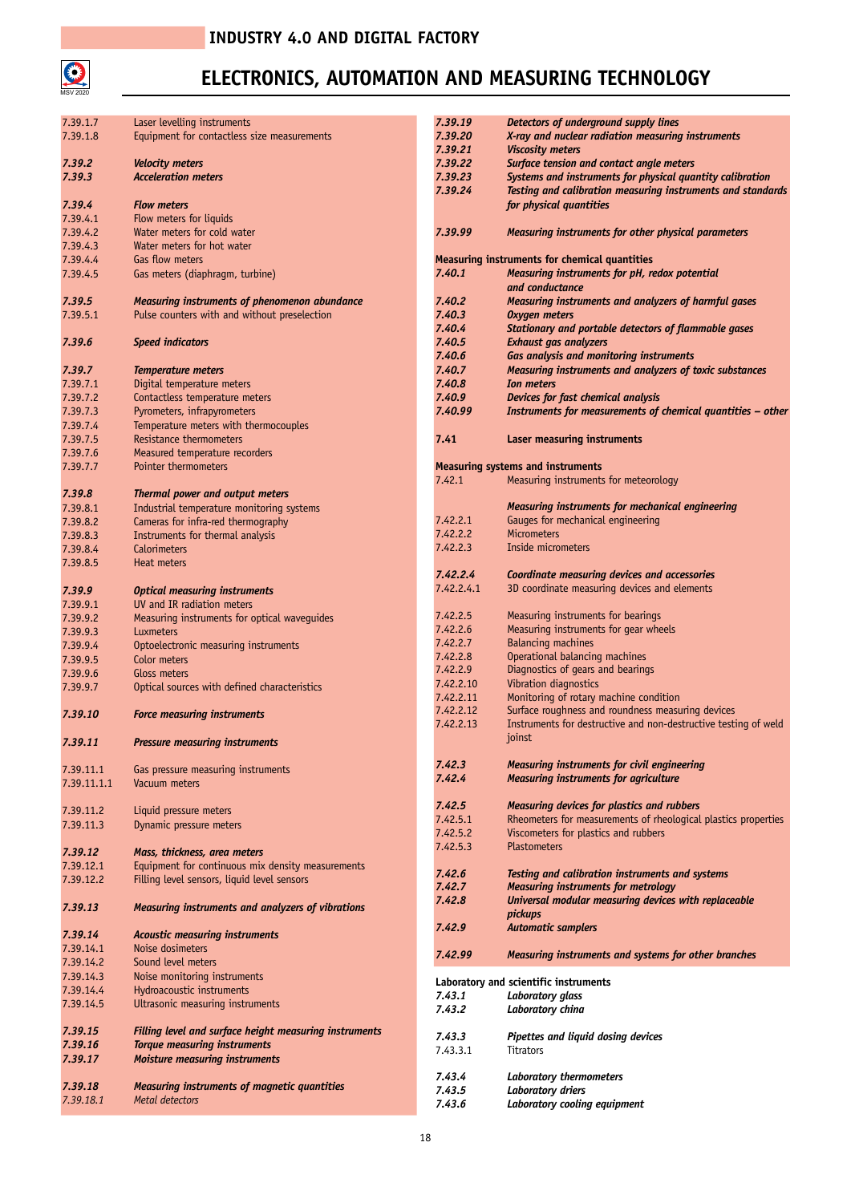# INDUSTRY 4.0 AND DIGITAL FACTORY

# ELECTRONICS, AUTOMATION AND MEASURING TECHNOLOGY

7.39.1.7 Laser levelling instruments
7.39.1.8 Equipment for contactless size measurements

***7.39.2 Velocity meters***
***7.39.3 Acceleration meters***

***7.39.4 Flow meters***
7.39.4.1 Flow meters for liquids
7.39.4.2 Water meters for cold water
7.39.4.3 Water meters for hot water
7.39.4.4 Gas flow meters
7.39.4.5 Gas meters (diaphragm, turbine)

***7.39.5 Measuring instruments of phenomenon abundance***
7.39.5.1 Pulse counters with and without preselection

***7.39.6 Speed indicators***

***7.39.7 Temperature meters***
7.39.7.1 Digital temperature meters
7.39.7.2 Contactless temperature meters
7.39.7.3 Pyrometers, infrapyrometers
7.39.7.4 Temperature meters with thermocouples
7.39.7.5 Resistance thermometers
7.39.7.6 Measured temperature recorders
7.39.7.7 Pointer thermometers

***7.39.8 Thermal power and output meters***
7.39.8.1 Industrial temperature monitoring systems
7.39.8.2 Cameras for infra-red thermography
7.39.8.3 Instruments for thermal analysis
7.39.8.4 Calorimeters
7.39.8.5 Heat meters

***7.39.9 Optical measuring instruments***
7.39.9.1 UV and IR radiation meters
7.39.9.2 Measuring instruments for optical waveguides
7.39.9.3 Luxmeters
7.39.9.4 Optoelectronic measuring instruments
7.39.9.5 Color meters
7.39.9.6 Gloss meters
7.39.9.7 Optical sources with defined characteristics

***7.39.10 Force measuring instruments***

***7.39.11 Pressure measuring instruments***

7.39.11.1 Gas pressure measuring instruments
7.39.11.1.1 Vacuum meters

7.39.11.2 Liquid pressure meters
7.39.11.3 Dynamic pressure meters

***7.39.12 Mass, thickness, area meters***
7.39.12.1 Equipment for continuous mix density measurements
7.39.12.2 Filling level sensors, liquid level sensors

***7.39.13 Measuring instruments and analyzers of vibrations***

***7.39.14 Acoustic measuring instruments***
7.39.14.1 Noise dosimeters
7.39.14.2 Sound level meters
7.39.14.3 Noise monitoring instruments
7.39.14.4 Hydroacoustic instruments
7.39.14.5 Ultrasonic measuring instruments

***7.39.15 Filling level and surface height measuring instruments***
***7.39.16 Torque measuring instruments***
***7.39.17 Moisture measuring instruments***

***7.39.18 Measuring instruments of magnetic quantities***
*7.39.18.1 Metal detectors*

***7.39.19 Detectors of underground supply lines***
***7.39.20 X-ray and nuclear radiation measuring instruments***
***7.39.21 Viscosity meters***
***7.39.22 Surface tension and contact angle meters***
***7.39.23 Systems and instruments for physical quantity calibration***
***7.39.24 Testing and calibration measuring instruments and standards for physical quantities***

***7.39.99 Measuring instruments for other physical parameters***

**Measuring instruments for chemical quantities**
***7.40.1 Measuring instruments for pH, redox potential and conductance***
***7.40.2 Measuring instruments and analyzers of harmful gases***
***7.40.3 Oxygen meters***
***7.40.4 Stationary and portable detectors of flammable gases***
***7.40.5 Exhaust gas analyzers***
***7.40.6 Gas analysis and monitoring instruments***
***7.40.7 Measuring instruments and analyzers of toxic substances***
***7.40.8 Ion meters***
***7.40.9 Devices for fast chemical analysis***
***7.40.99 Instruments for measurements of chemical quantities – other***

**7.41 Laser measuring instruments**

**Measuring systems and instruments**
7.42.1 Measuring instruments for meteorology

***Measuring instruments for mechanical engineering***
7.42.2.1 Gauges for mechanical engineering
7.42.2.2 Micrometers
7.42.2.3 Inside micrometers

***7.42.2.4 Coordinate measuring devices and accessories***
7.42.2.4.1 3D coordinate measuring devices and elements

7.42.2.5 Measuring instruments for bearings
7.42.2.6 Measuring instruments for gear wheels
7.42.2.7 Balancing machines
7.42.2.8 Operational balancing machines
7.42.2.9 Diagnostics of gears and bearings
7.42.2.10 Vibration diagnostics
7.42.2.11 Monitoring of rotary machine condition
7.42.2.12 Surface roughness and roundness measuring devices
7.42.2.13 Instruments for destructive and non-destructive testing of weld joinst

***7.42.3 Measuring instruments for civil engineering***
***7.42.4 Measuring instruments for agriculture***

***7.42.5 Measuring devices for plastics and rubbers***
7.42.5.1 Rheometers for measurements of rheological plastics properties
7.42.5.2 Viscometers for plastics and rubbers
7.42.5.3 Plastometers

***7.42.6 Testing and calibration instruments and systems***
***7.42.7 Measuring instruments for metrology***
***7.42.8 Universal modular measuring devices with replaceable pickups***
***7.42.9 Automatic samplers***

***7.42.99 Measuring instruments and systems for other branches***

**Laboratory and scientific instruments**
***7.43.1 Laboratory glass***
***7.43.2 Laboratory china***

***7.43.3 Pipettes and liquid dosing devices***
7.43.3.1 Titrators

***7.43.4 Laboratory thermometers***
***7.43.5 Laboratory driers***
***7.43.6 Laboratory cooling equipment***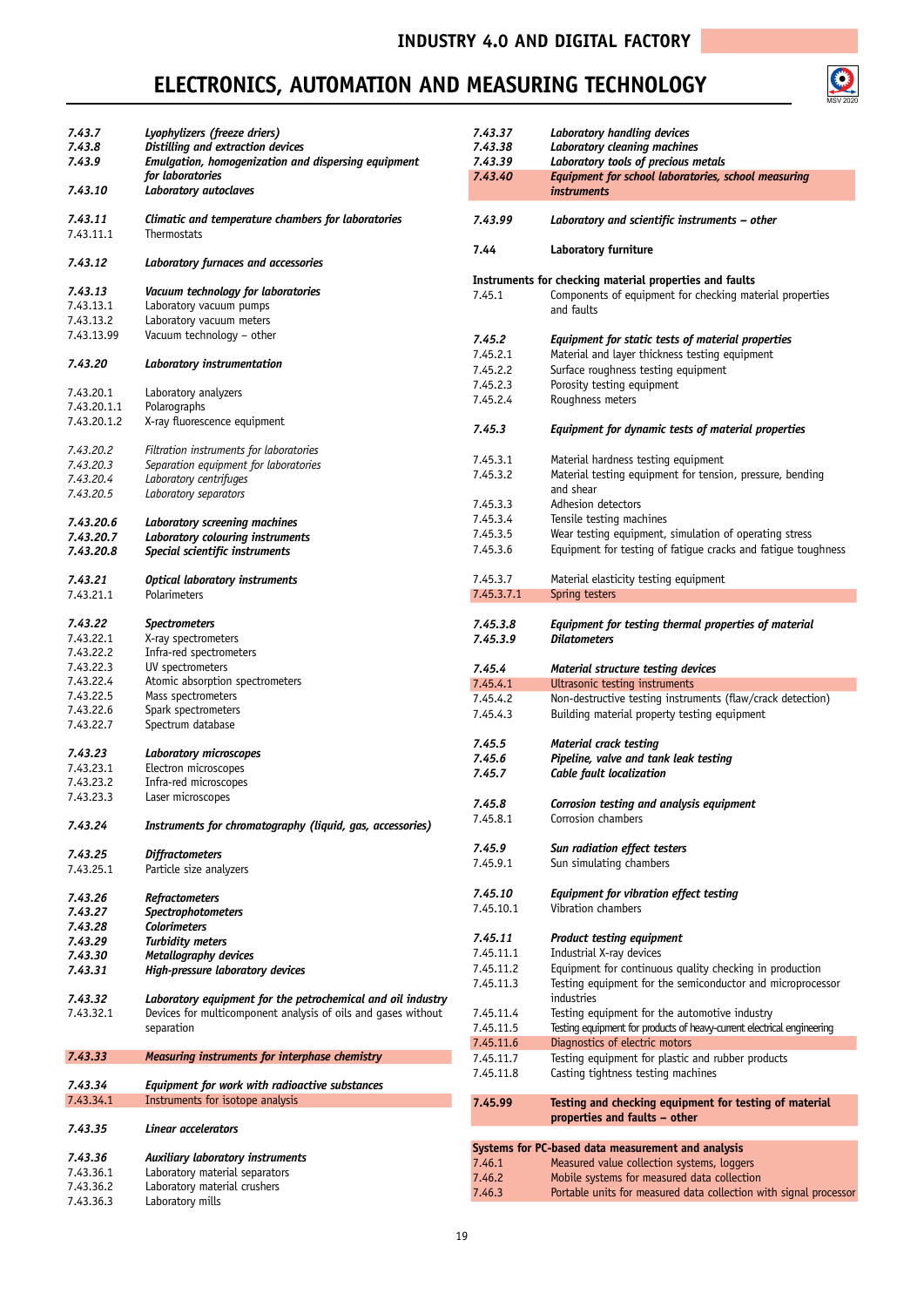# INDUSTRY 4.0 AND DIGITAL FACTORY

# ELECTRONICS, AUTOMATION AND MEASURING TECHNOLOGY

***7.43.7*** ***Lyophylizers (freeze driers)***
***7.43.8*** ***Distilling and extraction devices***
***7.43.9*** ***Emulgation, homogenization and dispersing equipment for laboratories***
***7.43.10*** ***Laboratory autoclaves***

***7.43.11*** ***Climatic and temperature chambers for laboratories***
7.43.11.1 Thermostats

***7.43.12*** ***Laboratory furnaces and accessories***

***7.43.13*** ***Vacuum technology for laboratories***
7.43.13.1 Laboratory vacuum pumps
7.43.13.2 Laboratory vacuum meters
7.43.13.99 Vacuum technology – other

***7.43.20*** ***Laboratory instrumentation***

7.43.20.1 Laboratory analyzers
7.43.20.1.1 Polarographs
7.43.20.1.2 X-ray fluorescence equipment

*7.43.20.2* *Filtration instruments for laboratories*
*7.43.20.3* *Separation equipment for laboratories*
*7.43.20.4* *Laboratory centrifuges*
*7.43.20.5* *Laboratory separators*

***7.43.20.6*** ***Laboratory screening machines***
***7.43.20.7*** ***Laboratory colouring instruments***
***7.43.20.8*** ***Special scientific instruments***

***7.43.21*** ***Optical laboratory instruments***
7.43.21.1 Polarimeters

***7.43.22*** ***Spectrometers***
7.43.22.1 X-ray spectrometers
7.43.22.2 Infra-red spectrometers
7.43.22.3 UV spectrometers
7.43.22.4 Atomic absorption spectrometers
7.43.22.5 Mass spectrometers
7.43.22.6 Spark spectrometers
7.43.22.7 Spectrum database

***7.43.23*** ***Laboratory microscopes***
7.43.23.1 Electron microscopes
7.43.23.2 Infra-red microscopes
7.43.23.3 Laser microscopes

***7.43.24*** ***Instruments for chromatography (liquid, gas, accessories)***

***7.43.25*** ***Diffractometers***
7.43.25.1 Particle size analyzers

***7.43.26*** ***Refractometers***
***7.43.27*** ***Spectrophotometers***
***7.43.28*** ***Colorimeters***
***7.43.29*** ***Turbidity meters***
***7.43.30*** ***Metallography devices***
***7.43.31*** ***High-pressure laboratory devices***

***7.43.32*** ***Laboratory equipment for the petrochemical and oil industry***
7.43.32.1 Devices for multicomponent analysis of oils and gases without separation

***7.43.33*** ***Measuring instruments for interphase chemistry***

***7.43.34*** ***Equipment for work with radioactive substances***
7.43.34.1 Instruments for isotope analysis

***7.43.35*** ***Linear accelerators***

***7.43.36*** ***Auxiliary laboratory instruments***
7.43.36.1 Laboratory material separators
7.43.36.2 Laboratory material crushers
7.43.36.3 Laboratory mills

***7.43.37*** ***Laboratory handling devices***
***7.43.38*** ***Laboratory cleaning machines***
***7.43.39*** ***Laboratory tools of precious metals***
***7.43.40*** ***Equipment for school laboratories, school measuring instruments***

***7.43.99*** ***Laboratory and scientific instruments – other***

**7.44** **Laboratory furniture**

**Instruments for checking material properties and faults**
7.45.1 Components of equipment for checking material properties and faults

***7.45.2*** ***Equipment for static tests of material properties***
7.45.2.1 Material and layer thickness testing equipment
7.45.2.2 Surface roughness testing equipment
7.45.2.3 Porosity testing equipment
7.45.2.4 Roughness meters

***7.45.3*** ***Equipment for dynamic tests of material properties***

7.45.3.1 Material hardness testing equipment
7.45.3.2 Material testing equipment for tension, pressure, bending and shear
7.45.3.3 Adhesion detectors
7.45.3.4 Tensile testing machines
7.45.3.5 Wear testing equipment, simulation of operating stress
7.45.3.6 Equipment for testing of fatigue cracks and fatigue toughness

7.45.3.7 Material elasticity testing equipment
7.45.3.7.1 Spring testers

***7.45.3.8*** ***Equipment for testing thermal properties of material***
***7.45.3.9*** ***Dilatometers***

***7.45.4*** ***Material structure testing devices***
7.45.4.1 Ultrasonic testing instruments
7.45.4.2 Non-destructive testing instruments (flaw/crack detection)
7.45.4.3 Building material property testing equipment

***7.45.5*** ***Material crack testing***
***7.45.6*** ***Pipeline, valve and tank leak testing***
***7.45.7*** ***Cable fault localization***

***7.45.8*** ***Corrosion testing and analysis equipment***
7.45.8.1 Corrosion chambers

***7.45.9*** ***Sun radiation effect testers***
7.45.9.1 Sun simulating chambers

***7.45.10*** ***Equipment for vibration effect testing***
7.45.10.1 Vibration chambers

***7.45.11*** ***Product testing equipment***
7.45.11.1 Industrial X-ray devices
7.45.11.2 Equipment for continuous quality checking in production
7.45.11.3 Testing equipment for the semiconductor and microprocessor industries
7.45.11.4 Testing equipment for the automotive industry
7.45.11.5 Testing equipment for products of heavy-current electrical engineering
7.45.11.6 Diagnostics of electric motors
7.45.11.7 Testing equipment for plastic and rubber products
7.45.11.8 Casting tightness testing machines

**7.45.99** **Testing and checking equipment for testing of material properties and faults – other**

**Systems for PC-based data measurement and analysis**
7.46.1 Measured value collection systems, loggers
7.46.2 Mobile systems for measured data collection
7.46.3 Portable units for measured data collection with signal processor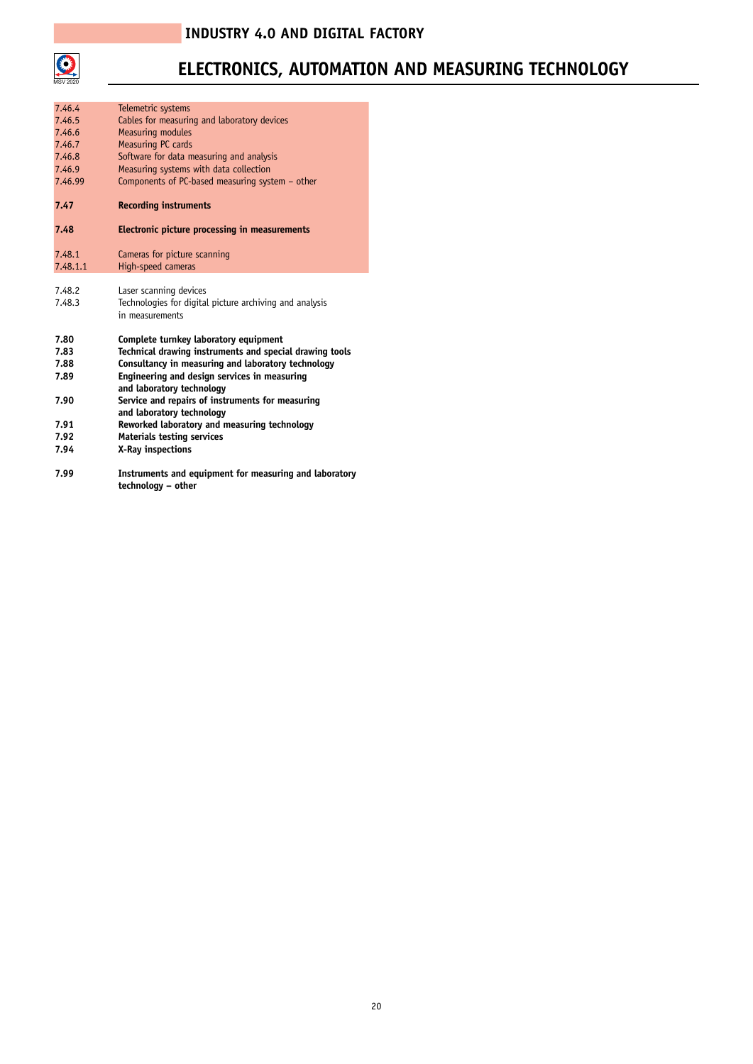# INDUSTRY 4.0 AND DIGITAL FACTORY

# ELECTRONICS, AUTOMATION AND MEASURING TECHNOLOGY

| | |
|---|---|
| 7.46.4 | Telemetric systems |
| 7.46.5 | Cables for measuring and laboratory devices |
| 7.46.6 | Measuring modules |
| 7.46.7 | Measuring PC cards |
| 7.46.8 | Software for data measuring and analysis |
| 7.46.9 | Measuring systems with data collection |
| 7.46.99 | Components of PC-based measuring system – other |
| **7.47** | **Recording instruments** |
| **7.48** | **Electronic picture processing in measurements** |
| 7.48.1 | Cameras for picture scanning |
| 7.48.1.1 | High-speed cameras |
| 7.48.2 | Laser scanning devices |
| 7.48.3 | Technologies for digital picture archiving and analysis in measurements |
| **7.80** | **Complete turnkey laboratory equipment** |
| **7.83** | **Technical drawing instruments and special drawing tools** |
| **7.88** | **Consultancy in measuring and laboratory technology** |
| **7.89** | **Engineering and design services in measuring and laboratory technology** |
| **7.90** | **Service and repairs of instruments for measuring and laboratory technology** |
| **7.91** | **Reworked laboratory and measuring technology** |
| **7.92** | **Materials testing services** |
| **7.94** | **X-Ray inspections** |
| **7.99** | **Instruments and equipment for measuring and laboratory technology – other** |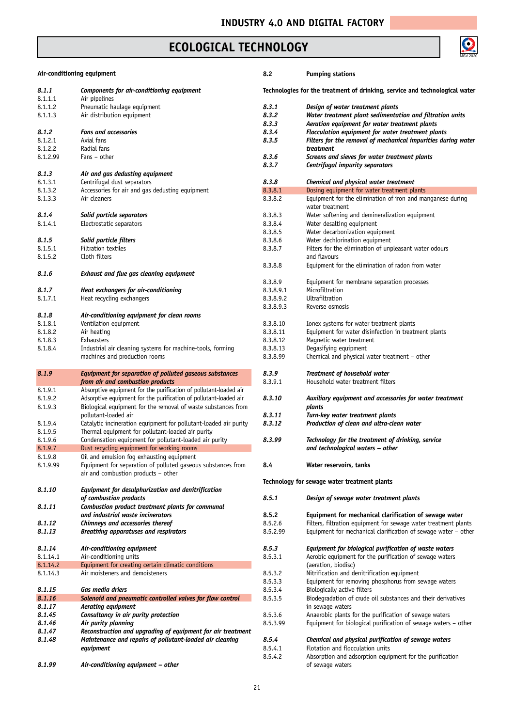# ECOLOGICAL TECHNOLOGY

## Air-conditioning equipment

***8.1.1*** ***Components for air-conditioning equipment***
8.1.1.1 Air pipelines
8.1.1.2 Pneumatic haulage equipment
8.1.1.3 Air distribution equipment

***8.1.2*** ***Fans and accessories***
8.1.2.1 Axial fans
8.1.2.2 Radial fans
8.1.2.99 Fans – other

***8.1.3*** ***Air and gas dedusting equipment***
8.1.3.1 Centrifugal dust separators
8.1.3.2 Accessories for air and gas dedusting equipment
8.1.3.3 Air cleaners

***8.1.4*** ***Solid particle separators***
8.1.4.1 Electrostatic separators

***8.1.5*** ***Solid particle filters***
8.1.5.1 Filtration textiles
8.1.5.2 Cloth filters

***8.1.6*** ***Exhaust and flue gas cleaning equipment***

***8.1.7*** ***Heat exchangers for air-conditioning***
8.1.7.1 Heat recycling exchangers

***8.1.8*** ***Air-conditioning equipment for clean rooms***
8.1.8.1 Ventilation equipment
8.1.8.2 Air heating
8.1.8.3 Exhausters
8.1.8.4 Industrial air cleaning systems for machine-tools, forming machines and production rooms

***8.1.9*** ***Equipment for separation of polluted gaseous substances from air and combustion products***
8.1.9.1 Absorptive equipment for the purification of pollutant-loaded air
8.1.9.2 Adsorptive equipment for the purification of pollutant-loaded air
8.1.9.3 Biological equipment for the removal of waste substances from pollutant-loaded air
8.1.9.4 Catalytic incineration equipment for pollutant-loaded air purity
8.1.9.5 Thermal equipment for pollutant-loaded air purity
8.1.9.6 Condensation equipment for pollutant-loaded air purity
8.1.9.7 Dust recycling equipment for working rooms
8.1.9.8 Oil and emulsion fog exhausting equipment
8.1.9.99 Equipment for separation of polluted gaseous substances from air and combustion products – other

***8.1.10*** ***Equipment for desulphurization and denitrification of combustion products***
***8.1.11*** ***Combustion product treatment plants for communal and industrial waste incinerators***
***8.1.12*** ***Chimneys and accessories thereof***
***8.1.13*** ***Breathing apparatuses and respirators***

***8.1.14*** ***Air-conditioning equipment***
8.1.14.1 Air-conditioning units
8.1.14.2 Equipment for creating certain climatic conditions
8.1.14.3 Air moisteners and demoisteners

***8.1.15*** ***Gas media driers***
***8.1.16*** ***Solenoid and pneumatic controlled valves for flow control***
***8.1.17*** ***Aerating equipment***
***8.1.45*** ***Consultancy in air purity protection***
***8.1.46*** ***Air purity planning***
***8.1.47*** ***Reconstruction and upgrading of equipment for air treatment***
***8.1.48*** ***Maintenance and repairs of pollutant-loaded air cleaning equipment***

***8.1.99*** ***Air-conditioning equipment – other***

**8.2** **Pumping stations**

## Technologies for the treatment of drinking, service and technological water

***8.3.1*** ***Design of water treatment plants***
***8.3.2*** ***Water treatment plant sedimentation and filtration units***
***8.3.3*** ***Aeration equipment for water treatment plants***
***8.3.4*** ***Flocculation equipment for water treatment plants***
***8.3.5*** ***Filters for the removal of mechanical impurities during water treatment***
***8.3.6*** ***Screens and sieves for water treatment plants***
***8.3.7*** ***Centrifugal impurity separators***

***8.3.8*** ***Chemical and physical water treatment***
8.3.8.1 Dosing equipment for water treatment plants
8.3.8.2 Equipment for the elimination of iron and manganese during water treatment
8.3.8.3 Water softening and demineralization equipment
8.3.8.4 Water desalting equipment
8.3.8.5 Water decarbonization equipment
8.3.8.6 Water dechlorination equipment
8.3.8.7 Filters for the elimination of unpleasant water odours and flavours
8.3.8.8 Equipment for the elimination of radon from water
8.3.8.9 Equipment for membrane separation processes
8.3.8.9.1 Microfiltration
8.3.8.9.2 Ultrafiltration
8.3.8.9.3 Reverse osmosis
8.3.8.10 Ionex systems for water treatment plants
8.3.8.11 Equipment for water disinfection in treatment plants
8.3.8.12 Magnetic water treatment
8.3.8.13 Degasifying equipment
8.3.8.99 Chemical and physical water treatment – other

***8.3.9*** ***Treatment of household water***
8.3.9.1 Household water treatment filters

***8.3.10*** ***Auxiliary equipment and accessories for water treatment plants***
***8.3.11*** ***Turn-key water treatment plants***
***8.3.12*** ***Production of clean and ultra-clean water***

***8.3.99*** ***Technology for the treatment of drinking, service and technological waters – other***

**8.4** **Water reservoirs, tanks**

## Technology for sewage water treatment plants

***8.5.1*** ***Design of sewage water treatment plants***

**8.5.2** **Equipment for mechanical clarification of sewage water**
8.5.2.6 Filters, filtration equipment for sewage water treatment plants
8.5.2.99 Equipment for mechanical clarification of sewage water – other

***8.5.3*** ***Equipment for biological purification of waste waters***
8.5.3.1 Aerobic equipment for the purification of sewage waters (aeration, biodisc)
8.5.3.2 Nitrification and denitrification equipment
8.5.3.3 Equipment for removing phosphorus from sewage waters
8.5.3.4 Biologically active filters
8.5.3.5 Biodegradation of crude oil substances and their derivatives in sewage waters
8.5.3.6 Anaerobic plants for the purification of sewage waters
8.5.3.99 Equipment for biological purification of sewage waters – other

***8.5.4*** ***Chemical and physical purification of sewage waters***
8.5.4.1 Flotation and flocculation units
8.5.4.2 Absorption and adsorption equipment for the purification of sewage waters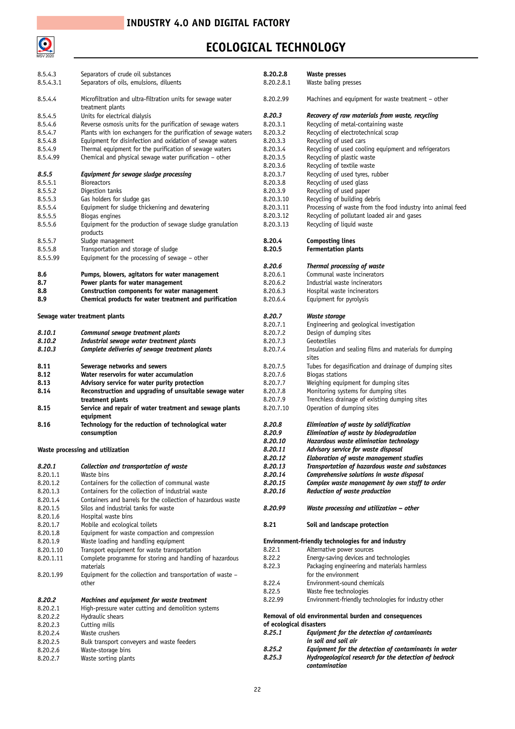# INDUSTRY 4.0 AND DIGITAL FACTORY

# ECOLOGICAL TECHNOLOGY

8.5.4.3 Separators of crude oil substances
8.5.4.3.1 Separators of oils, emulsions, diluents

8.5.4.4 Microfiltration and ultra-filtration units for sewage water treatment plants
8.5.4.5 Units for electrical dialysis
8.5.4.6 Reverse osmosis units for the purification of sewage waters
8.5.4.7 Plants with ion exchangers for the purification of sewage waters
8.5.4.8 Equipment for disinfection and oxidation of sewage waters
8.5.4.9 Thermal equipment for the purification of sewage waters
8.5.4.99 Chemical and physical sewage water purification – other

***8.5.5 Equipment for sewage sludge processing***
8.5.5.1 Bioreactors
8.5.5.2 Digestion tanks
8.5.5.3 Gas holders for sludge gas
8.5.5.4 Equipment for sludge thickening and dewatering
8.5.5.5 Biogas engines
8.5.5.6 Equipment for the production of sewage sludge granulation products
8.5.5.7 Sludge management
8.5.5.8 Transportation and storage of sludge
8.5.5.99 Equipment for the processing of sewage – other

**8.6 Pumps, blowers, agitators for water management**
**8.7 Power plants for water management**
**8.8 Construction components for water management**
**8.9 Chemical products for water treatment and purification**

**Sewage water treatment plants**

***8.10.1 Communal sewage treatment plants***
***8.10.2 Industrial sewage water treatment plants***
***8.10.3 Complete deliveries of sewage treatment plants***

**8.11 Sewerage networks and sewers**
**8.12 Water reservoirs for water accumulation**
**8.13 Advisory service for water purity protection**
**8.14 Reconstruction and upgrading of unsuitable sewage water treatment plants**
**8.15 Service and repair of water treatment and sewage plants equipment**
**8.16 Technology for the reduction of technological water consumption**

**Waste processing and utilization**

***8.20.1 Collection and transportation of waste***
8.20.1.1 Waste bins
8.20.1.2 Containers for the collection of communal waste
8.20.1.3 Containers for the collection of industrial waste
8.20.1.4 Containers and barrels for the collection of hazardous waste
8.20.1.5 Silos and industrial tanks for waste
8.20.1.6 Hospital waste bins
8.20.1.7 Mobile and ecological toilets
8.20.1.8 Equipment for waste compaction and compression
8.20.1.9 Waste loading and handling equipment
8.20.1.10 Transport equipment for waste transportation
8.20.1.11 Complete programme for storing and handling of hazardous materials
8.20.1.99 Equipment for the collection and transportation of waste – other

***8.20.2 Machines and equipment for waste treatment***
8.20.2.1 High-pressure water cutting and demolition systems
8.20.2.2 Hydraulic shears
8.20.2.3 Cutting mills
8.20.2.4 Waste crushers
8.20.2.5 Bulk transport conveyers and waste feeders
8.20.2.6 Waste-storage bins
8.20.2.7 Waste sorting plants
**8.20.2.8 Waste presses**
8.20.2.8.1 Waste baling presses

8.20.2.99 Machines and equipment for waste treatment – other

***8.20.3 Recovery of raw materials from waste, recycling***
8.20.3.1 Recycling of metal-containing waste
8.20.3.2 Recycling of electrotechnical scrap
8.20.3.3 Recycling of used cars
8.20.3.4 Recycling of used cooling equipment and refrigerators
8.20.3.5 Recycling of plastic waste
8.20.3.6 Recycling of textile waste
8.20.3.7 Recycling of used tyres, rubber
8.20.3.8 Recycling of used glass
8.20.3.9 Recycling of used paper
8.20.3.10 Recycling of building debris
8.20.3.11 Processing of waste from the food industry into animal feed
8.20.3.12 Recycling of pollutant loaded air and gases
8.20.3.13 Recycling of liquid waste

**8.20.4 Composting lines**
**8.20.5 Fermentation plants**

***8.20.6 Thermal processing of waste***
8.20.6.1 Communal waste incinerators
8.20.6.2 Industrial waste incinerators
8.20.6.3 Hospital waste incinerators
8.20.6.4 Equipment for pyrolysis

***8.20.7 Waste storage***
8.20.7.1 Engineering and geological investigation
8.20.7.2 Design of dumping sites
8.20.7.3 Geotextiles
8.20.7.4 Insulation and sealing films and materials for dumping sites
8.20.7.5 Tubes for degasification and drainage of dumping sites
8.20.7.6 Biogas stations
8.20.7.7 Weighing equipment for dumping sites
8.20.7.8 Monitoring systems for dumping sites
8.20.7.9 Trenchless drainage of existing dumping sites
8.20.7.10 Operation of dumping sites

***8.20.8 Elimination of waste by solidification***
***8.20.9 Elimination of waste by biodegradation***
***8.20.10 Hazardous waste elimination technology***
***8.20.11 Advisory service for waste disposal***
***8.20.12 Elaboration of waste management studies***
***8.20.13 Transportation of hazardous waste and substances***
***8.20.14 Comprehensive solutions in waste disposal***
***8.20.15 Complex waste management by own staff to order***
***8.20.16 Reduction of waste production***

***8.20.99 Waste processing and utilization – other***

**8.21 Soil and landscape protection**

**Environment-friendly technologies for and industry**
8.22.1 Alternative power sources
8.22.2 Energy-saving devices and technologies
8.22.3 Packaging engineering and materials harmless for the environment
8.22.4 Environment-sound chemicals
8.22.5 Waste free technologies
8.22.99 Environment-friendly technologies for industry other

**Removal of old environmental burden and consequences of ecological disasters**
***8.25.1 Equipment for the detection of contaminants in soil and soil air***
***8.25.2 Equipment for the detection of contaminants in water***
***8.25.3 Hydrogeological research for the detection of bedrock contamination***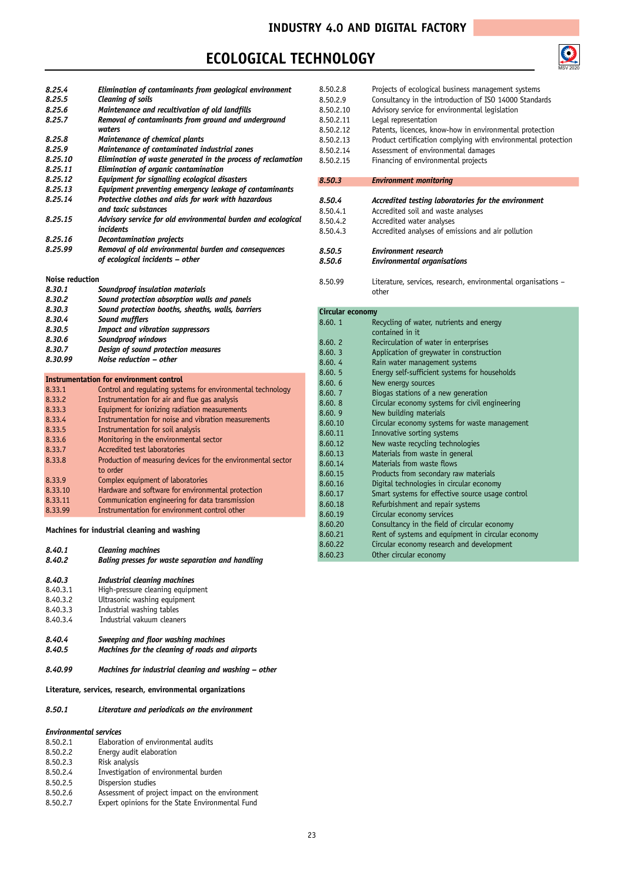# ECOLOGICAL TECHNOLOGY

*8.25.4* *Elimination of contaminants from geological environment*
*8.25.5* *Cleaning of soils*
*8.25.6* *Maintenance and recultivation of old landfills*
*8.25.7* *Removal of contaminants from ground and underground waters*
*8.25.8* *Maintenance of chemical plants*
*8.25.9* *Maintenance of contaminated industrial zones*
*8.25.10* *Elimination of waste generated in the process of reclamation*
*8.25.11* *Elimination of organic contamination*
*8.25.12* *Equipment for signalling ecological disasters*
*8.25.13* *Equipment preventing emergency leakage of contaminants*
*8.25.14* *Protective clothes and aids for work with hazardous and toxic substances*
*8.25.15* *Advisory service for old environmental burden and ecological incidents*
*8.25.16* *Decontamination projects*
*8.25.99* *Removal of old environmental burden and consequences of ecological incidents – other*

**Noise reduction**

*8.30.1* *Soundproof insulation materials*
*8.30.2* *Sound protection absorption walls and panels*
*8.30.3* *Sound protection booths, sheaths, walls, barriers*
*8.30.4* *Sound mufflers*
*8.30.5* *Impact and vibration suppressors*
*8.30.6* *Soundproof windows*
*8.30.7* *Design of sound protection measures*
*8.30.99* *Noise reduction – other*

**Instrumentation for environment control**

8.33.1 Control and regulating systems for environmental technology
8.33.2 Instrumentation for air and flue gas analysis
8.33.3 Equipment for ionizing radiation measurements
8.33.4 Instrumentation for noise and vibration measurements
8.33.5 Instrumentation for soil analysis
8.33.6 Monitoring in the environmental sector
8.33.7 Accredited test laboratories
8.33.8 Production of measuring devices for the environmental sector to order
8.33.9 Complex equipment of laboratories
8.33.10 Hardware and software for environmental protection
8.33.11 Communication engineering for data transmission
8.33.99 Instrumentation for environment control other

**Machines for industrial cleaning and washing**

*8.40.1* *Cleaning machines*
*8.40.2* *Baling presses for waste separation and handling*

*8.40.3* *Industrial cleaning machines*
8.40.3.1 High-pressure cleaning equipment
8.40.3.2 Ultrasonic washing equipment
8.40.3.3 Industrial washing tables
8.40.3.4 Industrial vakuum cleaners

*8.40.4* *Sweeping and floor washing machines*
*8.40.5* *Machines for the cleaning of roads and airports*

*8.40.99* *Machines for industrial cleaning and washing – other*

**Literature, services, research, environmental organizations**

*8.50.1* *Literature and periodicals on the environment*

*Environmental services*

8.50.2.1 Elaboration of environmental audits
8.50.2.2 Energy audit elaboration
8.50.2.3 Risk analysis
8.50.2.4 Investigation of environmental burden
8.50.2.5 Dispersion studies
8.50.2.6 Assessment of project impact on the environment
8.50.2.7 Expert opinions for the State Environmental Fund
8.50.2.8 Projects of ecological business management systems
8.50.2.9 Consultancy in the introduction of ISO 14000 Standards
8.50.2.10 Advisory service for environmental legislation
8.50.2.11 Legal representation
8.50.2.12 Patents, licences, know-how in environmental protection
8.50.2.13 Product certification complying with environmental protection
8.50.2.14 Assessment of environmental damages
8.50.2.15 Financing of environmental projects

***8.50.3*** ***Environment monitoring***

*8.50.4* *Accredited testing laboratories for the environment*
8.50.4.1 Accredited soil and waste analyses
8.50.4.2 Accredited water analyses
8.50.4.3 Accredited analyses of emissions and air pollution

*8.50.5* *Environment research*
*8.50.6* *Environmental organisations*

8.50.99 Literature, services, research, environmental organisations – other

**Circular economy**

8.60. 1 Recycling of water, nutrients and energy contained in it
8.60. 2 Recirculation of water in enterprises
8.60. 3 Application of greywater in construction
8.60. 4 Rain water management systems
8.60. 5 Energy self-sufficient systems for households
8.60. 6 New energy sources
8.60. 7 Biogas stations of a new generation
8.60. 8 Circular economy systems for civil engineering
8.60. 9 New building materials
8.60.10 Circular economy systems for waste management
8.60.11 Innovative sorting systems
8.60.12 New waste recycling technologies
8.60.13 Materials from waste in general
8.60.14 Materials from waste flows
8.60.15 Products from secondary raw materials
8.60.16 Digital technologies in circular economy
8.60.17 Smart systems for effective source usage control
8.60.18 Refurbishment and repair systems
8.60.19 Circular economy services
8.60.20 Consultancy in the field of circular economy
8.60.21 Rent of systems and equipment in circular economy
8.60.22 Circular economy research and development
8.60.23 Other circular economy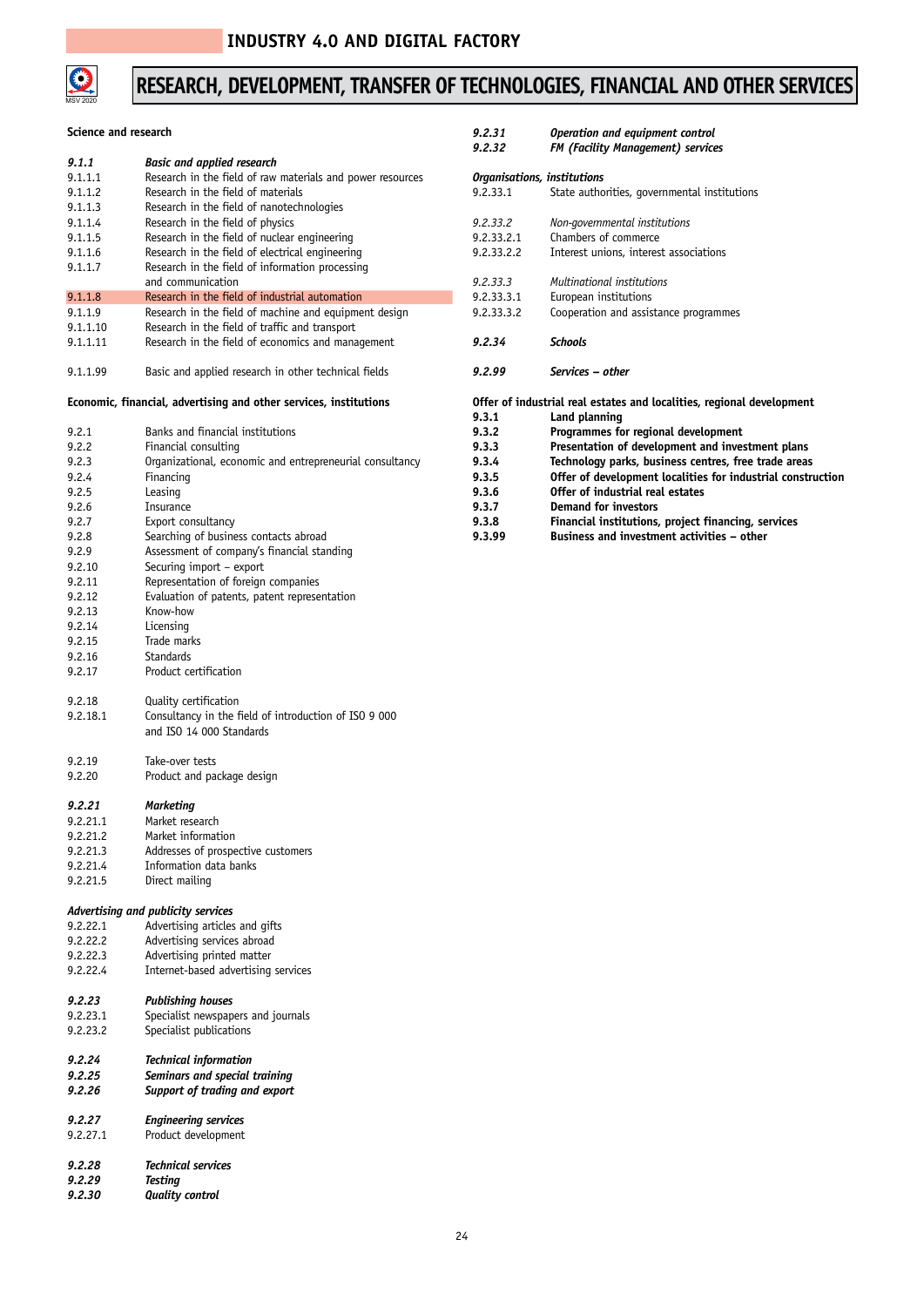# RESEARCH, DEVELOPMENT, TRANSFER OF TECHNOLOGIES, FINANCIAL AND OTHER SERVICES

## Science and research

| | |
|---|---|
| ***9.1.1*** | ***Basic and applied research*** |
| 9.1.1.1 | Research in the field of raw materials and power resources |
| 9.1.1.2 | Research in the field of materials |
| 9.1.1.3 | Research in the field of nanotechnologies |
| 9.1.1.4 | Research in the field of physics |
| 9.1.1.5 | Research in the field of nuclear engineering |
| 9.1.1.6 | Research in the field of electrical engineering |
| 9.1.1.7 | Research in the field of information processing and communication |
| 9.1.1.8 | Research in the field of industrial automation |
| 9.1.1.9 | Research in the field of machine and equipment design |
| 9.1.1.10 | Research in the field of traffic and transport |
| 9.1.1.11 | Research in the field of economics and management |
| 9.1.1.99 | Basic and applied research in other technical fields |

## Economic, financial, advertising and other services, institutions

| | |
|---|---|
| 9.2.1 | Banks and financial institutions |
| 9.2.2 | Financial consulting |
| 9.2.3 | Organizational, economic and entrepreneurial consultancy |
| 9.2.4 | Financing |
| 9.2.5 | Leasing |
| 9.2.6 | Insurance |
| 9.2.7 | Export consultancy |
| 9.2.8 | Searching of business contacts abroad |
| 9.2.9 | Assessment of company's financial standing |
| 9.2.10 | Securing import – export |
| 9.2.11 | Representation of foreign companies |
| 9.2.12 | Evaluation of patents, patent representation |
| 9.2.13 | Know-how |
| 9.2.14 | Licensing |
| 9.2.15 | Trade marks |
| 9.2.16 | Standards |
| 9.2.17 | Product certification |
| 9.2.18 | Quality certification |
| 9.2.18.1 | Consultancy in the field of introduction of ISO 9 000 and ISO 14 000 Standards |
| 9.2.19 | Take-over tests |
| 9.2.20 | Product and package design |
| ***9.2.21*** | ***Marketing*** |
| 9.2.21.1 | Market research |
| 9.2.21.2 | Market information |
| 9.2.21.3 | Addresses of prospective customers |
| 9.2.21.4 | Information data banks |
| 9.2.21.5 | Direct mailing |
| ***Advertising and publicity services*** | |
| 9.2.22.1 | Advertising articles and gifts |
| 9.2.22.2 | Advertising services abroad |
| 9.2.22.3 | Advertising printed matter |
| 9.2.22.4 | Internet-based advertising services |
| ***9.2.23*** | ***Publishing houses*** |
| 9.2.23.1 | Specialist newspapers and journals |
| 9.2.23.2 | Specialist publications |
| ***9.2.24*** | ***Technical information*** |
| ***9.2.25*** | ***Seminars and special training*** |
| ***9.2.26*** | ***Support of trading and export*** |
| ***9.2.27*** | ***Engineering services*** |
| 9.2.27.1 | Product development |
| ***9.2.28*** | ***Technical services*** |
| ***9.2.29*** | ***Testing*** |
| ***9.2.30*** | ***Quality control*** |
| ***9.2.31*** | ***Operation and equipment control*** |
| ***9.2.32*** | ***FM (Facility Management) services*** |
| ***Organisations, institutions*** | |
| 9.2.33.1 | State authorities, governmental institutions |
| *9.2.33.2* | *Non-governmental institutions* |
| 9.2.33.2.1 | Chambers of commerce |
| 9.2.33.2.2 | Interest unions, interest associations |
| *9.2.33.3* | *Multinational institutions* |
| 9.2.33.3.1 | European institutions |
| 9.2.33.3.2 | Cooperation and assistance programmes |
| ***9.2.34*** | ***Schools*** |
| ***9.2.99*** | ***Services – other*** |

## Offer of industrial real estates and localities, regional development

| | |
|---|---|
| **9.3.1** | **Land planning** |
| **9.3.2** | **Programmes for regional development** |
| **9.3.3** | **Presentation of development and investment plans** |
| **9.3.4** | **Technology parks, business centres, free trade areas** |
| **9.3.5** | **Offer of development localities for industrial construction** |
| **9.3.6** | **Offer of industrial real estates** |
| **9.3.7** | **Demand for investors** |
| **9.3.8** | **Financial institutions, project financing, services** |
| **9.3.99** | **Business and investment activities – other** |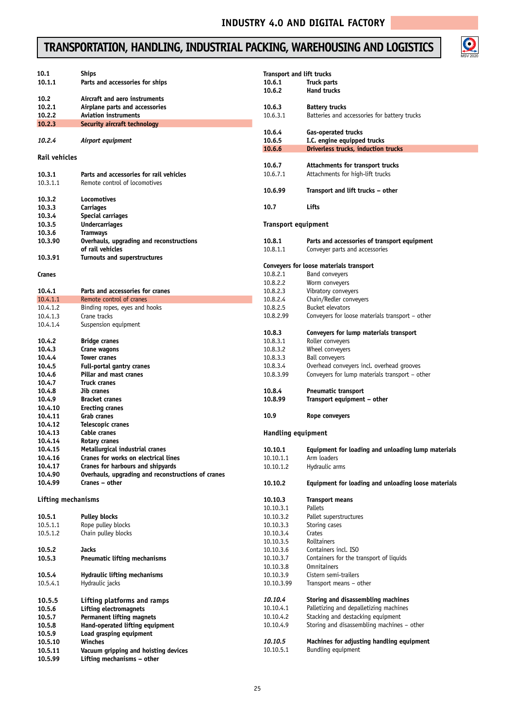# TRANSPORTATION, HANDLING, INDUSTRIAL PACKING, WAREHOUSING AND LOGISTICS

**10.1** **Ships**
**10.1.1** **Parts and accessories for ships**

**10.2** **Aircraft and aero instruments**
**10.2.1** **Airplane parts and accessories**
**10.2.2** **Aviation instruments**
**10.2.3** **Security aircraft technology**

*10.2.4* *Airport equipment*

## Rail vehicles

**10.3.1** **Parts and accessories for rail vehicles**
10.3.1.1 Remote control of locomotives

**10.3.2** **Locomotives**
**10.3.3** **Carriages**
**10.3.4** **Special carriages**
**10.3.5** **Undercarriages**
**10.3.6** **Tramways**
**10.3.90** **Overhauls, upgrading and reconstructions of rail vehicles**
**10.3.91** **Turnouts and superstructures**

## Cranes

**10.4.1** **Parts and accessories for cranes**
10.4.1.1 Remote control of cranes
10.4.1.2 Binding ropes, eyes and hooks
10.4.1.3 Crane tracks
10.4.1.4 Suspension equipment

**10.4.2** **Bridge cranes**
**10.4.3** **Crane wagons**
**10.4.4** **Tower cranes**
**10.4.5** **Full-portal gantry cranes**
**10.4.6** **Pillar and mast cranes**
**10.4.7** **Truck cranes**
**10.4.8** **Jib cranes**
**10.4.9** **Bracket cranes**
**10.4.10** **Erecting cranes**
**10.4.11** **Grab cranes**
**10.4.12** **Telescopic cranes**
**10.4.13** **Cable cranes**
**10.4.14** **Rotary cranes**
**10.4.15** **Metallurgical industrial cranes**
**10.4.16** **Cranes for works on electrical lines**
**10.4.17** **Cranes for harbours and shipyards**
**10.4.90** **Overhauls, upgrading and reconstructions of cranes**
**10.4.99** **Cranes – other**

## Lifting mechanisms

**10.5.1** **Pulley blocks**
10.5.1.1 Rope pulley blocks
10.5.1.2 Chain pulley blocks

**10.5.2** **Jacks**
**10.5.3** **Pneumatic lifting mechanisms**

**10.5.4** **Hydraulic lifting mechanisms**
10.5.4.1 Hydraulic jacks

**10.5.5** **Lifting platforms and ramps**
**10.5.6** **Lifting electromagnets**
**10.5.7** **Permanent lifting magnets**
**10.5.8** **Hand-operated lifting equipment**
**10.5.9** **Load grasping equipment**
**10.5.10** **Winches**
**10.5.11** **Vacuum gripping and hoisting devices**
**10.5.99** **Lifting mechanisms – other**

## Transport and lift trucks

**10.6.1** **Truck parts**
**10.6.2** **Hand trucks**

**10.6.3** **Battery trucks**
10.6.3.1 Batteries and accessories for battery trucks

**10.6.4** **Gas-operated trucks**
**10.6.5** **I.C. engine equipped trucks**
**10.6.6** **Driverless trucks, induction trucks**

**10.6.7** **Attachments for transport trucks**
10.6.7.1 Attachments for high-lift trucks

**10.6.99** **Transport and lift trucks – other**

**10.7** **Lifts**

## Transport equipment

**10.8.1** **Parts and accessories of transport equipment**
10.8.1.1 Conveyer parts and accessories

**Conveyers for loose materials transport**
10.8.2.1 Band conveyers
10.8.2.2 Worm conveyers
10.8.2.3 Vibratory conveyers
10.8.2.4 Chain/Redler conveyers
10.8.2.5 Bucket elevators
10.8.2.99 Conveyers for loose materials transport – other

**10.8.3** **Conveyers for lump materials transport**
10.8.3.1 Roller conveyers
10.8.3.2 Wheel conveyers
10.8.3.3 Ball conveyers
10.8.3.4 Overhead conveyers incl. overhead grooves
10.8.3.99 Conveyers for lump materials transport – other

**10.8.4** **Pneumatic transport**
**10.8.99** **Transport equipment – other**

**10.9** **Rope conveyers**

## Handling equipment

**10.10.1** **Equipment for loading and unloading lump materials**
10.10.1.1 Arm loaders
10.10.1.2 Hydraulic arms

**10.10.2** **Equipment for loading and unloading loose materials**

**10.10.3** **Transport means**
10.10.3.1 Pallets
10.10.3.2 Pallet superstructures
10.10.3.3 Storing cases
10.10.3.4 Crates
10.10.3.5 Rolltainers
10.10.3.6 Containers incl. ISO
10.10.3.7 Containers for the transport of liquids
10.10.3.8 Omnitainers
10.10.3.9 Cistern semi-trailers
10.10.3.99 Transport means – other

*10.10.4* **Storing and disassembling machines**
10.10.4.1 Palletizing and depalletizing machines
10.10.4.2 Stacking and destacking equipment
10.10.4.9 Storing and disassembling machines – other

*10.10.5* **Machines for adjusting handling equipment**
10.10.5.1 Bundling equipment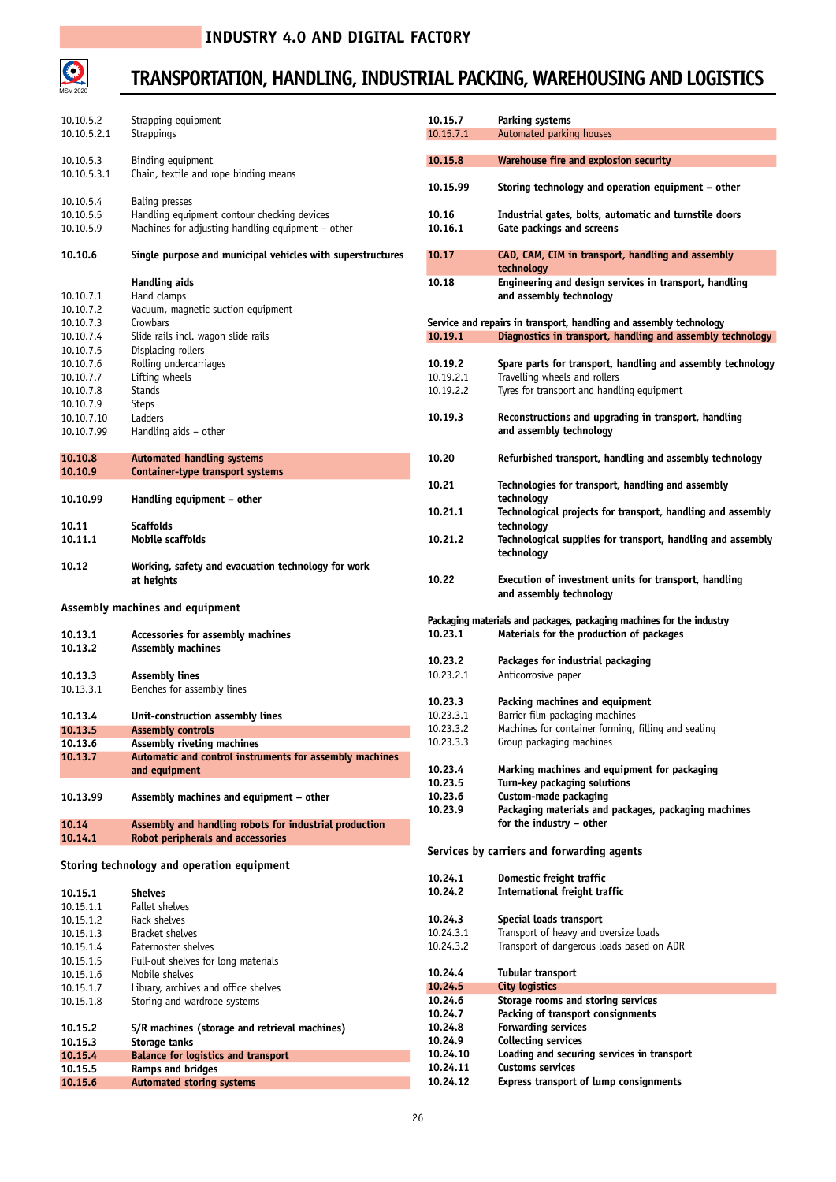# INDUSTRY 4.0 AND DIGITAL FACTORY

## TRANSPORTATION, HANDLING, INDUSTRIAL PACKING, WAREHOUSING AND LOGISTICS

10.10.5.2 Strapping equipment
10.10.5.2.1 Strappings

10.10.5.3 Binding equipment
10.10.5.3.1 Chain, textile and rope binding means

10.10.5.4 Baling presses
10.10.5.5 Handling equipment contour checking devices
10.10.5.9 Machines for adjusting handling equipment – other

**10.10.6 Single purpose and municipal vehicles with superstructures**

**Handling aids**
10.10.7.1 Hand clamps
10.10.7.2 Vacuum, magnetic suction equipment
10.10.7.3 Crowbars
10.10.7.4 Slide rails incl. wagon slide rails
10.10.7.5 Displacing rollers
10.10.7.6 Rolling undercarriages
10.10.7.7 Lifting wheels
10.10.7.8 Stands
10.10.7.9 Steps
10.10.7.10 Ladders
10.10.7.99 Handling aids – other

**10.10.8 Automated handling systems**
**10.10.9 Container-type transport systems**

**10.10.99 Handling equipment – other**

**10.11 Scaffolds**
**10.11.1 Mobile scaffolds**

**10.12 Working, safety and evacuation technology for work at heights**

### Assembly machines and equipment

**10.13.1 Accessories for assembly machines**
**10.13.2 Assembly machines**

**10.13.3 Assembly lines**
10.13.3.1 Benches for assembly lines

**10.13.4 Unit-construction assembly lines**
**10.13.5 Assembly controls**
**10.13.6 Assembly riveting machines**
**10.13.7 Automatic and control instruments for assembly machines and equipment**

**10.13.99 Assembly machines and equipment – other**

**10.14 Assembly and handling robots for industrial production**
**10.14.1 Robot peripherals and accessories**

### Storing technology and operation equipment

**10.15.1 Shelves**
10.15.1.1 Pallet shelves
10.15.1.2 Rack shelves
10.15.1.3 Bracket shelves
10.15.1.4 Paternoster shelves
10.15.1.5 Pull-out shelves for long materials
10.15.1.6 Mobile shelves
10.15.1.7 Library, archives and office shelves
10.15.1.8 Storing and wardrobe systems

**10.15.2 S/R machines (storage and retrieval machines)**
**10.15.3 Storage tanks**
**10.15.4 Balance for logistics and transport**
**10.15.5 Ramps and bridges**
**10.15.6 Automated storing systems**

**10.15.7 Parking systems**
10.15.7.1 Automated parking houses

**10.15.8 Warehouse fire and explosion security**

**10.15.99 Storing technology and operation equipment – other**

**10.16 Industrial gates, bolts, automatic and turnstile doors**
**10.16.1 Gate packings and screens**

**10.17 CAD, CAM, CIM in transport, handling and assembly technology**

**10.18 Engineering and design services in transport, handling and assembly technology**

### Service and repairs in transport, handling and assembly technology

**10.19.1 Diagnostics in transport, handling and assembly technology**

**10.19.2 Spare parts for transport, handling and assembly technology**
10.19.2.1 Travelling wheels and rollers
10.19.2.2 Tyres for transport and handling equipment

**10.19.3 Reconstructions and upgrading in transport, handling and assembly technology**

**10.20 Refurbished transport, handling and assembly technology**

**10.21 Technologies for transport, handling and assembly technology**
**10.21.1 Technological projects for transport, handling and assembly technology**
**10.21.2 Technological supplies for transport, handling and assembly technology**

**10.22 Execution of investment units for transport, handling and assembly technology**

### Packaging materials and packages, packaging machines for the industry

**10.23.1 Materials for the production of packages**

**10.23.2 Packages for industrial packaging**
10.23.2.1 Anticorrosive paper

**10.23.3 Packing machines and equipment**
10.23.3.1 Barrier film packaging machines
10.23.3.2 Machines for container forming, filling and sealing
10.23.3.3 Group packaging machines

**10.23.4 Marking machines and equipment for packaging**
**10.23.5 Turn-key packaging solutions**
**10.23.6 Custom-made packaging**
**10.23.9 Packaging materials and packages, packaging machines for the industry – other**

### Services by carriers and forwarding agents

**10.24.1 Domestic freight traffic**
**10.24.2 International freight traffic**

**10.24.3 Special loads transport**
10.24.3.1 Transport of heavy and oversize loads
10.24.3.2 Transport of dangerous loads based on ADR

**10.24.4 Tubular transport**
**10.24.5 City logistics**
**10.24.6 Storage rooms and storing services**
**10.24.7 Packing of transport consignments**
**10.24.8 Forwarding services**
**10.24.9 Collecting services**
**10.24.10 Loading and securing services in transport**
**10.24.11 Customs services**
**10.24.12 Express transport of lump consignments**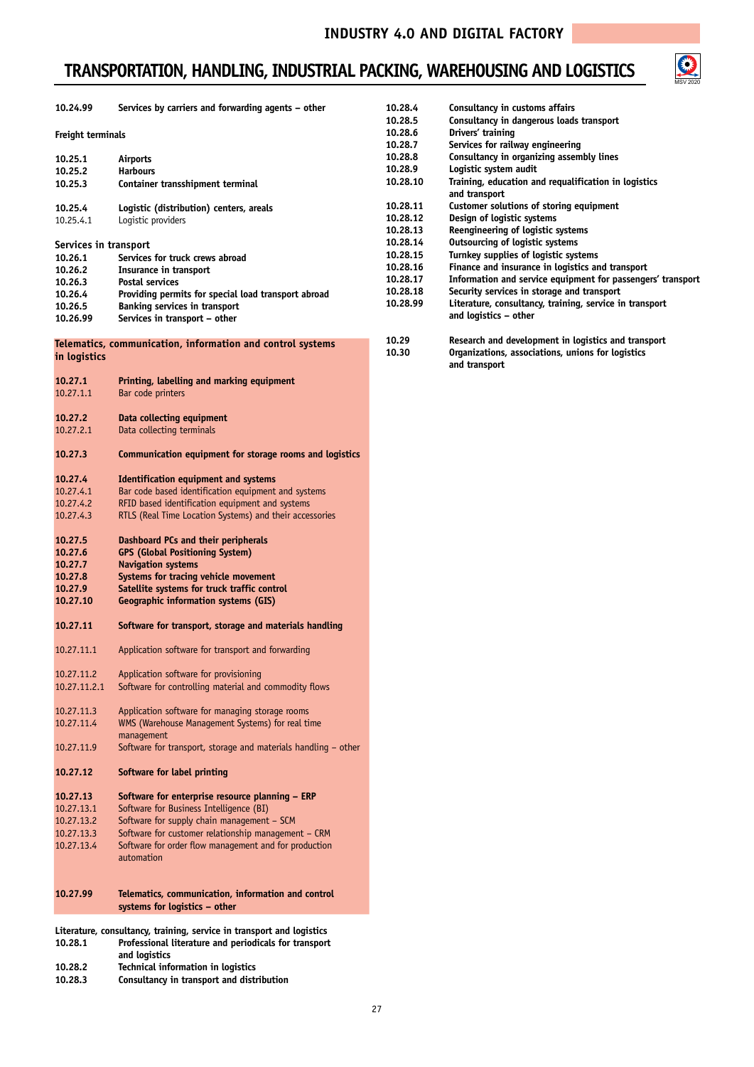# TRANSPORTATION, HANDLING, INDUSTRIAL PACKING, WAREHOUSING AND LOGISTICS

**10.24.99** **Services by carriers and forwarding agents – other**

**Freight terminals**

**10.25.1** **Airports**
**10.25.2** **Harbours**
**10.25.3** **Container transshipment terminal**

**10.25.4** **Logistic (distribution) centers, areals**
10.25.4.1 Logistic providers

**Services in transport**
**10.26.1** **Services for truck crews abroad**
**10.26.2** **Insurance in transport**
**10.26.3** **Postal services**
**10.26.4** **Providing permits for special load transport abroad**
**10.26.5** **Banking services in transport**
**10.26.99** **Services in transport – other**

**Telematics, communication, information and control systems in logistics**

**10.27.1** **Printing, labelling and marking equipment**
10.27.1.1 Bar code printers

**10.27.2** **Data collecting equipment**
10.27.2.1 Data collecting terminals

**10.27.3** **Communication equipment for storage rooms and logistics**

**10.27.4** **Identification equipment and systems**
10.27.4.1 Bar code based identification equipment and systems
10.27.4.2 RFID based identification equipment and systems
10.27.4.3 RTLS (Real Time Location Systems) and their accessories

**10.27.5** **Dashboard PCs and their peripherals**
**10.27.6** **GPS (Global Positioning System)**
**10.27.7** **Navigation systems**
**10.27.8** **Systems for tracing vehicle movement**
**10.27.9** **Satellite systems for truck traffic control**
**10.27.10** **Geographic information systems (GIS)**

**10.27.11** **Software for transport, storage and materials handling**

10.27.11.1 Application software for transport and forwarding

10.27.11.2 Application software for provisioning
10.27.11.2.1 Software for controlling material and commodity flows

10.27.11.3 Application software for managing storage rooms
10.27.11.4 WMS (Warehouse Management Systems) for real time management
10.27.11.9 Software for transport, storage and materials handling – other

**10.27.12** **Software for label printing**

**10.27.13** **Software for enterprise resource planning – ERP**
10.27.13.1 Software for Business Intelligence (BI)
10.27.13.2 Software for supply chain management – SCM
10.27.13.3 Software for customer relationship management – CRM
10.27.13.4 Software for order flow management and for production automation

**10.27.99** **Telematics, communication, information and control systems for logistics – other**

**Literature, consultancy, training, service in transport and logistics**
**10.28.1** **Professional literature and periodicals for transport and logistics**
**10.28.2** **Technical information in logistics**
**10.28.3** **Consultancy in transport and distribution**
**10.28.4** **Consultancy in customs affairs**
**10.28.5** **Consultancy in dangerous loads transport**
**10.28.6** **Drivers' training**
**10.28.7** **Services for railway engineering**
**10.28.8** **Consultancy in organizing assembly lines**
**10.28.9** **Logistic system audit**
**10.28.10** **Training, education and requalification in logistics and transport**
**10.28.11** **Customer solutions of storing equipment**
**10.28.12** **Design of logistic systems**
**10.28.13** **Reengineering of logistic systems**
**10.28.14** **Outsourcing of logistic systems**
**10.28.15** **Turnkey supplies of logistic systems**
**10.28.16** **Finance and insurance in logistics and transport**
**10.28.17** **Information and service equipment for passengers' transport**
**10.28.18** **Security services in storage and transport**
**10.28.99** **Literature, consultancy, training, service in transport and logistics – other**

**10.29** **Research and development in logistics and transport**
**10.30** **Organizations, associations, unions for logistics and transport**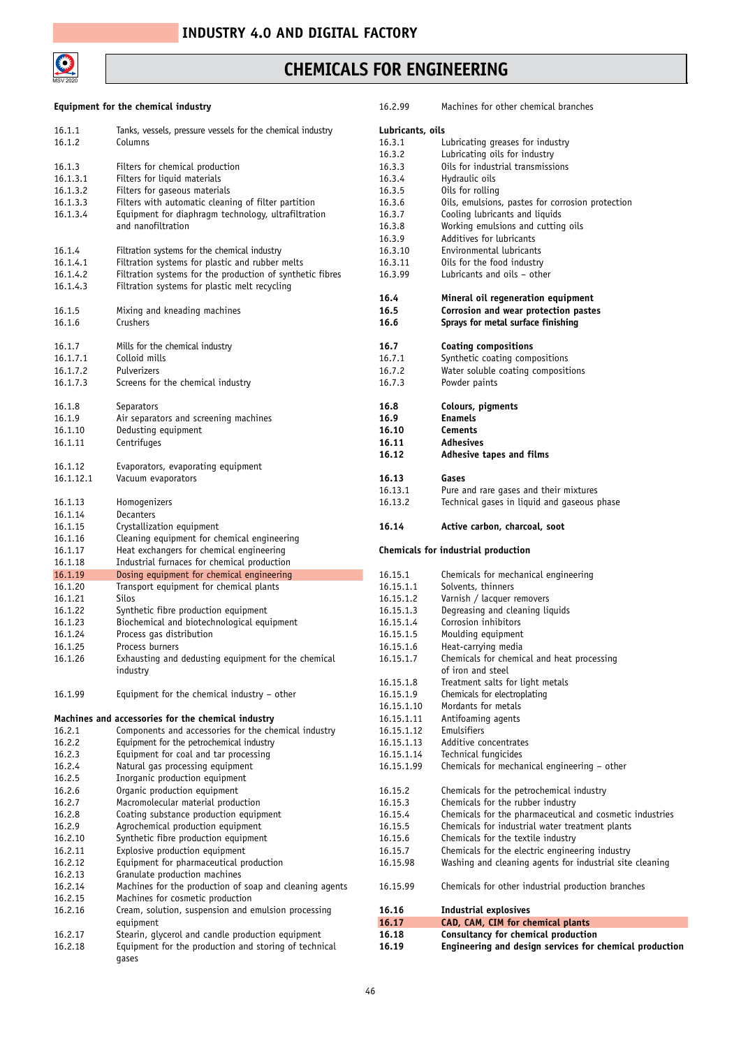# CHEMICALS FOR ENGINEERING

## Equipment for the chemical industry

16.1.1 Tanks, vessels, pressure vessels for the chemical industry
16.1.2 Columns

16.1.3 Filters for chemical production
16.1.3.1 Filters for liquid materials
16.1.3.2 Filters for gaseous materials
16.1.3.3 Filters with automatic cleaning of filter partition
16.1.3.4 Equipment for diaphragm technology, ultrafiltration and nanofiltration

16.1.4 Filtration systems for the chemical industry
16.1.4.1 Filtration systems for plastic and rubber melts
16.1.4.2 Filtration systems for the production of synthetic fibres
16.1.4.3 Filtration systems for plastic melt recycling

16.1.5 Mixing and kneading machines
16.1.6 Crushers

16.1.7 Mills for the chemical industry
16.1.7.1 Colloid mills
16.1.7.2 Pulverizers
16.1.7.3 Screens for the chemical industry

16.1.8 Separators
16.1.9 Air separators and screening machines
16.1.10 Dedusting equipment
16.1.11 Centrifuges

16.1.12 Evaporators, evaporating equipment
16.1.12.1 Vacuum evaporators

16.1.13 Homogenizers
16.1.14 Decanters
16.1.15 Crystallization equipment
16.1.16 Cleaning equipment for chemical engineering
16.1.17 Heat exchangers for chemical engineering
16.1.18 Industrial furnaces for chemical production
16.1.19 Dosing equipment for chemical engineering
16.1.20 Transport equipment for chemical plants
16.1.21 Silos
16.1.22 Synthetic fibre production equipment
16.1.23 Biochemical and biotechnological equipment
16.1.24 Process gas distribution
16.1.25 Process burners
16.1.26 Exhausting and dedusting equipment for the chemical industry

16.1.99 Equipment for the chemical industry – other

## Machines and accessories for the chemical industry

16.2.1 Components and accessories for the chemical industry
16.2.2 Equipment for the petrochemical industry
16.2.3 Equipment for coal and tar processing
16.2.4 Natural gas processing equipment
16.2.5 Inorganic production equipment
16.2.6 Organic production equipment
16.2.7 Macromolecular material production
16.2.8 Coating substance production equipment
16.2.9 Agrochemical production equipment
16.2.10 Synthetic fibre production equipment
16.2.11 Explosive production equipment
16.2.12 Equipment for pharmaceutical production
16.2.13 Granulate production machines
16.2.14 Machines for the production of soap and cleaning agents
16.2.15 Machines for cosmetic production
16.2.16 Cream, solution, suspension and emulsion processing equipment
16.2.17 Stearin, glycerol and candle production equipment
16.2.18 Equipment for the production and storing of technical gases
16.2.99 Machines for other chemical branches

## Lubricants, oils

16.3.1 Lubricating greases for industry
16.3.2 Lubricating oils for industry
16.3.3 Oils for industrial transmissions
16.3.4 Hydraulic oils
16.3.5 Oils for rolling
16.3.6 Oils, emulsions, pastes for corrosion protection
16.3.7 Cooling lubricants and liquids
16.3.8 Working emulsions and cutting oils
16.3.9 Additives for lubricants
16.3.10 Environmental lubricants
16.3.11 Oils for the food industry
16.3.99 Lubricants and oils – other

**16.4 Mineral oil regeneration equipment**
**16.5 Corrosion and wear protection pastes**
**16.6 Sprays for metal surface finishing**

**16.7 Coating compositions**
16.7.1 Synthetic coating compositions
16.7.2 Water soluble coating compositions
16.7.3 Powder paints

**16.8 Colours, pigments**
**16.9 Enamels**
**16.10 Cements**
**16.11 Adhesives**
**16.12 Adhesive tapes and films**

**16.13 Gases**
16.13.1 Pure and rare gases and their mixtures
16.13.2 Technical gases in liquid and gaseous phase

**16.14 Active carbon, charcoal, soot**

## Chemicals for industrial production

16.15.1 Chemicals for mechanical engineering
16.15.1.1 Solvents, thinners
16.15.1.2 Varnish / lacquer removers
16.15.1.3 Degreasing and cleaning liquids
16.15.1.4 Corrosion inhibitors
16.15.1.5 Moulding equipment
16.15.1.6 Heat-carrying media
16.15.1.7 Chemicals for chemical and heat processing of iron and steel
16.15.1.8 Treatment salts for light metals
16.15.1.9 Chemicals for electroplating
16.15.1.10 Mordants for metals
16.15.1.11 Antifoaming agents
16.15.1.12 Emulsifiers
16.15.1.13 Additive concentrates
16.15.1.14 Technical fungicides
16.15.1.99 Chemicals for mechanical engineering – other

16.15.2 Chemicals for the petrochemical industry
16.15.3 Chemicals for the rubber industry
16.15.4 Chemicals for the pharmaceutical and cosmetic industries
16.15.5 Chemicals for industrial water treatment plants
16.15.6 Chemicals for the textile industry
16.15.7 Chemicals for the electric engineering industry
16.15.98 Washing and cleaning agents for industrial site cleaning

16.15.99 Chemicals for other industrial production branches

**16.16 Industrial explosives**
**16.17 CAD, CAM, CIM for chemical plants**
**16.18 Consultancy for chemical production**
**16.19 Engineering and design services for chemical production**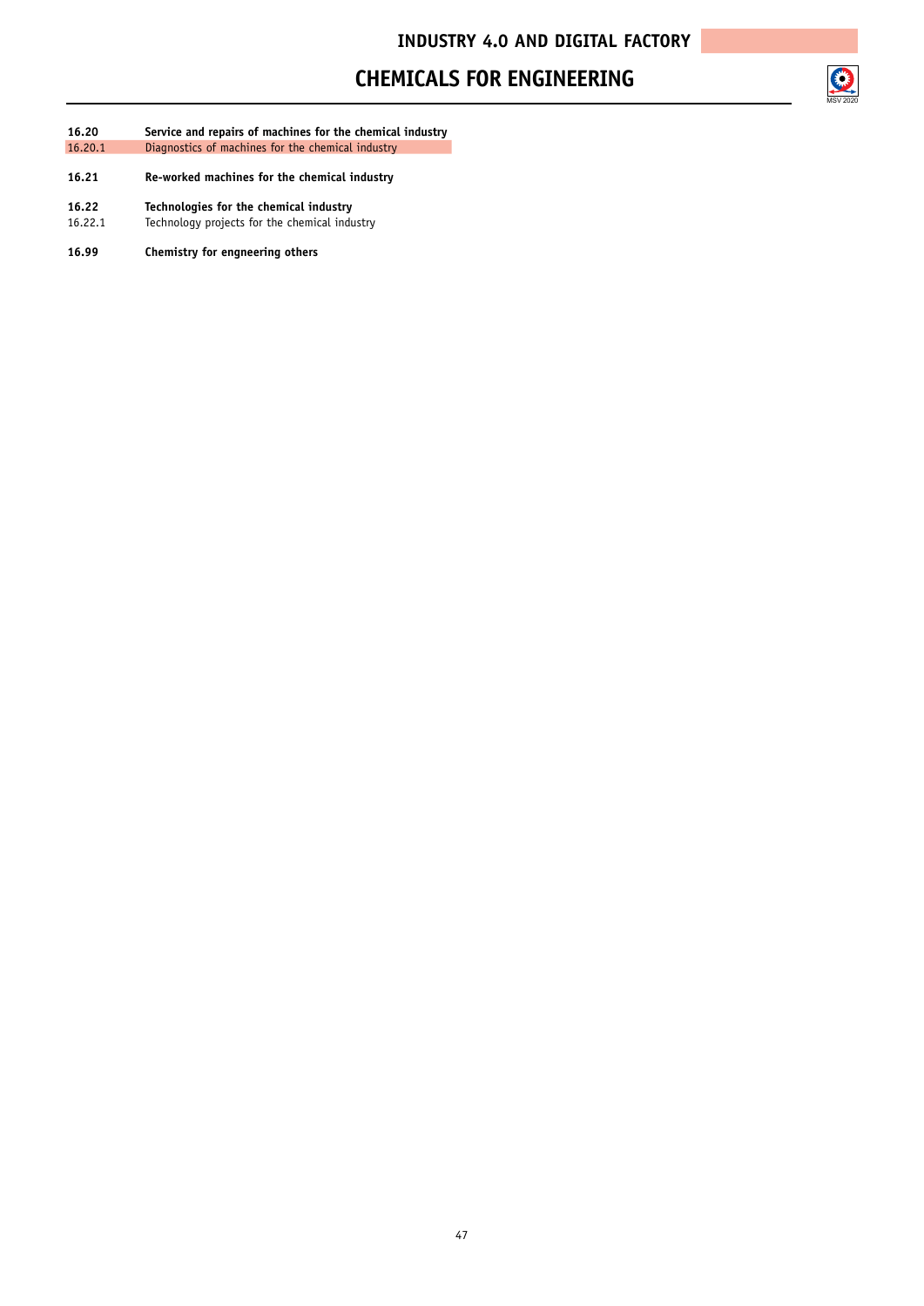# INDUSTRY 4.0 AND DIGITAL FACTORY

## CHEMICALS FOR ENGINEERING

**16.20** **Service and repairs of machines for the chemical industry**
16.20.1 Diagnostics of machines for the chemical industry

**16.21** **Re-worked machines for the chemical industry**

**16.22** **Technologies for the chemical industry**
16.22.1 Technology projects for the chemical industry

**16.99** **Chemistry for engneering others**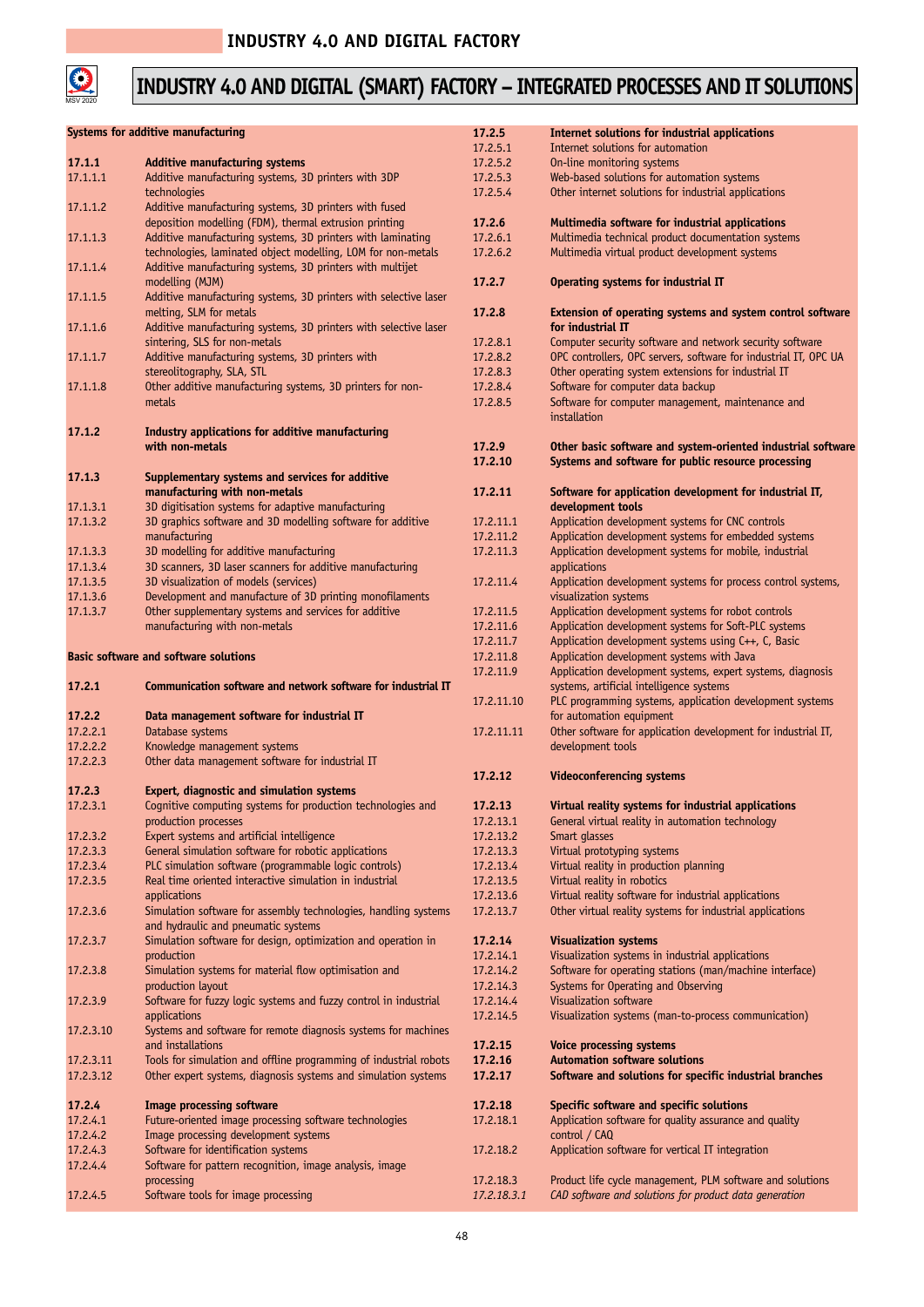# INDUSTRY 4.0 AND DIGITAL (SMART) FACTORY – INTEGRATED PROCESSES AND IT SOLUTIONS

**Systems for additive manufacturing**

| | |
|---|---|
| **17.1.1** | **Additive manufacturing systems** |
| 17.1.1.1 | Additive manufacturing systems, 3D printers with 3DP technologies |
| 17.1.1.2 | Additive manufacturing systems, 3D printers with fused deposition modelling (FDM), thermal extrusion printing |
| 17.1.1.3 | Additive manufacturing systems, 3D printers with laminating technologies, laminated object modelling, LOM for non-metals |
| 17.1.1.4 | Additive manufacturing systems, 3D printers with multijet modelling (MJM) |
| 17.1.1.5 | Additive manufacturing systems, 3D printers with selective laser melting, SLM for metals |
| 17.1.1.6 | Additive manufacturing systems, 3D printers with selective laser sintering, SLS for non-metals |
| 17.1.1.7 | Additive manufacturing systems, 3D printers with stereolitography, SLA, STL |
| 17.1.1.8 | Other additive manufacturing systems, 3D printers for non-metals |
| **17.1.2** | **Industry applications for additive manufacturing with non-metals** |
| **17.1.3** | **Supplementary systems and services for additive manufacturing with non-metals** |
| 17.1.3.1 | 3D digitisation systems for adaptive manufacturing |
| 17.1.3.2 | 3D graphics software and 3D modelling software for additive manufacturing |
| 17.1.3.3 | 3D modelling for additive manufacturing |
| 17.1.3.4 | 3D scanners, 3D laser scanners for additive manufacturing |
| 17.1.3.5 | 3D visualization of models (services) |
| 17.1.3.6 | Development and manufacture of 3D printing monofilaments |
| 17.1.3.7 | Other supplementary systems and services for additive manufacturing with non-metals |

**Basic software and software solutions**

| | |
|---|---|
| **17.2.1** | **Communication software and network software for industrial IT** |
| **17.2.2** | **Data management software for industrial IT** |
| 17.2.2.1 | Database systems |
| 17.2.2.2 | Knowledge management systems |
| 17.2.2.3 | Other data management software for industrial IT |
| **17.2.3** | **Expert, diagnostic and simulation systems** |
| 17.2.3.1 | Cognitive computing systems for production technologies and production processes |
| 17.2.3.2 | Expert systems and artificial intelligence |
| 17.2.3.3 | General simulation software for robotic applications |
| 17.2.3.4 | PLC simulation software (programmable logic controls) |
| 17.2.3.5 | Real time oriented interactive simulation in industrial applications |
| 17.2.3.6 | Simulation software for assembly technologies, handling systems and hydraulic and pneumatic systems |
| 17.2.3.7 | Simulation software for design, optimization and operation in production |
| 17.2.3.8 | Simulation systems for material flow optimisation and production layout |
| 17.2.3.9 | Software for fuzzy logic systems and fuzzy control in industrial applications |
| 17.2.3.10 | Systems and software for remote diagnosis systems for machines and installations |
| 17.2.3.11 | Tools for simulation and offline programming of industrial robots |
| 17.2.3.12 | Other expert systems, diagnosis systems and simulation systems |
| **17.2.4** | **Image processing software** |
| 17.2.4.1 | Future-oriented image processing software technologies |
| 17.2.4.2 | Image processing development systems |
| 17.2.4.3 | Software for identification systems |
| 17.2.4.4 | Software for pattern recognition, image analysis, image processing |
| 17.2.4.5 | Software tools for image processing |
| **17.2.5** | **Internet solutions for industrial applications** |
| 17.2.5.1 | Internet solutions for automation |
| 17.2.5.2 | On-line monitoring systems |
| 17.2.5.3 | Web-based solutions for automation systems |
| 17.2.5.4 | Other internet solutions for industrial applications |
| **17.2.6** | **Multimedia software for industrial applications** |
| 17.2.6.1 | Multimedia technical product documentation systems |
| 17.2.6.2 | Multimedia virtual product development systems |
| **17.2.7** | **Operating systems for industrial IT** |
| **17.2.8** | **Extension of operating systems and system control software for industrial IT** |
| 17.2.8.1 | Computer security software and network security software |
| 17.2.8.2 | OPC controllers, OPC servers, software for industrial IT, OPC UA |
| 17.2.8.3 | Other operating system extensions for industrial IT |
| 17.2.8.4 | Software for computer data backup |
| 17.2.8.5 | Software for computer management, maintenance and installation |
| **17.2.9** | **Other basic software and system-oriented industrial software** |
| **17.2.10** | **Systems and software for public resource processing** |
| **17.2.11** | **Software for application development for industrial IT, development tools** |
| 17.2.11.1 | Application development systems for CNC controls |
| 17.2.11.2 | Application development systems for embedded systems |
| 17.2.11.3 | Application development systems for mobile, industrial applications |
| 17.2.11.4 | Application development systems for process control systems, visualization systems |
| 17.2.11.5 | Application development systems for robot controls |
| 17.2.11.6 | Application development systems for Soft-PLC systems |
| 17.2.11.7 | Application development systems using C++, C, Basic |
| 17.2.11.8 | Application development systems with Java |
| 17.2.11.9 | Application development systems, expert systems, diagnosis systems, artificial intelligence systems |
| 17.2.11.10 | PLC programming systems, application development systems for automation equipment |
| 17.2.11.11 | Other software for application development for industrial IT, development tools |
| **17.2.12** | **Videoconferencing systems** |
| **17.2.13** | **Virtual reality systems for industrial applications** |
| 17.2.13.1 | General virtual reality in automation technology |
| 17.2.13.2 | Smart glasses |
| 17.2.13.3 | Virtual prototyping systems |
| 17.2.13.4 | Virtual reality in production planning |
| 17.2.13.5 | Virtual reality in robotics |
| 17.2.13.6 | Virtual reality software for industrial applications |
| 17.2.13.7 | Other virtual reality systems for industrial applications |
| **17.2.14** | **Visualization systems** |
| 17.2.14.1 | Visualization systems in industrial applications |
| 17.2.14.2 | Software for operating stations (man/machine interface) |
| 17.2.14.3 | Systems for Operating and Observing |
| 17.2.14.4 | Visualization software |
| 17.2.14.5 | Visualization systems (man-to-process communication) |
| **17.2.15** | **Voice processing systems** |
| **17.2.16** | **Automation software solutions** |
| **17.2.17** | **Software and solutions for specific industrial branches** |
| **17.2.18** | **Specific software and specific solutions** |
| 17.2.18.1 | Application software for quality assurance and quality control / CAQ |
| 17.2.18.2 | Application software for vertical IT integration |
| 17.2.18.3 | Product life cycle management, PLM software and solutions |
| *17.2.18.3.1* | *CAD software and solutions for product data generation* |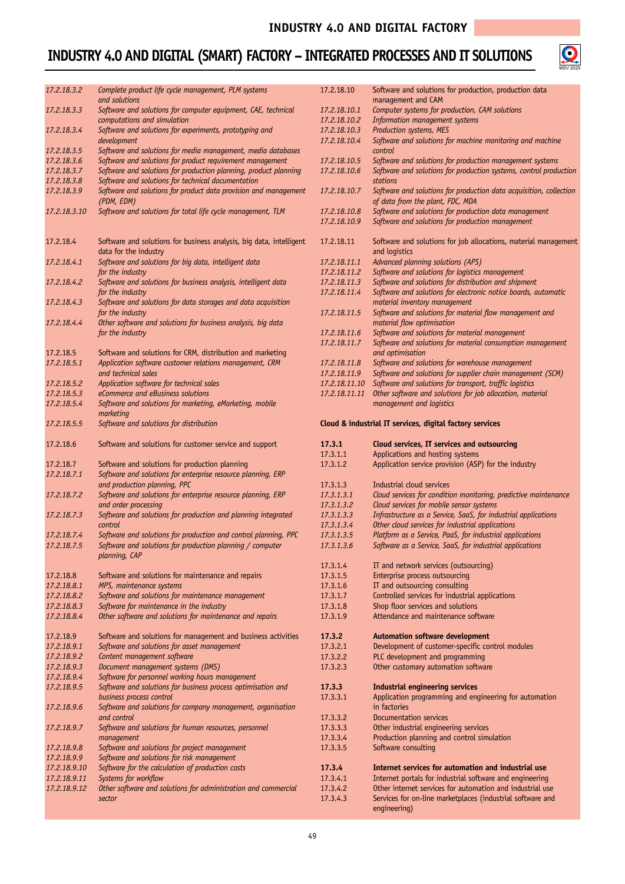# INDUSTRY 4.0 AND DIGITAL (SMART) FACTORY – INTEGRATED PROCESSES AND IT SOLUTIONS

| | |
|---|---|
| *17.2.18.3.2* | *Complete product life cycle management, PLM systems and solutions* |
| *17.2.18.3.3* | *Software and solutions for computer equipment, CAE, technical computations and simulation* |
| *17.2.18.3.4* | *Software and solutions for experiments, prototyping and development* |
| *17.2.18.3.5* | *Software and solutions for media management, media databases* |
| *17.2.18.3.6* | *Software and solutions for product requirement management* |
| *17.2.18.3.7* | *Software and solutions for production planning, product planning* |
| *17.2.18.3.8* | *Software and solutions for technical documentation* |
| *17.2.18.3.9* | *Software and solutions for product data provision and management (PDM, EDM)* |
| *17.2.18.3.10* | *Software and solutions for total life cycle management, TLM* |
| 17.2.18.4 | Software and solutions for business analysis, big data, intelligent data for the industry |
| *17.2.18.4.1* | *Software and solutions for big data, intelligent data for the industry* |
| *17.2.18.4.2* | *Software and solutions for business analysis, intelligent data for the industry* |
| *17.2.18.4.3* | *Software and solutions for data storages and data acquisition for the industry* |
| *17.2.18.4.4* | *Other software and solutions for business analysis, big data for the industry* |
| 17.2.18.5 | Software and solutions for CRM, distribution and marketing |
| *17.2.18.5.1* | *Application software customer relations management, CRM and technical sales* |
| *17.2.18.5.2* | *Application software for technical sales* |
| *17.2.18.5.3* | *eCommerce and eBusiness solutions* |
| *17.2.18.5.4* | *Software and solutions for marketing, eMarketing, mobile marketing* |
| *17.2.18.5.5* | *Software and solutions for distribution* |
| 17.2.18.6 | Software and solutions for customer service and support |
| 17.2.18.7 | Software and solutions for production planning |
| *17.2.18.7.1* | *Software and solutions for enterprise resource planning, ERP and production planning, PPC* |
| *17.2.18.7.2* | *Software and solutions for enterprise resource planning, ERP and order processing* |
| *17.2.18.7.3* | *Software and solutions for production and planning integrated control* |
| *17.2.18.7.4* | *Software and solutions for production and control planning, PPC* |
| *17.2.18.7.5* | *Software and solutions for production planning / computer planning, CAP* |
| 17.2.18.8 | Software and solutions for maintenance and repairs |
| *17.2.18.8.1* | *MPS, maintenance systems* |
| *17.2.18.8.2* | *Software and solutions for maintenance management* |
| *17.2.18.8.3* | *Software for maintenance in the industry* |
| *17.2.18.8.4* | *Other software and solutions for maintenance and repairs* |
| 17.2.18.9 | Software and solutions for management and business activities |
| *17.2.18.9.1* | *Software and solutions for asset management* |
| *17.2.18.9.2* | *Content management software* |
| *17.2.18.9.3* | *Document management systems (DMS)* |
| *17.2.18.9.4* | *Software for personnel working hours management* |
| *17.2.18.9.5* | *Software and solutions for business process optimisation and business process control* |
| *17.2.18.9.6* | *Software and solutions for company management, organisation and control* |
| *17.2.18.9.7* | *Software and solutions for human resources, personnel management* |
| *17.2.18.9.8* | *Software and solutions for project management* |
| *17.2.18.9.9* | *Software and solutions for risk management* |
| *17.2.18.9.10* | *Software for the calculation of production costs* |
| *17.2.18.9.11* | *Systems for workflow* |
| *17.2.18.9.12* | *Other software and solutions for administration and commercial sector* |
| 17.2.18.10 | Software and solutions for production, production data management and CAM |
| *17.2.18.10.1* | *Computer systems for production, CAM solutions* |
| *17.2.18.10.2* | *Information management systems* |
| *17.2.18.10.3* | *Production systems, MES* |
| *17.2.18.10.4* | *Software and solutions for machine monitoring and machine control* |
| *17.2.18.10.5* | *Software and solutions for production management systems* |
| *17.2.18.10.6* | *Software and solutions for production systems, control production stations* |
| *17.2.18.10.7* | *Software and solutions for production data acquisition, collection of data from the plant, FDC, MDA* |
| *17.2.18.10.8* | *Software and solutions for production data management* |
| *17.2.18.10.9* | *Software and solutions for production management* |
| 17.2.18.11 | Software and solutions for job allocations, material management and logistics |
| *17.2.18.11.1* | *Advanced planning solutions (APS)* |
| *17.2.18.11.2* | *Software and solutions for logistics management* |
| *17.2.18.11.3* | *Software and solutions for distribution and shipment* |
| *17.2.18.11.4* | *Software and solutions for electronic notice boards, automatic material inventory management* |
| *17.2.18.11.5* | *Software and solutions for material flow management and material flow optimisation* |
| *17.2.18.11.6* | *Software and solutions for material management* |
| *17.2.18.11.7* | *Software and solutions for material consumption management and optimisation* |
| *17.2.18.11.8* | *Software and solutions for warehouse management* |
| *17.2.18.11.9* | *Software and solutions for supplier chain management (SCM)* |
| *17.2.18.11.10* | *Software and solutions for transport, traffic logistics* |
| *17.2.18.11.11* | *Other software and solutions for job allocation, material management and logistics* |

## Cloud & industrial IT services, digital factory services

| | |
|---|---|
| **17.3.1** | **Cloud services, IT services and outsourcing** |
| 17.3.1.1 | Applications and hosting systems |
| 17.3.1.2 | Application service provision (ASP) for the industry |
| 17.3.1.3 | Industrial cloud services |
| *17.3.1.3.1* | *Cloud services for condition monitoring, predictive maintenance* |
| *17.3.1.3.2* | *Cloud services for mobile sensor systems* |
| *17.3.1.3.3* | *Infrastructure as a Service, SaaS, for industrial applications* |
| *17.3.1.3.4* | *Other cloud services for industrial applications* |
| *17.3.1.3.5* | *Platform as a Service, PaaS, for industrial applications* |
| *17.3.1.3.6* | *Software as a Service, SaaS, for industrial applications* |
| 17.3.1.4 | IT and network services (outsourcing) |
| 17.3.1.5 | Enterprise process outsourcing |
| 17.3.1.6 | IT and outsourcing consulting |
| 17.3.1.7 | Controlled services for industrial applications |
| 17.3.1.8 | Shop floor services and solutions |
| 17.3.1.9 | Attendance and maintenance software |
| **17.3.2** | **Automation software development** |
| 17.3.2.1 | Development of customer-specific control modules |
| 17.3.2.2 | PLC development and programming |
| 17.3.2.3 | Other customary automation software |
| **17.3.3** | **Industrial engineering services** |
| 17.3.3.1 | Application programming and engineering for automation in factories |
| 17.3.3.2 | Documentation services |
| 17.3.3.3 | Other industrial engineering services |
| 17.3.3.4 | Production planning and control simulation |
| 17.3.3.5 | Software consulting |
| **17.3.4** | **Internet services for automation and industrial use** |
| 17.3.4.1 | Internet portals for industrial software and engineering |
| 17.3.4.2 | Other internet services for automation and industrial use |
| 17.3.4.3 | Services for on-line marketplaces (industrial software and engineering) |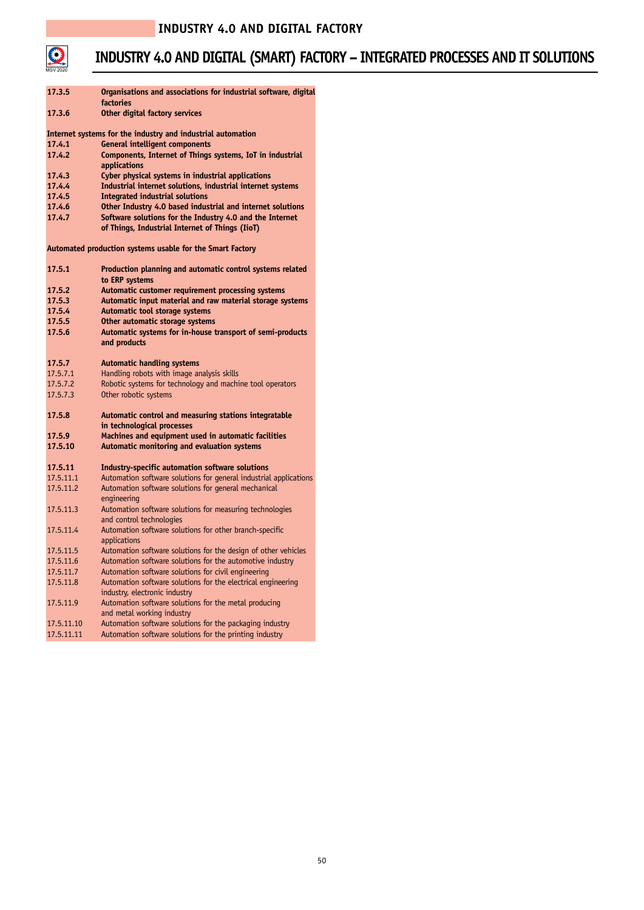# INDUSTRY 4.0 AND DIGITAL (SMART) FACTORY – INTEGRATED PROCESSES AND IT SOLUTIONS

**17.3.5** **Organisations and associations for industrial software, digital factories**
**17.3.6** **Other digital factory services**

**Internet systems for the industry and industrial automation**

**17.4.1** **General intelligent components**
**17.4.2** **Components, Internet of Things systems, IoT in industrial applications**
**17.4.3** **Cyber physical systems in industrial applications**
**17.4.4** **Industrial internet solutions, industrial internet systems**
**17.4.5** **Integrated industrial solutions**
**17.4.6** **Other Industry 4.0 based industrial and internet solutions**
**17.4.7** **Software solutions for the Industry 4.0 and the Internet of Things, Industrial Internet of Things (IioT)**

**Automated production systems usable for the Smart Factory**

**17.5.1** **Production planning and automatic control systems related to ERP systems**
**17.5.2** **Automatic customer requirement processing systems**
**17.5.3** **Automatic input material and raw material storage systems**
**17.5.4** **Automatic tool storage systems**
**17.5.5** **Other automatic storage systems**
**17.5.6** **Automatic systems for in-house transport of semi-products and products**

**17.5.7** **Automatic handling systems**
17.5.7.1 Handling robots with image analysis skills
17.5.7.2 Robotic systems for technology and machine tool operators
17.5.7.3 Other robotic systems

**17.5.8** **Automatic control and measuring stations integratable in technological processes**
**17.5.9** **Machines and equipment used in automatic facilities**
**17.5.10** **Automatic monitoring and evaluation systems**

**17.5.11** **Industry-specific automation software solutions**
17.5.11.1 Automation software solutions for general industrial applications
17.5.11.2 Automation software solutions for general mechanical engineering
17.5.11.3 Automation software solutions for measuring technologies and control technologies
17.5.11.4 Automation software solutions for other branch-specific applications
17.5.11.5 Automation software solutions for the design of other vehicles
17.5.11.6 Automation software solutions for the automotive industry
17.5.11.7 Automation software solutions for civil engineering
17.5.11.8 Automation software solutions for the electrical engineering industry, electronic industry
17.5.11.9 Automation software solutions for the metal producing and metal working industry
17.5.11.10 Automation software solutions for the packaging industry
17.5.11.11 Automation software solutions for the printing industry